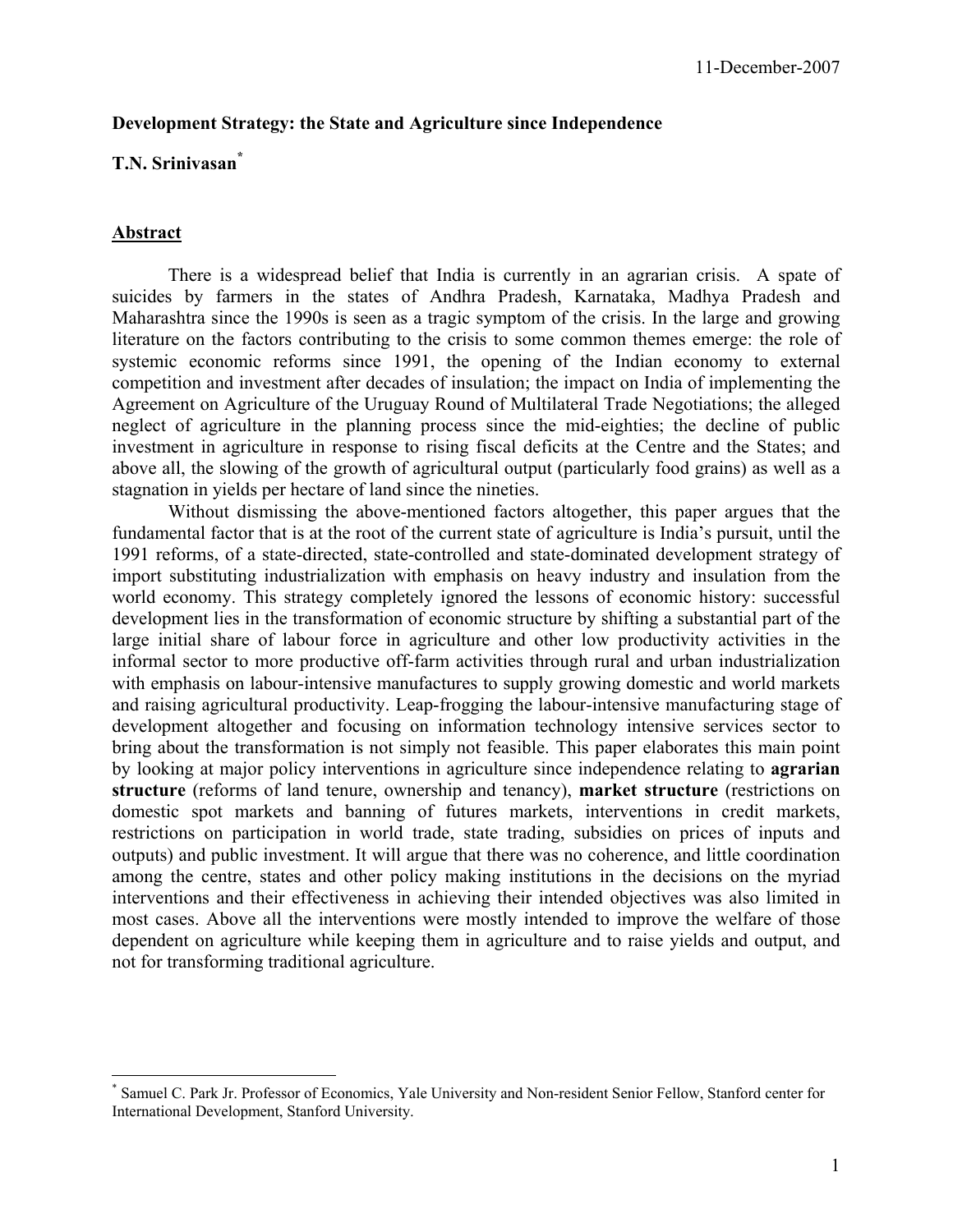11-December-2007

**Development Strategy: the State and Agriculture since Independence**

**T.N. Srinivasan**[*]

## Abstract

There is a widespread belief that India is currently in an agrarian crisis. A spate of suicides by farmers in the states of Andhra Pradesh, Karnataka, Madhya Pradesh and Maharashtra since the 1990s is seen as a tragic symptom of the crisis. In the large and growing literature on the factors contributing to the crisis to some common themes emerge: the role of systemic economic reforms since 1991, the opening of the Indian economy to external competition and investment after decades of insulation; the impact on India of implementing the Agreement on Agriculture of the Uruguay Round of Multilateral Trade Negotiations; the alleged neglect of agriculture in the planning process since the mid-eighties; the decline of public investment in agriculture in response to rising fiscal deficits at the Centre and the States; and above all, the slowing of the growth of agricultural output (particularly food grains) as well as a stagnation in yields per hectare of land since the nineties.

Without dismissing the above-mentioned factors altogether, this paper argues that the fundamental factor that is at the root of the current state of agriculture is India's pursuit, until the 1991 reforms, of a state-directed, state-controlled and state-dominated development strategy of import substituting industrialization with emphasis on heavy industry and insulation from the world economy. This strategy completely ignored the lessons of economic history: successful development lies in the transformation of economic structure by shifting a substantial part of the large initial share of labour force in agriculture and other low productivity activities in the informal sector to more productive off-farm activities through rural and urban industrialization with emphasis on labour-intensive manufactures to supply growing domestic and world markets and raising agricultural productivity. Leap-frogging the labour-intensive manufacturing stage of development altogether and focusing on information technology intensive services sector to bring about the transformation is not simply not feasible. This paper elaborates this main point by looking at major policy interventions in agriculture since independence relating to **agrarian structure** (reforms of land tenure, ownership and tenancy), **market structure** (restrictions on domestic spot markets and banning of futures markets, interventions in credit markets, restrictions on participation in world trade, state trading, subsidies on prices of inputs and outputs) and public investment. It will argue that there was no coherence, and little coordination among the centre, states and other policy making institutions in the decisions on the myriad interventions and their effectiveness in achieving their intended objectives was also limited in most cases. Above all the interventions were mostly intended to improve the welfare of those dependent on agriculture while keeping them in agriculture and to raise yields and output, and not for transforming traditional agriculture.

---

[*] Samuel C. Park Jr. Professor of Economics, Yale University and Non-resident Senior Fellow, Stanford center for International Development, Stanford University.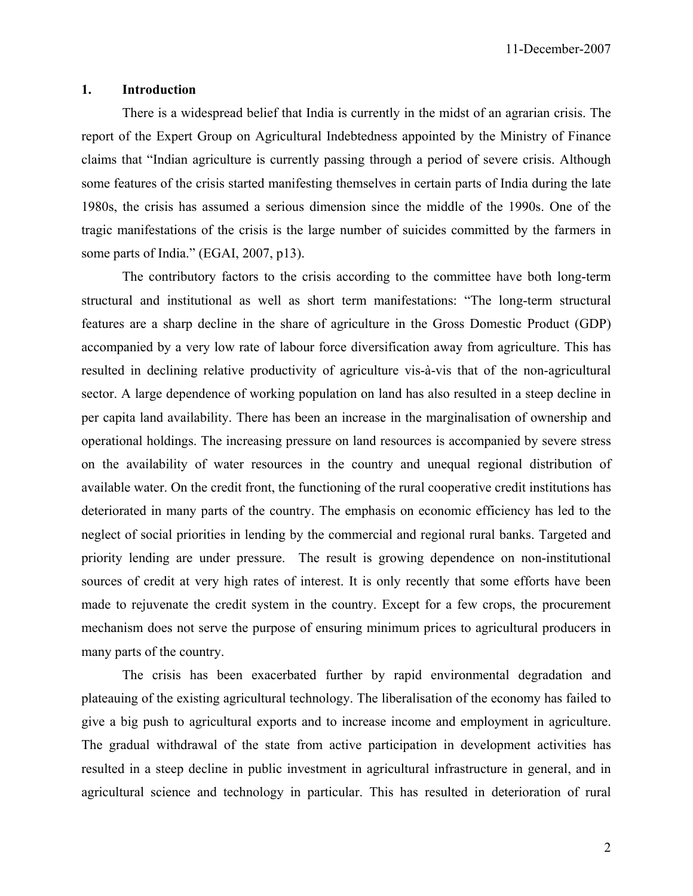11-December-2007

## 1. Introduction

There is a widespread belief that India is currently in the midst of an agrarian crisis. The report of the Expert Group on Agricultural Indebtedness appointed by the Ministry of Finance claims that "Indian agriculture is currently passing through a period of severe crisis. Although some features of the crisis started manifesting themselves in certain parts of India during the late 1980s, the crisis has assumed a serious dimension since the middle of the 1990s. One of the tragic manifestations of the crisis is the large number of suicides committed by the farmers in some parts of India." (EGAI, 2007, p13).

The contributory factors to the crisis according to the committee have both long-term structural and institutional as well as short term manifestations: "The long-term structural features are a sharp decline in the share of agriculture in the Gross Domestic Product (GDP) accompanied by a very low rate of labour force diversification away from agriculture. This has resulted in declining relative productivity of agriculture vis-à-vis that of the non-agricultural sector. A large dependence of working population on land has also resulted in a steep decline in per capita land availability. There has been an increase in the marginalisation of ownership and operational holdings. The increasing pressure on land resources is accompanied by severe stress on the availability of water resources in the country and unequal regional distribution of available water. On the credit front, the functioning of the rural cooperative credit institutions has deteriorated in many parts of the country. The emphasis on economic efficiency has led to the neglect of social priorities in lending by the commercial and regional rural banks. Targeted and priority lending are under pressure. The result is growing dependence on non-institutional sources of credit at very high rates of interest. It is only recently that some efforts have been made to rejuvenate the credit system in the country. Except for a few crops, the procurement mechanism does not serve the purpose of ensuring minimum prices to agricultural producers in many parts of the country.

The crisis has been exacerbated further by rapid environmental degradation and plateauing of the existing agricultural technology. The liberalisation of the economy has failed to give a big push to agricultural exports and to increase income and employment in agriculture. The gradual withdrawal of the state from active participation in development activities has resulted in a steep decline in public investment in agricultural infrastructure in general, and in agricultural science and technology in particular. This has resulted in deterioration of rural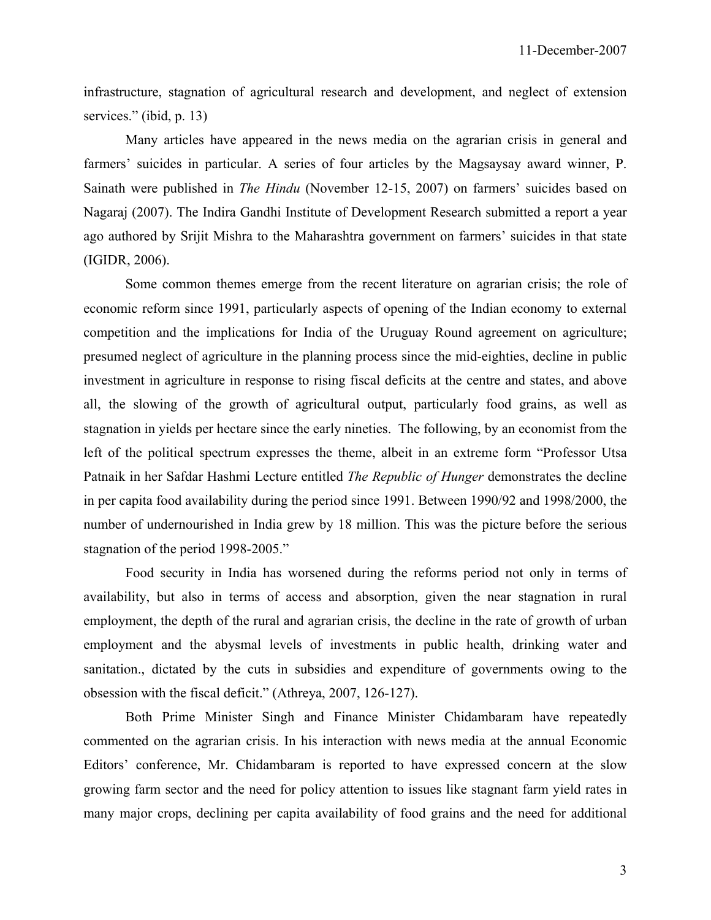infrastructure, stagnation of agricultural research and development, and neglect of extension services." (ibid, p. 13)

Many articles have appeared in the news media on the agrarian crisis in general and farmers' suicides in particular. A series of four articles by the Magsaysay award winner, P. Sainath were published in *The Hindu* (November 12-15, 2007) on farmers' suicides based on Nagaraj (2007). The Indira Gandhi Institute of Development Research submitted a report a year ago authored by Srijit Mishra to the Maharashtra government on farmers' suicides in that state (IGIDR, 2006).

Some common themes emerge from the recent literature on agrarian crisis; the role of economic reform since 1991, particularly aspects of opening of the Indian economy to external competition and the implications for India of the Uruguay Round agreement on agriculture; presumed neglect of agriculture in the planning process since the mid-eighties, decline in public investment in agriculture in response to rising fiscal deficits at the centre and states, and above all, the slowing of the growth of agricultural output, particularly food grains, as well as stagnation in yields per hectare since the early nineties. The following, by an economist from the left of the political spectrum expresses the theme, albeit in an extreme form "Professor Utsa Patnaik in her Safdar Hashmi Lecture entitled *The Republic of Hunger* demonstrates the decline in per capita food availability during the period since 1991. Between 1990/92 and 1998/2000, the number of undernourished in India grew by 18 million. This was the picture before the serious stagnation of the period 1998-2005."

Food security in India has worsened during the reforms period not only in terms of availability, but also in terms of access and absorption, given the near stagnation in rural employment, the depth of the rural and agrarian crisis, the decline in the rate of growth of urban employment and the abysmal levels of investments in public health, drinking water and sanitation., dictated by the cuts in subsidies and expenditure of governments owing to the obsession with the fiscal deficit." (Athreya, 2007, 126-127).

Both Prime Minister Singh and Finance Minister Chidambaram have repeatedly commented on the agrarian crisis. In his interaction with news media at the annual Economic Editors' conference, Mr. Chidambaram is reported to have expressed concern at the slow growing farm sector and the need for policy attention to issues like stagnant farm yield rates in many major crops, declining per capita availability of food grains and the need for additional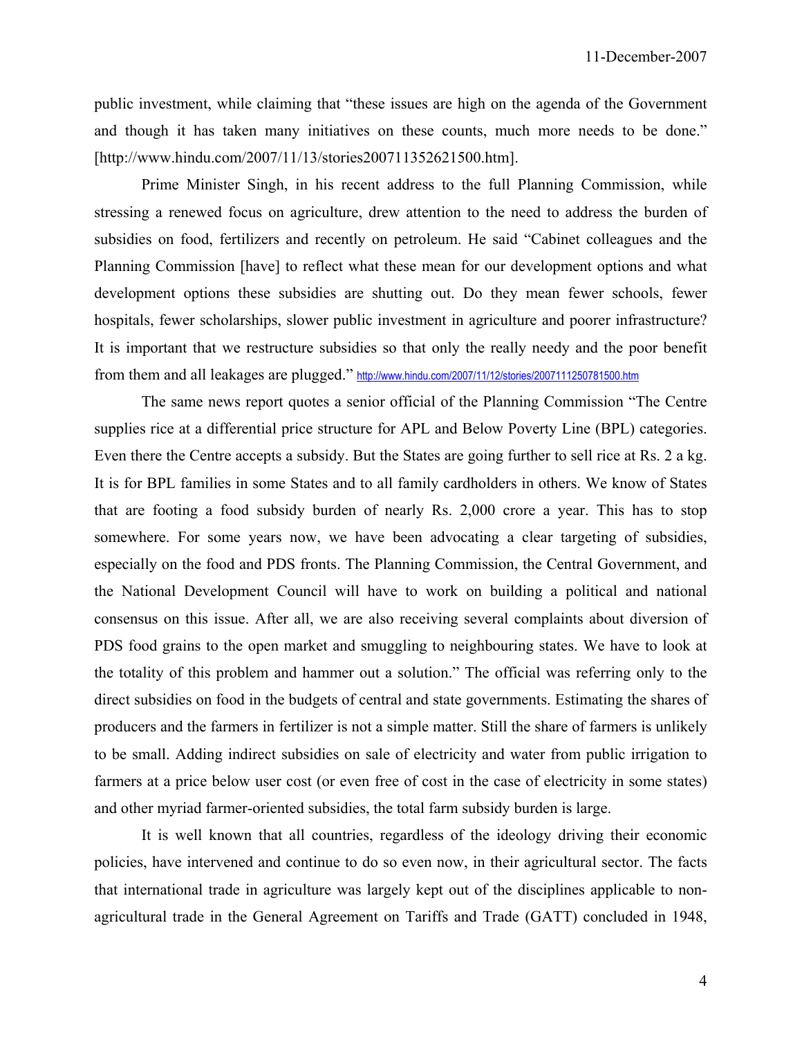public investment, while claiming that "these issues are high on the agenda of the Government and though it has taken many initiatives on these counts, much more needs to be done." [http://www.hindu.com/2007/11/13/stories200711352621500.htm].

Prime Minister Singh, in his recent address to the full Planning Commission, while stressing a renewed focus on agriculture, drew attention to the need to address the burden of subsidies on food, fertilizers and recently on petroleum. He said "Cabinet colleagues and the Planning Commission [have] to reflect what these mean for our development options and what development options these subsidies are shutting out. Do they mean fewer schools, fewer hospitals, fewer scholarships, slower public investment in agriculture and poorer infrastructure? It is important that we restructure subsidies so that only the really needy and the poor benefit from them and all leakages are plugged." http://www.hindu.com/2007/11/12/stories/2007111250781500.htm

The same news report quotes a senior official of the Planning Commission "The Centre supplies rice at a differential price structure for APL and Below Poverty Line (BPL) categories. Even there the Centre accepts a subsidy. But the States are going further to sell rice at Rs. 2 a kg. It is for BPL families in some States and to all family cardholders in others. We know of States that are footing a food subsidy burden of nearly Rs. 2,000 crore a year. This has to stop somewhere. For some years now, we have been advocating a clear targeting of subsidies, especially on the food and PDS fronts. The Planning Commission, the Central Government, and the National Development Council will have to work on building a political and national consensus on this issue. After all, we are also receiving several complaints about diversion of PDS food grains to the open market and smuggling to neighbouring states. We have to look at the totality of this problem and hammer out a solution." The official was referring only to the direct subsidies on food in the budgets of central and state governments. Estimating the shares of producers and the farmers in fertilizer is not a simple matter. Still the share of farmers is unlikely to be small. Adding indirect subsidies on sale of electricity and water from public irrigation to farmers at a price below user cost (or even free of cost in the case of electricity in some states) and other myriad farmer-oriented subsidies, the total farm subsidy burden is large.

It is well known that all countries, regardless of the ideology driving their economic policies, have intervened and continue to do so even now, in their agricultural sector. The facts that international trade in agriculture was largely kept out of the disciplines applicable to non-agricultural trade in the General Agreement on Tariffs and Trade (GATT) concluded in 1948,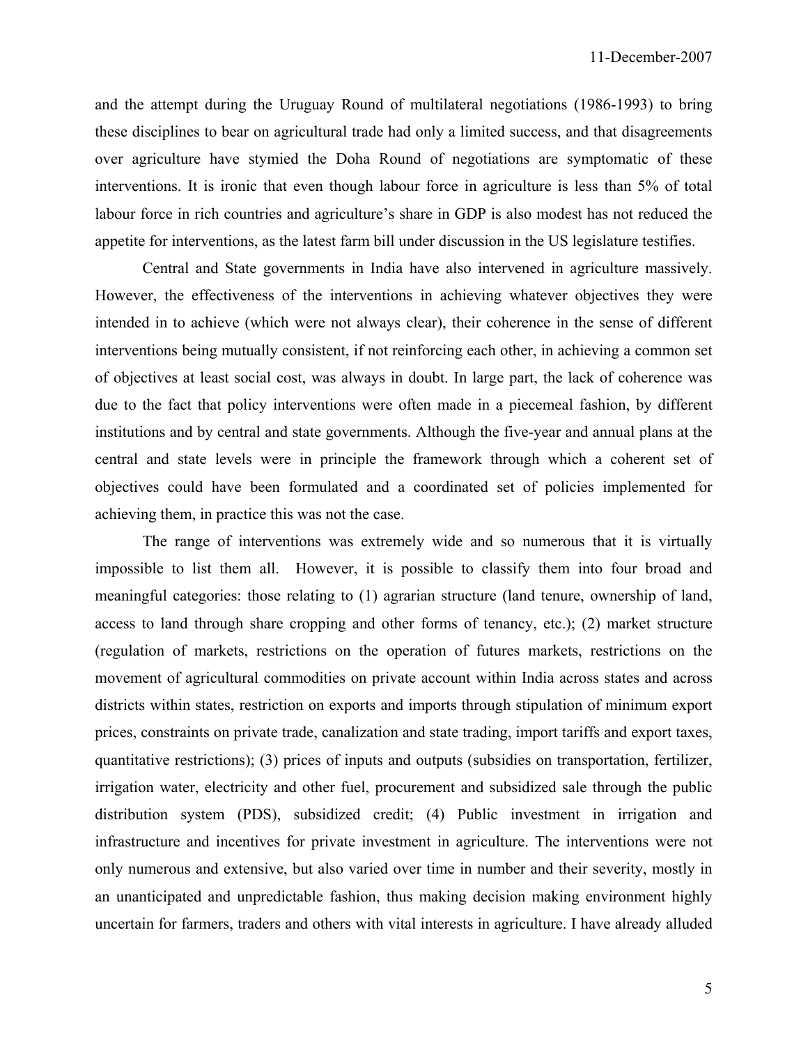and the attempt during the Uruguay Round of multilateral negotiations (1986-1993) to bring these disciplines to bear on agricultural trade had only a limited success, and that disagreements over agriculture have stymied the Doha Round of negotiations are symptomatic of these interventions. It is ironic that even though labour force in agriculture is less than 5% of total labour force in rich countries and agriculture's share in GDP is also modest has not reduced the appetite for interventions, as the latest farm bill under discussion in the US legislature testifies.

Central and State governments in India have also intervened in agriculture massively. However, the effectiveness of the interventions in achieving whatever objectives they were intended in to achieve (which were not always clear), their coherence in the sense of different interventions being mutually consistent, if not reinforcing each other, in achieving a common set of objectives at least social cost, was always in doubt. In large part, the lack of coherence was due to the fact that policy interventions were often made in a piecemeal fashion, by different institutions and by central and state governments. Although the five-year and annual plans at the central and state levels were in principle the framework through which a coherent set of objectives could have been formulated and a coordinated set of policies implemented for achieving them, in practice this was not the case.

The range of interventions was extremely wide and so numerous that it is virtually impossible to list them all. However, it is possible to classify them into four broad and meaningful categories: those relating to (1) agrarian structure (land tenure, ownership of land, access to land through share cropping and other forms of tenancy, etc.); (2) market structure (regulation of markets, restrictions on the operation of futures markets, restrictions on the movement of agricultural commodities on private account within India across states and across districts within states, restriction on exports and imports through stipulation of minimum export prices, constraints on private trade, canalization and state trading, import tariffs and export taxes, quantitative restrictions); (3) prices of inputs and outputs (subsidies on transportation, fertilizer, irrigation water, electricity and other fuel, procurement and subsidized sale through the public distribution system (PDS), subsidized credit; (4) Public investment in irrigation and infrastructure and incentives for private investment in agriculture. The interventions were not only numerous and extensive, but also varied over time in number and their severity, mostly in an unanticipated and unpredictable fashion, thus making decision making environment highly uncertain for farmers, traders and others with vital interests in agriculture. I have already alluded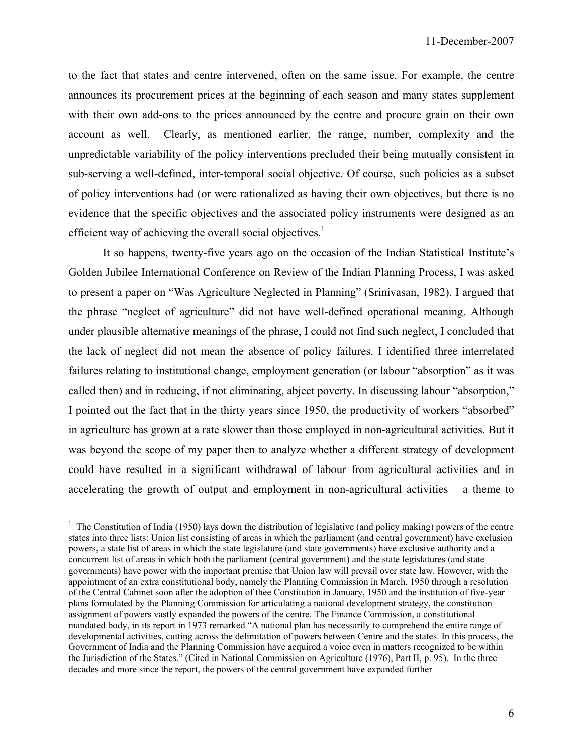to the fact that states and centre intervened, often on the same issue. For example, the centre announces its procurement prices at the beginning of each season and many states supplement with their own add-ons to the prices announced by the centre and procure grain on their own account as well. Clearly, as mentioned earlier, the range, number, complexity and the unpredictable variability of the policy interventions precluded their being mutually consistent in sub-serving a well-defined, inter-temporal social objective. Of course, such policies as a subset of policy interventions had (or were rationalized as having their own objectives, but there is no evidence that the specific objectives and the associated policy instruments were designed as an efficient way of achieving the overall social objectives.[1]

It so happens, twenty-five years ago on the occasion of the Indian Statistical Institute's Golden Jubilee International Conference on Review of the Indian Planning Process, I was asked to present a paper on "Was Agriculture Neglected in Planning" (Srinivasan, 1982). I argued that the phrase "neglect of agriculture" did not have well-defined operational meaning. Although under plausible alternative meanings of the phrase, I could not find such neglect, I concluded that the lack of neglect did not mean the absence of policy failures. I identified three interrelated failures relating to institutional change, employment generation (or labour "absorption" as it was called then) and in reducing, if not eliminating, abject poverty. In discussing labour "absorption," I pointed out the fact that in the thirty years since 1950, the productivity of workers "absorbed" in agriculture has grown at a rate slower than those employed in non-agricultural activities. But it was beyond the scope of my paper then to analyze whether a different strategy of development could have resulted in a significant withdrawal of labour from agricultural activities and in accelerating the growth of output and employment in non-agricultural activities – a theme to

---

[1] The Constitution of India (1950) lays down the distribution of legislative (and policy making) powers of the centre states into three lists: Union list consisting of areas in which the parliament (and central government) have exclusion powers, a state list of areas in which the state legislature (and state governments) have exclusive authority and a concurrent list of areas in which both the parliament (central government) and the state legislatures (and state governments) have power with the important premise that Union law will prevail over state law. However, with the appointment of an extra constitutional body, namely the Planning Commission in March, 1950 through a resolution of the Central Cabinet soon after the adoption of thee Constitution in January, 1950 and the institution of five-year plans formulated by the Planning Commission for articulating a national development strategy, the constitution assignment of powers vastly expanded the powers of the centre. The Finance Commission, a constitutional mandated body, in its report in 1973 remarked "A national plan has necessarily to comprehend the entire range of developmental activities, cutting across the delimitation of powers between Centre and the states. In this process, the Government of India and the Planning Commission have acquired a voice even in matters recognized to be within the Jurisdiction of the States." (Cited in National Commission on Agriculture (1976), Part II, p. 95). In the three decades and more since the report, the powers of the central government have expanded further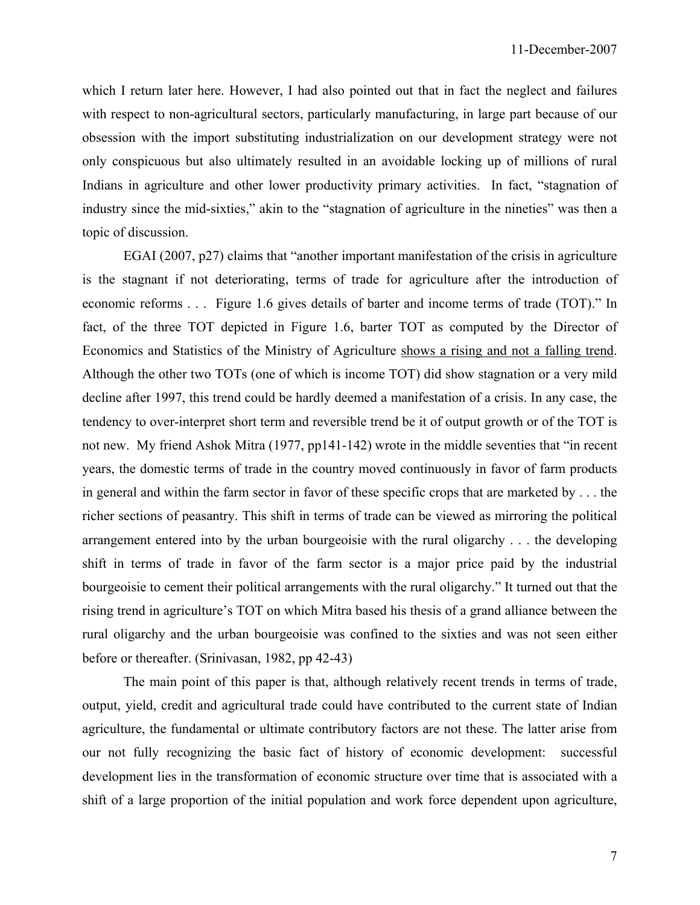which I return later here. However, I had also pointed out that in fact the neglect and failures with respect to non-agricultural sectors, particularly manufacturing, in large part because of our obsession with the import substituting industrialization on our development strategy were not only conspicuous but also ultimately resulted in an avoidable locking up of millions of rural Indians in agriculture and other lower productivity primary activities. In fact, "stagnation of industry since the mid-sixties," akin to the "stagnation of agriculture in the nineties" was then a topic of discussion.

EGAI (2007, p27) claims that "another important manifestation of the crisis in agriculture is the stagnant if not deteriorating, terms of trade for agriculture after the introduction of economic reforms . . . Figure 1.6 gives details of barter and income terms of trade (TOT)." In fact, of the three TOT depicted in Figure 1.6, barter TOT as computed by the Director of Economics and Statistics of the Ministry of Agriculture <u>shows a rising and not a falling trend</u>. Although the other two TOTs (one of which is income TOT) did show stagnation or a very mild decline after 1997, this trend could be hardly deemed a manifestation of a crisis. In any case, the tendency to over-interpret short term and reversible trend be it of output growth or of the TOT is not new. My friend Ashok Mitra (1977, pp141-142) wrote in the middle seventies that "in recent years, the domestic terms of trade in the country moved continuously in favor of farm products in general and within the farm sector in favor of these specific crops that are marketed by . . . the richer sections of peasantry. This shift in terms of trade can be viewed as mirroring the political arrangement entered into by the urban bourgeoisie with the rural oligarchy . . . the developing shift in terms of trade in favor of the farm sector is a major price paid by the industrial bourgeoisie to cement their political arrangements with the rural oligarchy." It turned out that the rising trend in agriculture's TOT on which Mitra based his thesis of a grand alliance between the rural oligarchy and the urban bourgeoisie was confined to the sixties and was not seen either before or thereafter. (Srinivasan, 1982, pp 42-43)

The main point of this paper is that, although relatively recent trends in terms of trade, output, yield, credit and agricultural trade could have contributed to the current state of Indian agriculture, the fundamental or ultimate contributory factors are not these. The latter arise from our not fully recognizing the basic fact of history of economic development: successful development lies in the transformation of economic structure over time that is associated with a shift of a large proportion of the initial population and work force dependent upon agriculture,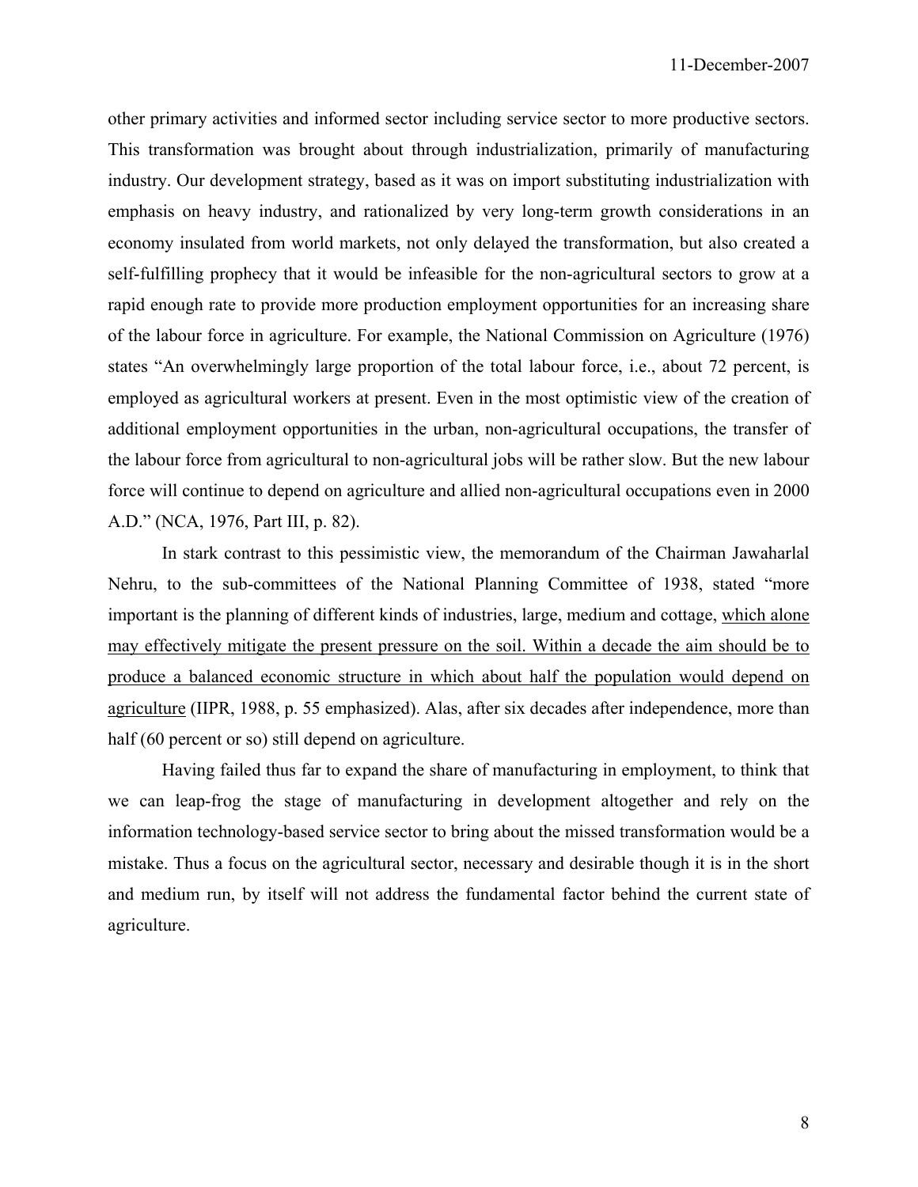other primary activities and informed sector including service sector to more productive sectors. This transformation was brought about through industrialization, primarily of manufacturing industry. Our development strategy, based as it was on import substituting industrialization with emphasis on heavy industry, and rationalized by very long-term growth considerations in an economy insulated from world markets, not only delayed the transformation, but also created a self-fulfilling prophecy that it would be infeasible for the non-agricultural sectors to grow at a rapid enough rate to provide more production employment opportunities for an increasing share of the labour force in agriculture. For example, the National Commission on Agriculture (1976) states "An overwhelmingly large proportion of the total labour force, i.e., about 72 percent, is employed as agricultural workers at present. Even in the most optimistic view of the creation of additional employment opportunities in the urban, non-agricultural occupations, the transfer of the labour force from agricultural to non-agricultural jobs will be rather slow. But the new labour force will continue to depend on agriculture and allied non-agricultural occupations even in 2000 A.D." (NCA, 1976, Part III, p. 82).

In stark contrast to this pessimistic view, the memorandum of the Chairman Jawaharlal Nehru, to the sub-committees of the National Planning Committee of 1938, stated "more important is the planning of different kinds of industries, large, medium and cottage, <u>which alone may effectively mitigate the present pressure on the soil. Within a decade the aim should be to produce a balanced economic structure in which about half the population would depend on agriculture</u> (IIPR, 1988, p. 55 emphasized). Alas, after six decades after independence, more than half (60 percent or so) still depend on agriculture.

Having failed thus far to expand the share of manufacturing in employment, to think that we can leap-frog the stage of manufacturing in development altogether and rely on the information technology-based service sector to bring about the missed transformation would be a mistake. Thus a focus on the agricultural sector, necessary and desirable though it is in the short and medium run, by itself will not address the fundamental factor behind the current state of agriculture.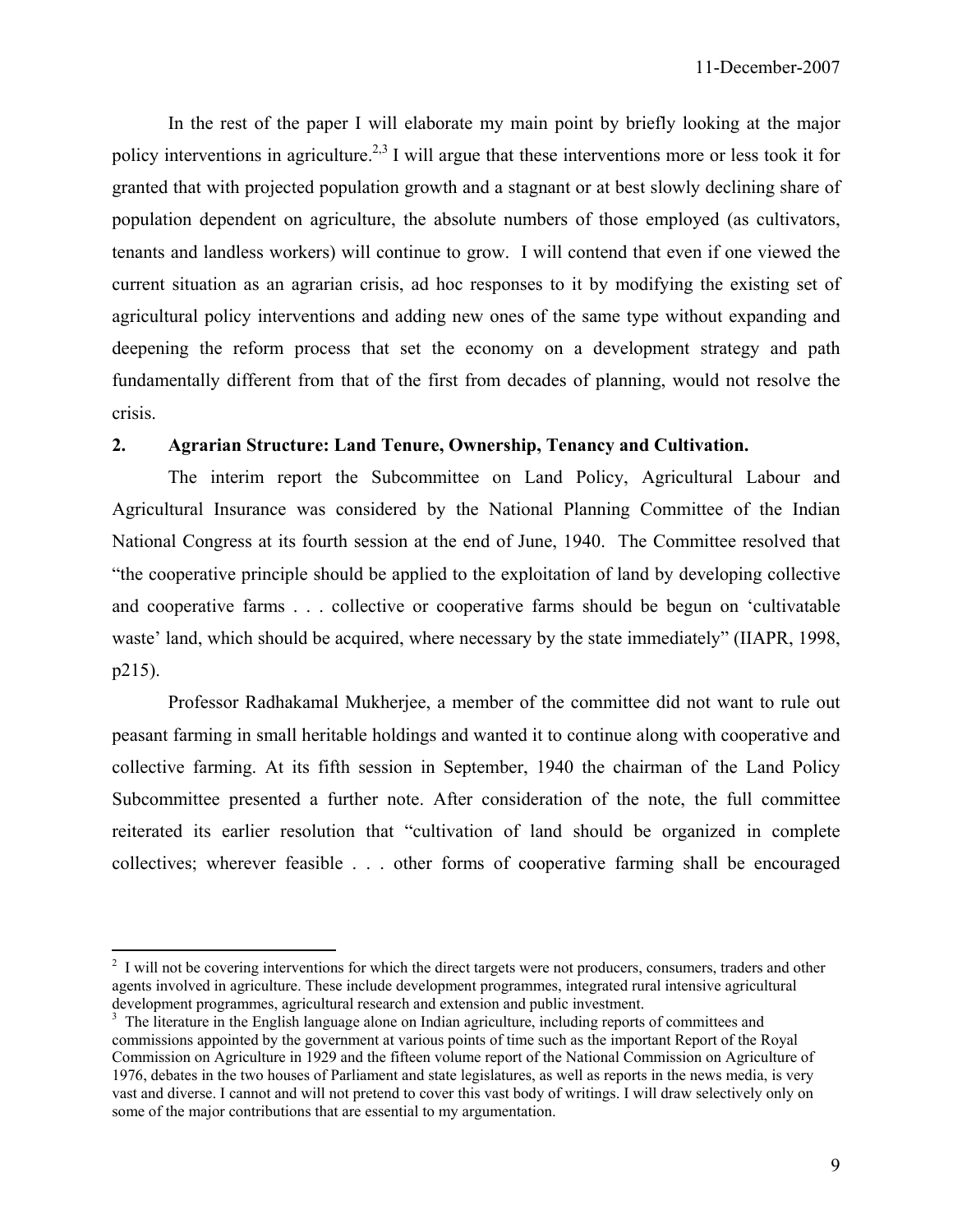In the rest of the paper I will elaborate my main point by briefly looking at the major policy interventions in agriculture.[2,3] I will argue that these interventions more or less took it for granted that with projected population growth and a stagnant or at best slowly declining share of population dependent on agriculture, the absolute numbers of those employed (as cultivators, tenants and landless workers) will continue to grow. I will contend that even if one viewed the current situation as an agrarian crisis, ad hoc responses to it by modifying the existing set of agricultural policy interventions and adding new ones of the same type without expanding and deepening the reform process that set the economy on a development strategy and path fundamentally different from that of the first from decades of planning, would not resolve the crisis.

## 2. Agrarian Structure: Land Tenure, Ownership, Tenancy and Cultivation.

The interim report the Subcommittee on Land Policy, Agricultural Labour and Agricultural Insurance was considered by the National Planning Committee of the Indian National Congress at its fourth session at the end of June, 1940. The Committee resolved that "the cooperative principle should be applied to the exploitation of land by developing collective and cooperative farms . . . collective or cooperative farms should be begun on 'cultivatable waste' land, which should be acquired, where necessary by the state immediately" (IIAPR, 1998, p215).

Professor Radhakamal Mukherjee, a member of the committee did not want to rule out peasant farming in small heritable holdings and wanted it to continue along with cooperative and collective farming. At its fifth session in September, 1940 the chairman of the Land Policy Subcommittee presented a further note. After consideration of the note, the full committee reiterated its earlier resolution that "cultivation of land should be organized in complete collectives; wherever feasible . . . other forms of cooperative farming shall be encouraged

---

[2] I will not be covering interventions for which the direct targets were not producers, consumers, traders and other agents involved in agriculture. These include development programmes, integrated rural intensive agricultural development programmes, agricultural research and extension and public investment.

[3] The literature in the English language alone on Indian agriculture, including reports of committees and commissions appointed by the government at various points of time such as the important Report of the Royal Commission on Agriculture in 1929 and the fifteen volume report of the National Commission on Agriculture of 1976, debates in the two houses of Parliament and state legislatures, as well as reports in the news media, is very vast and diverse. I cannot and will not pretend to cover this vast body of writings. I will draw selectively only on some of the major contributions that are essential to my argumentation.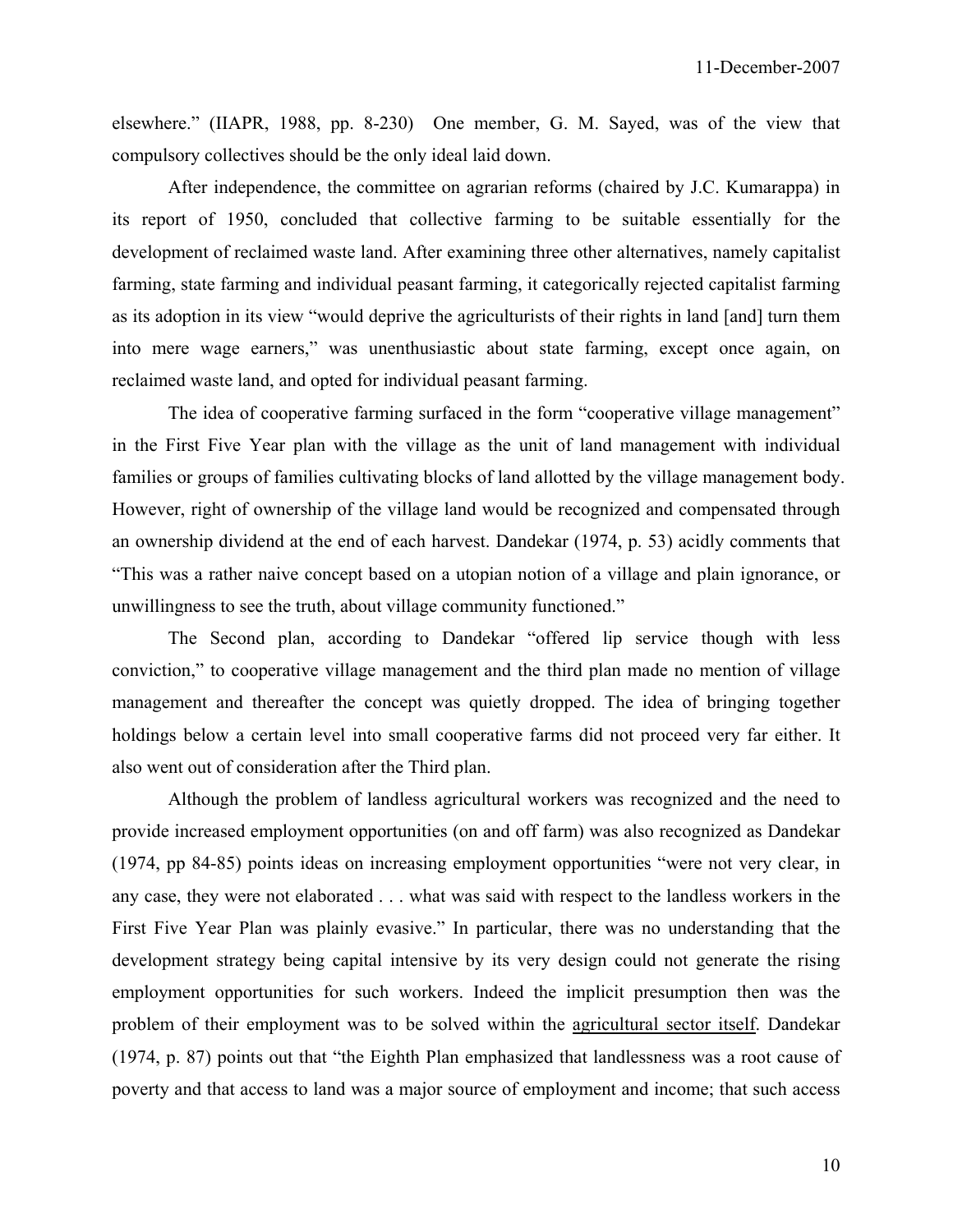elsewhere." (IIAPR, 1988, pp. 8-230) One member, G. M. Sayed, was of the view that compulsory collectives should be the only ideal laid down.

After independence, the committee on agrarian reforms (chaired by J.C. Kumarappa) in its report of 1950, concluded that collective farming to be suitable essentially for the development of reclaimed waste land. After examining three other alternatives, namely capitalist farming, state farming and individual peasant farming, it categorically rejected capitalist farming as its adoption in its view "would deprive the agriculturists of their rights in land [and] turn them into mere wage earners," was unenthusiastic about state farming, except once again, on reclaimed waste land, and opted for individual peasant farming.

The idea of cooperative farming surfaced in the form "cooperative village management" in the First Five Year plan with the village as the unit of land management with individual families or groups of families cultivating blocks of land allotted by the village management body. However, right of ownership of the village land would be recognized and compensated through an ownership dividend at the end of each harvest. Dandekar (1974, p. 53) acidly comments that "This was a rather naive concept based on a utopian notion of a village and plain ignorance, or unwillingness to see the truth, about village community functioned."

The Second plan, according to Dandekar "offered lip service though with less conviction," to cooperative village management and the third plan made no mention of village management and thereafter the concept was quietly dropped. The idea of bringing together holdings below a certain level into small cooperative farms did not proceed very far either. It also went out of consideration after the Third plan.

Although the problem of landless agricultural workers was recognized and the need to provide increased employment opportunities (on and off farm) was also recognized as Dandekar (1974, pp 84-85) points ideas on increasing employment opportunities "were not very clear, in any case, they were not elaborated . . . what was said with respect to the landless workers in the First Five Year Plan was plainly evasive." In particular, there was no understanding that the development strategy being capital intensive by its very design could not generate the rising employment opportunities for such workers. Indeed the implicit presumption then was the problem of their employment was to be solved within the agricultural sector itself. Dandekar (1974, p. 87) points out that "the Eighth Plan emphasized that landlessness was a root cause of poverty and that access to land was a major source of employment and income; that such access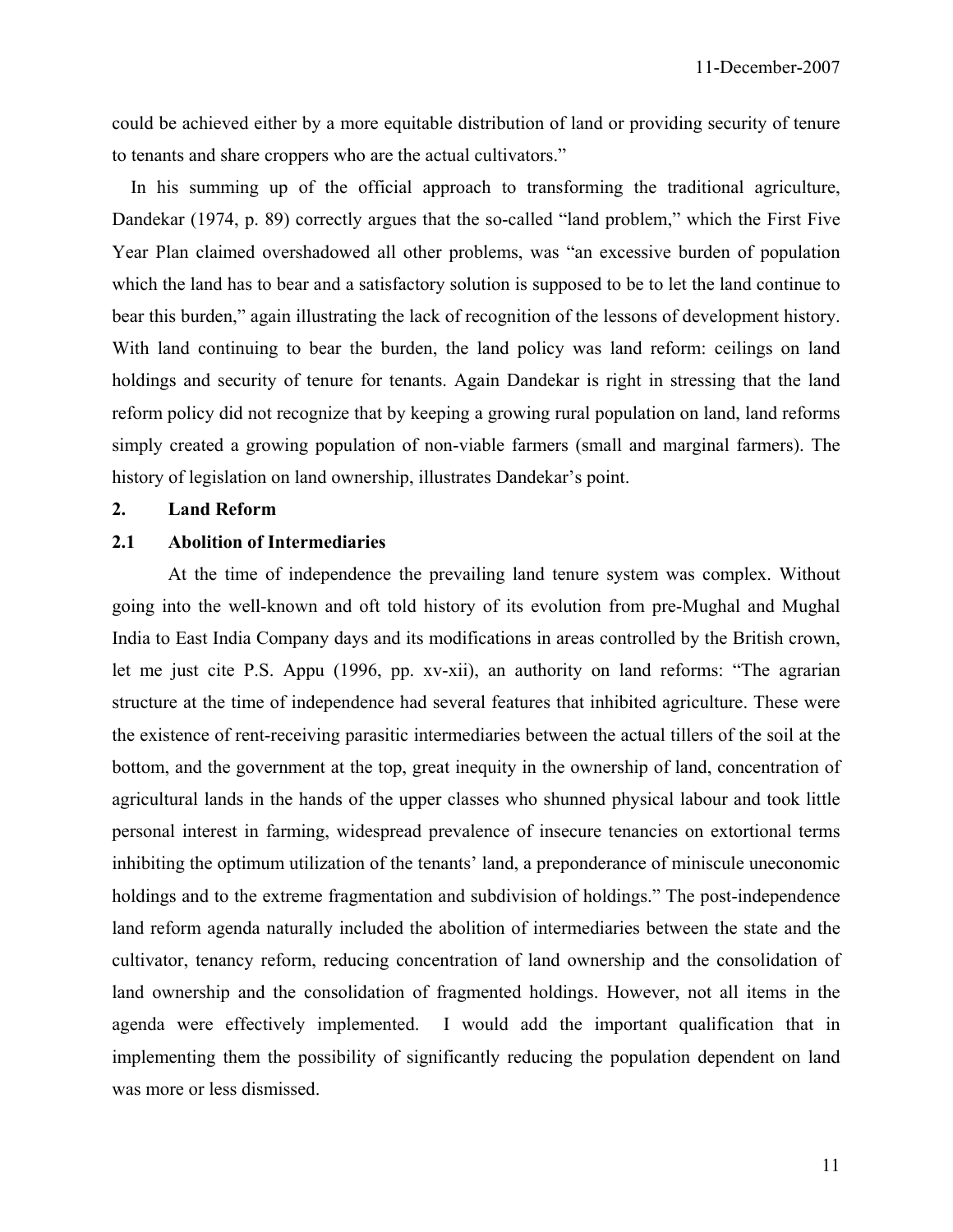could be achieved either by a more equitable distribution of land or providing security of tenure to tenants and share croppers who are the actual cultivators."

In his summing up of the official approach to transforming the traditional agriculture, Dandekar (1974, p. 89) correctly argues that the so-called "land problem," which the First Five Year Plan claimed overshadowed all other problems, was "an excessive burden of population which the land has to bear and a satisfactory solution is supposed to be to let the land continue to bear this burden," again illustrating the lack of recognition of the lessons of development history. With land continuing to bear the burden, the land policy was land reform: ceilings on land holdings and security of tenure for tenants. Again Dandekar is right in stressing that the land reform policy did not recognize that by keeping a growing rural population on land, land reforms simply created a growing population of non-viable farmers (small and marginal farmers). The history of legislation on land ownership, illustrates Dandekar's point.

## 2. Land Reform

### 2.1 Abolition of Intermediaries

At the time of independence the prevailing land tenure system was complex. Without going into the well-known and oft told history of its evolution from pre-Mughal and Mughal India to East India Company days and its modifications in areas controlled by the British crown, let me just cite P.S. Appu (1996, pp. xv-xii), an authority on land reforms: "The agrarian structure at the time of independence had several features that inhibited agriculture. These were the existence of rent-receiving parasitic intermediaries between the actual tillers of the soil at the bottom, and the government at the top, great inequity in the ownership of land, concentration of agricultural lands in the hands of the upper classes who shunned physical labour and took little personal interest in farming, widespread prevalence of insecure tenancies on extortional terms inhibiting the optimum utilization of the tenants' land, a preponderance of miniscule uneconomic holdings and to the extreme fragmentation and subdivision of holdings." The post-independence land reform agenda naturally included the abolition of intermediaries between the state and the cultivator, tenancy reform, reducing concentration of land ownership and the consolidation of land ownership and the consolidation of fragmented holdings. However, not all items in the agenda were effectively implemented. I would add the important qualification that in implementing them the possibility of significantly reducing the population dependent on land was more or less dismissed.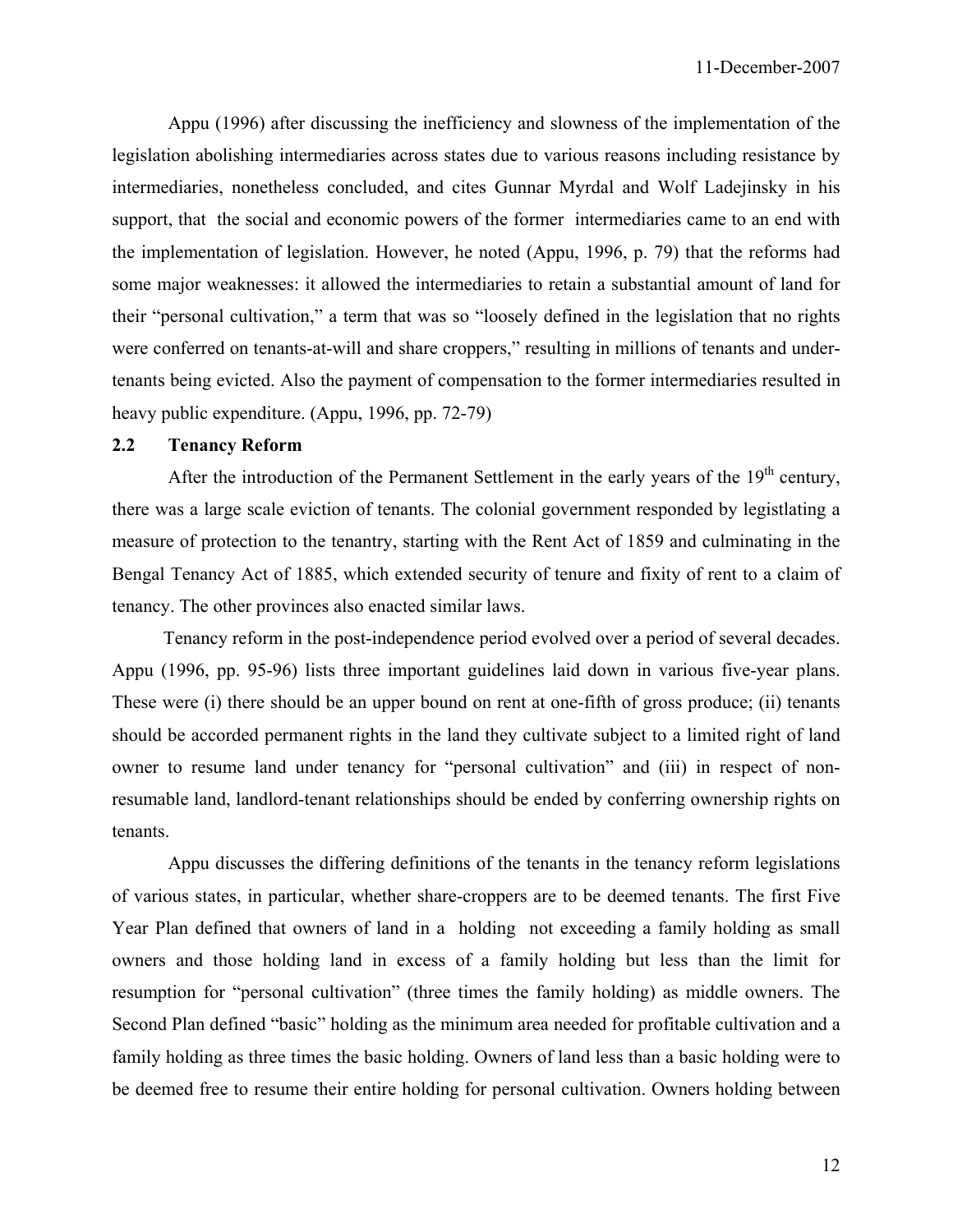Appu (1996) after discussing the inefficiency and slowness of the implementation of the legislation abolishing intermediaries across states due to various reasons including resistance by intermediaries, nonetheless concluded, and cites Gunnar Myrdal and Wolf Ladejinsky in his support, that the social and economic powers of the former intermediaries came to an end with the implementation of legislation. However, he noted (Appu, 1996, p. 79) that the reforms had some major weaknesses: it allowed the intermediaries to retain a substantial amount of land for their "personal cultivation," a term that was so "loosely defined in the legislation that no rights were conferred on tenants-at-will and share croppers," resulting in millions of tenants and under-tenants being evicted. Also the payment of compensation to the former intermediaries resulted in heavy public expenditure. (Appu, 1996, pp. 72-79)

## 2.2 Tenancy Reform

After the introduction of the Permanent Settlement in the early years of the 19th century, there was a large scale eviction of tenants. The colonial government responded by legistlating a measure of protection to the tenantry, starting with the Rent Act of 1859 and culminating in the Bengal Tenancy Act of 1885, which extended security of tenure and fixity of rent to a claim of tenancy. The other provinces also enacted similar laws.

Tenancy reform in the post-independence period evolved over a period of several decades. Appu (1996, pp. 95-96) lists three important guidelines laid down in various five-year plans. These were (i) there should be an upper bound on rent at one-fifth of gross produce; (ii) tenants should be accorded permanent rights in the land they cultivate subject to a limited right of land owner to resume land under tenancy for "personal cultivation" and (iii) in respect of non-resumable land, landlord-tenant relationships should be ended by conferring ownership rights on tenants.

Appu discusses the differing definitions of the tenants in the tenancy reform legislations of various states, in particular, whether share-croppers are to be deemed tenants. The first Five Year Plan defined that owners of land in a holding not exceeding a family holding as small owners and those holding land in excess of a family holding but less than the limit for resumption for "personal cultivation" (three times the family holding) as middle owners. The Second Plan defined "basic" holding as the minimum area needed for profitable cultivation and a family holding as three times the basic holding. Owners of land less than a basic holding were to be deemed free to resume their entire holding for personal cultivation. Owners holding between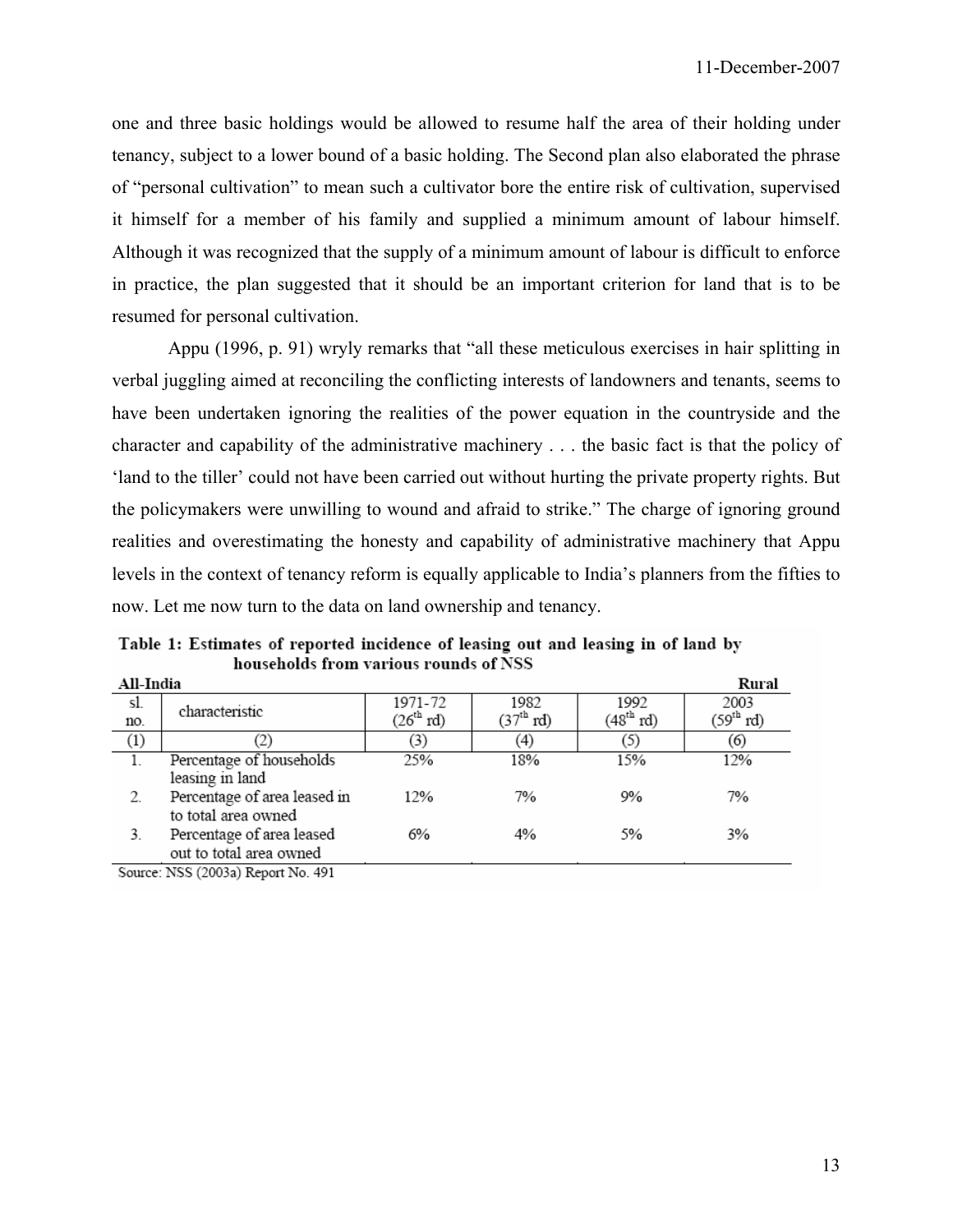one and three basic holdings would be allowed to resume half the area of their holding under tenancy, subject to a lower bound of a basic holding. The Second plan also elaborated the phrase of "personal cultivation" to mean such a cultivator bore the entire risk of cultivation, supervised it himself for a member of his family and supplied a minimum amount of labour himself. Although it was recognized that the supply of a minimum amount of labour is difficult to enforce in practice, the plan suggested that it should be an important criterion for land that is to be resumed for personal cultivation.

Appu (1996, p. 91) wryly remarks that "all these meticulous exercises in hair splitting in verbal juggling aimed at reconciling the conflicting interests of landowners and tenants, seems to have been undertaken ignoring the realities of the power equation in the countryside and the character and capability of the administrative machinery . . . the basic fact is that the policy of 'land to the tiller' could not have been carried out without hurting the private property rights. But the policymakers were unwilling to wound and afraid to strike." The charge of ignoring ground realities and overestimating the honesty and capability of administrative machinery that Appu levels in the context of tenancy reform is equally applicable to India's planners from the fifties to now. Let me now turn to the data on land ownership and tenancy.

**Table 1: Estimates of reported incidence of leasing out and leasing in of land by households from various rounds of NSS**

**All-India** — **Rural**

| sl. no. | characteristic | 1971-72 (26th rd) | 1982 (37th rd) | 1992 (48th rd) | 2003 (59th rd) |
|---|---|---|---|---|---|
| (1) | (2) | (3) | (4) | (5) | (6) |
| 1. | Percentage of households leasing in land | 25% | 18% | 15% | 12% |
| 2. | Percentage of area leased in to total area owned | 12% | 7% | 9% | 7% |
| 3. | Percentage of area leased out to total area owned | 6% | 4% | 5% | 3% |

Source: NSS (2003a) Report No. 491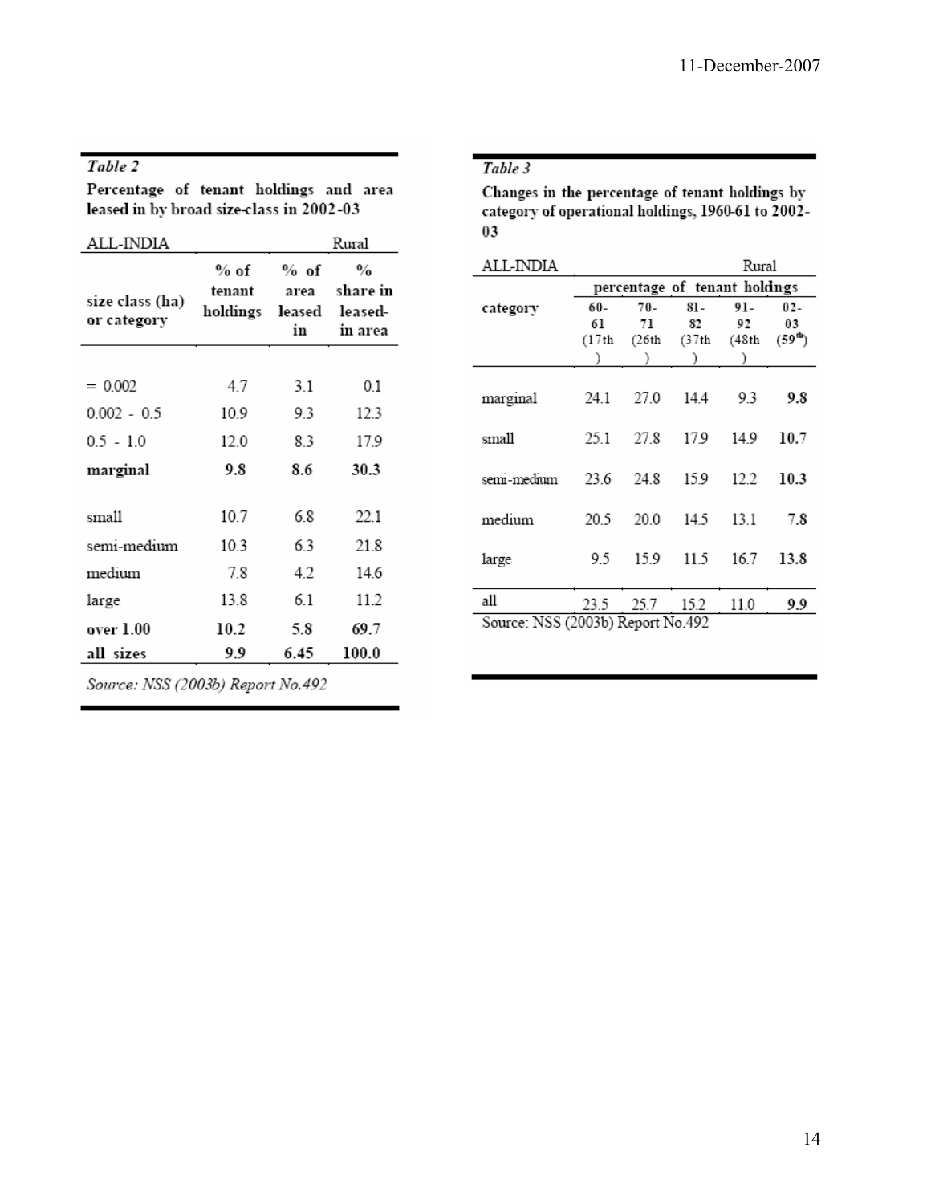*Table 2*

**Percentage of tenant holdings and area leased in by broad size-class in 2002-03**

| ALL-INDIA | | | Rural |
|---|---|---|---|
| size class (ha) or category | % of tenant holdings | % of area leased in | % share in leased-in area |
| = 0.002 | 4.7 | 3.1 | 0.1 |
| 0.002 - 0.5 | 10.9 | 9.3 | 12.3 |
| 0.5 - 1.0 | 12.0 | 8.3 | 17.9 |
| **marginal** | **9.8** | **8.6** | **30.3** |
| small | 10.7 | 6.8 | 22.1 |
| semi-medium | 10.3 | 6.3 | 21.8 |
| medium | 7.8 | 4.2 | 14.6 |
| large | 13.8 | 6.1 | 11.2 |
| **over 1.00** | **10.2** | **5.8** | **69.7** |
| **all sizes** | **9.9** | **6.45** | **100.0** |

*Source: NSS (2003b) Report No.492*

*Table 3*

**Changes in the percentage of tenant holdings by category of operational holdings, 1960-61 to 2002-03**

| ALL-INDIA | | | | | Rural |
|---|---|---|---|---|---|
| category | percentage of tenant holdngs | | | | |
| | 60-61 (17th) | 70-71 (26th) | 81-82 (37th) | 91-92 (48th) | 02-03 (59th) |
| marginal | 24.1 | 27.0 | 14.4 | 9.3 | **9.8** |
| small | 25.1 | 27.8 | 17.9 | 14.9 | **10.7** |
| semi-medium | 23.6 | 24.8 | 15.9 | 12.2 | **10.3** |
| medium | 20.5 | 20.0 | 14.5 | 13.1 | **7.8** |
| large | 9.5 | 15.9 | 11.5 | 16.7 | **13.8** |
| all | 23.5 | 25.7 | 15.2 | 11.0 | **9.9** |

Source: NSS (2003b) Report No.492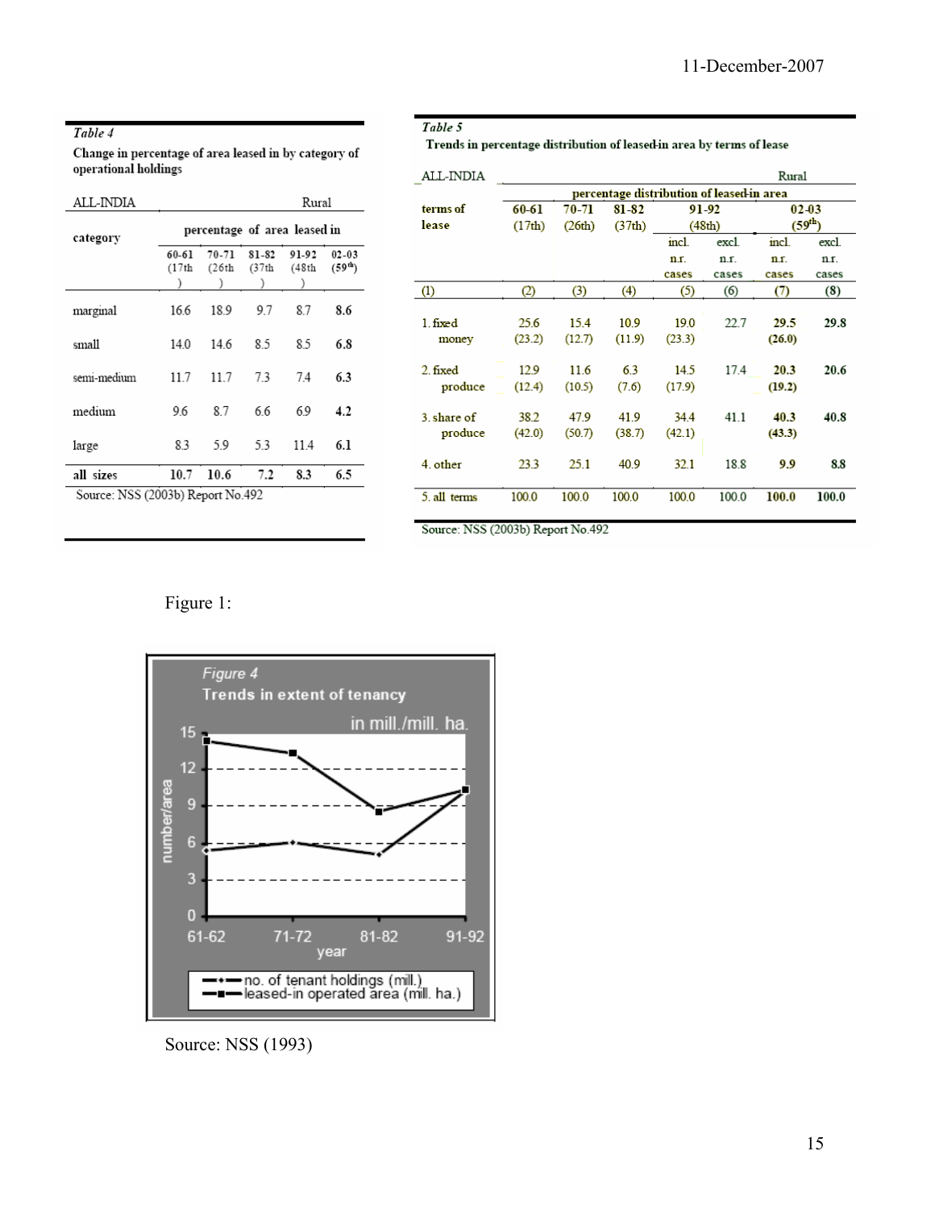*Table 4*

**Change in percentage of area leased in by category of operational holdings**

| ALL-INDIA | | | | | Rural |
|---|---|---|---|---|---|
| category | percentage of area leased in | | | | |
| | 60-61 (17th) | 70-71 (26th) | 81-82 (37th) | 91-92 (48th) | 02-03 (59th) |
| marginal | 16.6 | 18.9 | 9.7 | 8.7 | **8.6** |
| small | 14.0 | 14.6 | 8.5 | 8.5 | **6.8** |
| semi-medium | 11.7 | 11.7 | 7.3 | 7.4 | **6.3** |
| medium | 9.6 | 8.7 | 6.6 | 6.9 | **4.2** |
| large | 8.3 | 5.9 | 5.3 | 11.4 | **6.1** |
| **all sizes** | **10.7** | **10.6** | **7.2** | **8.3** | **6.5** |

Source: NSS (2003b) Report No.492

*Table 5*

**Trends in percentage distribution of leased-in area by terms of lease**

| ALL-INDIA | | | | | | | Rural |
|---|---|---|---|---|---|---|---|
| terms of lease | percentage distribution of leased-in area | | | | | | |
| | 60-61 (17th) | 70-71 (26th) | 81-82 (37th) | 91-92 (48th) | | 02-03 (59th) | |
| | | | | incl. n.r. cases | excl. n.r. cases | incl. n.r. cases | excl. n.r. cases |
| (1) | (2) | (3) | (4) | (5) | (6) | (7) | (8) |
| 1. fixed money | 25.6 (23.2) | 15.4 (12.7) | 10.9 (11.9) | 19.0 (23.3) | 22.7 | **29.5 (26.0)** | **29.8** |
| 2. fixed produce | 12.9 (12.4) | 11.6 (10.5) | 6.3 (7.6) | 14.5 (17.9) | 17.4 | **20.3 (19.2)** | **20.6** |
| 3. share of produce | 38.2 (42.0) | 47.9 (50.7) | 41.9 (38.7) | 34.4 (42.1) | 41.1 | **40.3 (43.3)** | **40.8** |
| 4. other | 23.3 | 25.1 | 40.9 | 32.1 | 18.8 | **9.9** | **8.8** |
| 5. all terms | 100.0 | 100.0 | 100.0 | 100.0 | 100.0 | **100.0** | **100.0** |

Source: NSS (2003b) Report No.492

Figure 1:

*Figure 4*
**Trends in extent of tenancy**

Source: NSS (1993)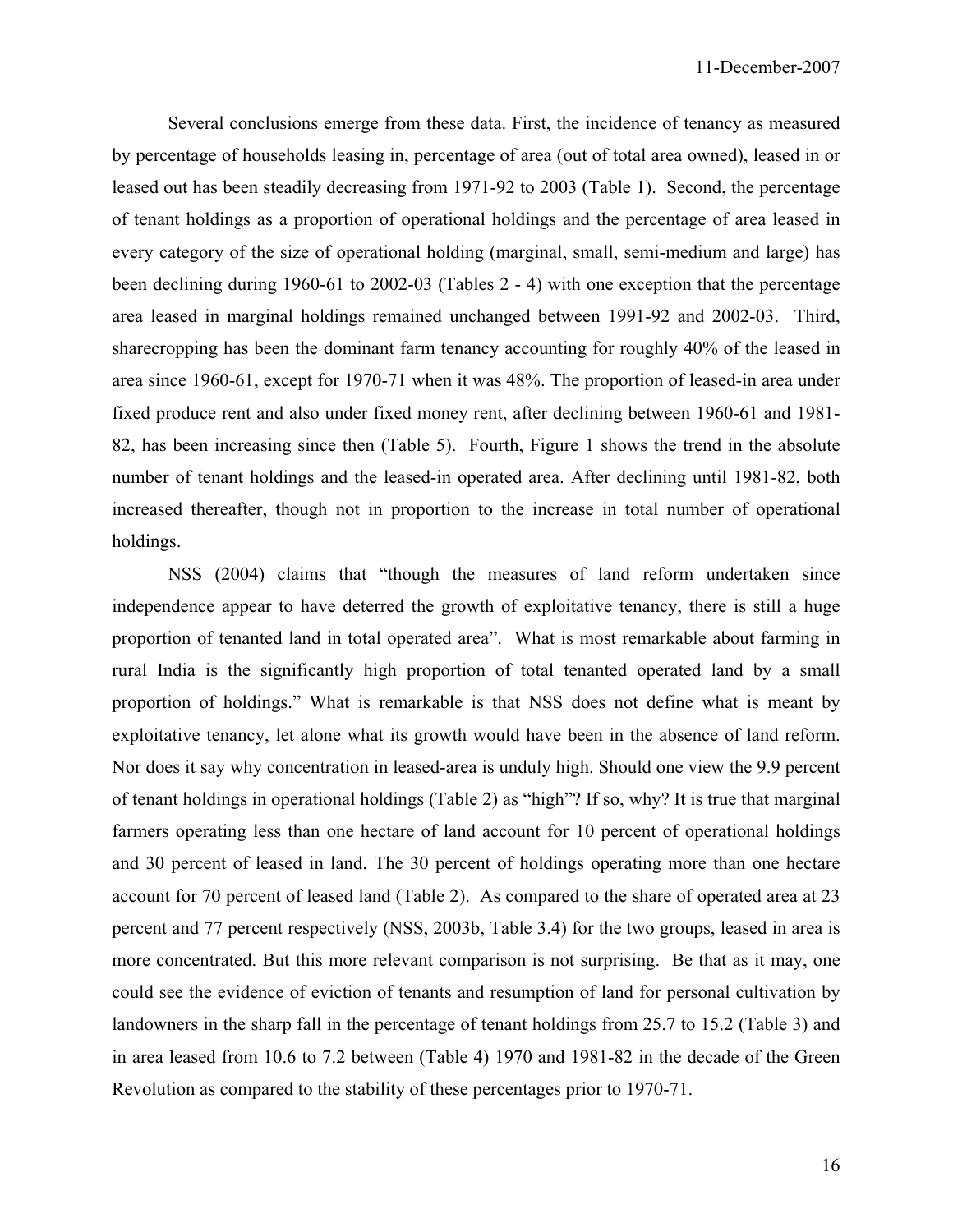Several conclusions emerge from these data. First, the incidence of tenancy as measured by percentage of households leasing in, percentage of area (out of total area owned), leased in or leased out has been steadily decreasing from 1971-92 to 2003 (Table 1). Second, the percentage of tenant holdings as a proportion of operational holdings and the percentage of area leased in every category of the size of operational holding (marginal, small, semi-medium and large) has been declining during 1960-61 to 2002-03 (Tables 2 - 4) with one exception that the percentage area leased in marginal holdings remained unchanged between 1991-92 and 2002-03. Third, sharecropping has been the dominant farm tenancy accounting for roughly 40% of the leased in area since 1960-61, except for 1970-71 when it was 48%. The proportion of leased-in area under fixed produce rent and also under fixed money rent, after declining between 1960-61 and 1981-82, has been increasing since then (Table 5). Fourth, Figure 1 shows the trend in the absolute number of tenant holdings and the leased-in operated area. After declining until 1981-82, both increased thereafter, though not in proportion to the increase in total number of operational holdings.

NSS (2004) claims that "though the measures of land reform undertaken since independence appear to have deterred the growth of exploitative tenancy, there is still a huge proportion of tenanted land in total operated area". What is most remarkable about farming in rural India is the significantly high proportion of total tenanted operated land by a small proportion of holdings." What is remarkable is that NSS does not define what is meant by exploitative tenancy, let alone what its growth would have been in the absence of land reform. Nor does it say why concentration in leased-area is unduly high. Should one view the 9.9 percent of tenant holdings in operational holdings (Table 2) as "high"? If so, why? It is true that marginal farmers operating less than one hectare of land account for 10 percent of operational holdings and 30 percent of leased in land. The 30 percent of holdings operating more than one hectare account for 70 percent of leased land (Table 2). As compared to the share of operated area at 23 percent and 77 percent respectively (NSS, 2003b, Table 3.4) for the two groups, leased in area is more concentrated. But this more relevant comparison is not surprising. Be that as it may, one could see the evidence of eviction of tenants and resumption of land for personal cultivation by landowners in the sharp fall in the percentage of tenant holdings from 25.7 to 15.2 (Table 3) and in area leased from 10.6 to 7.2 between (Table 4) 1970 and 1981-82 in the decade of the Green Revolution as compared to the stability of these percentages prior to 1970-71.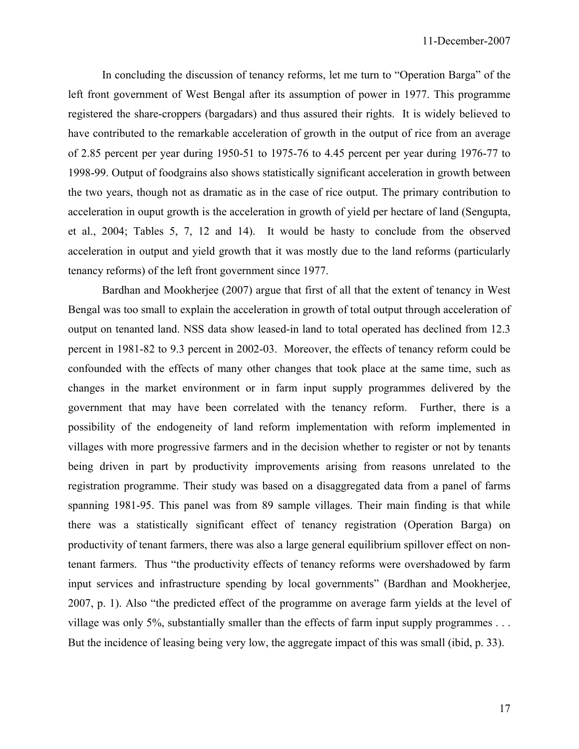In concluding the discussion of tenancy reforms, let me turn to "Operation Barga" of the left front government of West Bengal after its assumption of power in 1977. This programme registered the share-croppers (bargadars) and thus assured their rights. It is widely believed to have contributed to the remarkable acceleration of growth in the output of rice from an average of 2.85 percent per year during 1950-51 to 1975-76 to 4.45 percent per year during 1976-77 to 1998-99. Output of foodgrains also shows statistically significant acceleration in growth between the two years, though not as dramatic as in the case of rice output. The primary contribution to acceleration in ouput growth is the acceleration in growth of yield per hectare of land (Sengupta, et al., 2004; Tables 5, 7, 12 and 14). It would be hasty to conclude from the observed acceleration in output and yield growth that it was mostly due to the land reforms (particularly tenancy reforms) of the left front government since 1977.

Bardhan and Mookherjee (2007) argue that first of all that the extent of tenancy in West Bengal was too small to explain the acceleration in growth of total output through acceleration of output on tenanted land. NSS data show leased-in land to total operated has declined from 12.3 percent in 1981-82 to 9.3 percent in 2002-03. Moreover, the effects of tenancy reform could be confounded with the effects of many other changes that took place at the same time, such as changes in the market environment or in farm input supply programmes delivered by the government that may have been correlated with the tenancy reform. Further, there is a possibility of the endogeneity of land reform implementation with reform implemented in villages with more progressive farmers and in the decision whether to register or not by tenants being driven in part by productivity improvements arising from reasons unrelated to the registration programme. Their study was based on a disaggregated data from a panel of farms spanning 1981-95. This panel was from 89 sample villages. Their main finding is that while there was a statistically significant effect of tenancy registration (Operation Barga) on productivity of tenant farmers, there was also a large general equilibrium spillover effect on non-tenant farmers. Thus "the productivity effects of tenancy reforms were overshadowed by farm input services and infrastructure spending by local governments" (Bardhan and Mookherjee, 2007, p. 1). Also "the predicted effect of the programme on average farm yields at the level of village was only 5%, substantially smaller than the effects of farm input supply programmes . . . But the incidence of leasing being very low, the aggregate impact of this was small (ibid, p. 33).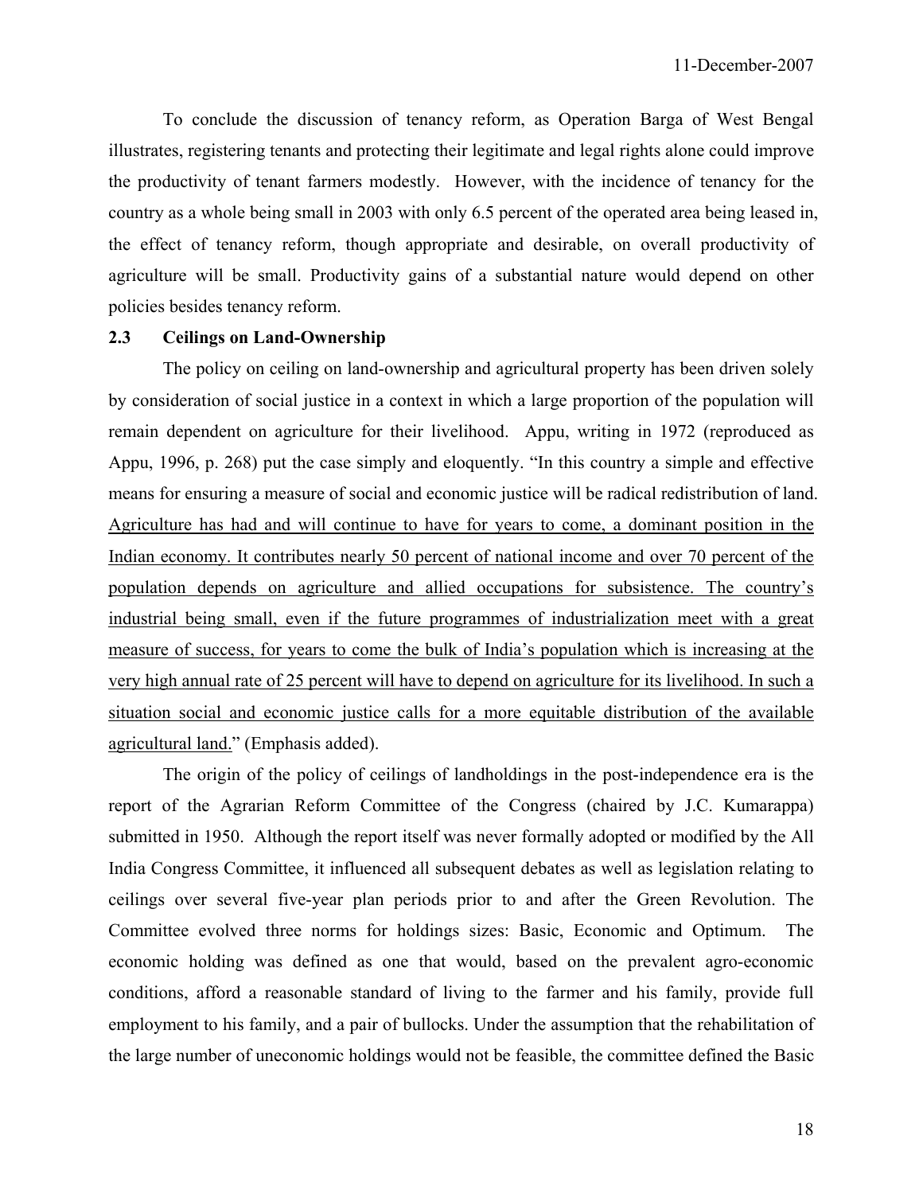To conclude the discussion of tenancy reform, as Operation Barga of West Bengal illustrates, registering tenants and protecting their legitimate and legal rights alone could improve the productivity of tenant farmers modestly. However, with the incidence of tenancy for the country as a whole being small in 2003 with only 6.5 percent of the operated area being leased in, the effect of tenancy reform, though appropriate and desirable, on overall productivity of agriculture will be small. Productivity gains of a substantial nature would depend on other policies besides tenancy reform.

### 2.3 Ceilings on Land-Ownership

The policy on ceiling on land-ownership and agricultural property has been driven solely by consideration of social justice in a context in which a large proportion of the population will remain dependent on agriculture for their livelihood. Appu, writing in 1972 (reproduced as Appu, 1996, p. 268) put the case simply and eloquently. "In this country a simple and effective means for ensuring a measure of social and economic justice will be radical redistribution of land. <u>Agriculture has had and will continue to have for years to come, a dominant position in the Indian economy. It contributes nearly 50 percent of national income and over 70 percent of the population depends on agriculture and allied occupations for subsistence. The country's industrial being small, even if the future programmes of industrialization meet with a great measure of success, for years to come the bulk of India's population which is increasing at the very high annual rate of 25 percent will have to depend on agriculture for its livelihood. In such a situation social and economic justice calls for a more equitable distribution of the available agricultural land.</u>" (Emphasis added).

The origin of the policy of ceilings of landholdings in the post-independence era is the report of the Agrarian Reform Committee of the Congress (chaired by J.C. Kumarappa) submitted in 1950. Although the report itself was never formally adopted or modified by the All India Congress Committee, it influenced all subsequent debates as well as legislation relating to ceilings over several five-year plan periods prior to and after the Green Revolution. The Committee evolved three norms for holdings sizes: Basic, Economic and Optimum. The economic holding was defined as one that would, based on the prevalent agro-economic conditions, afford a reasonable standard of living to the farmer and his family, provide full employment to his family, and a pair of bullocks. Under the assumption that the rehabilitation of the large number of uneconomic holdings would not be feasible, the committee defined the Basic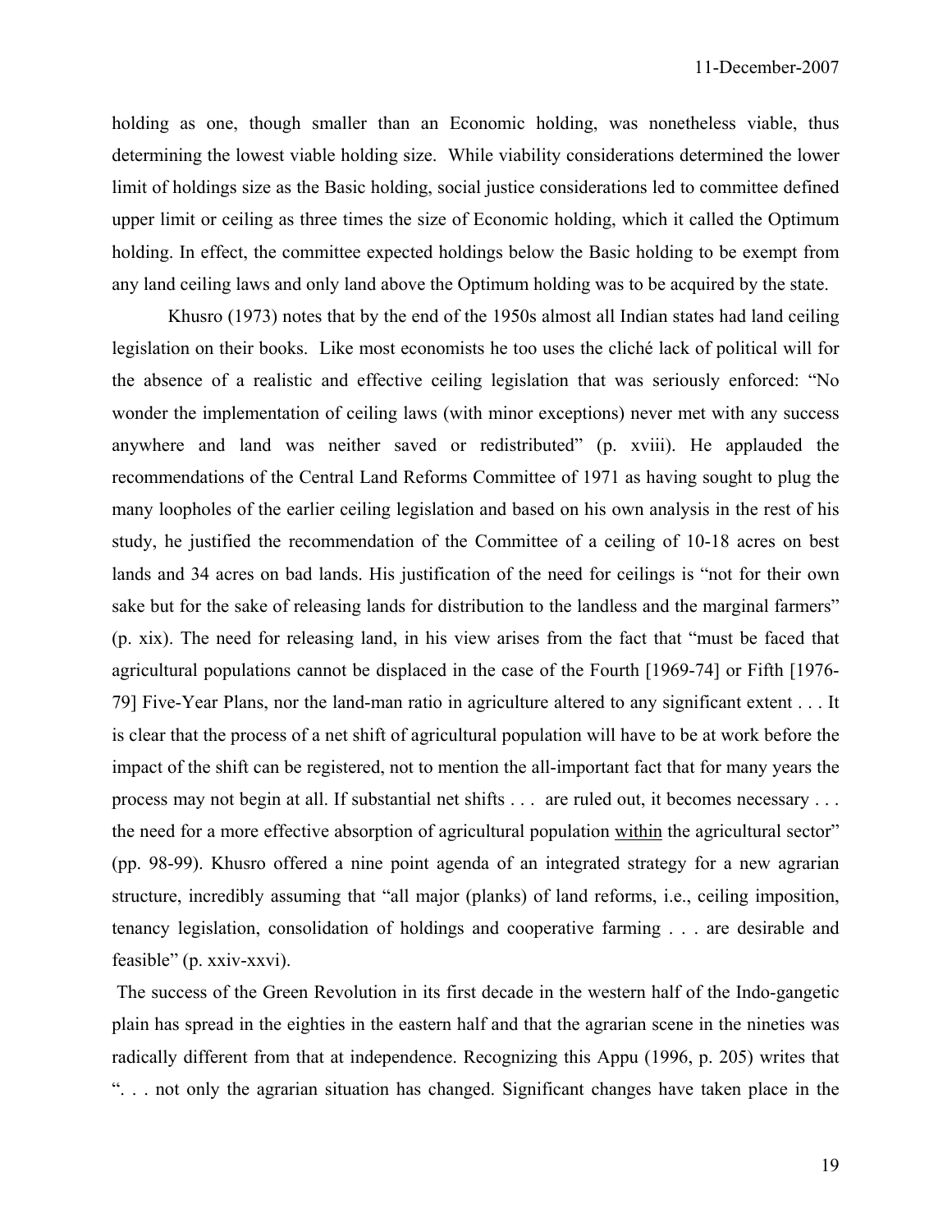holding as one, though smaller than an Economic holding, was nonetheless viable, thus determining the lowest viable holding size. While viability considerations determined the lower limit of holdings size as the Basic holding, social justice considerations led to committee defined upper limit or ceiling as three times the size of Economic holding, which it called the Optimum holding. In effect, the committee expected holdings below the Basic holding to be exempt from any land ceiling laws and only land above the Optimum holding was to be acquired by the state.

Khusro (1973) notes that by the end of the 1950s almost all Indian states had land ceiling legislation on their books. Like most economists he too uses the cliché lack of political will for the absence of a realistic and effective ceiling legislation that was seriously enforced: "No wonder the implementation of ceiling laws (with minor exceptions) never met with any success anywhere and land was neither saved or redistributed" (p. xviii). He applauded the recommendations of the Central Land Reforms Committee of 1971 as having sought to plug the many loopholes of the earlier ceiling legislation and based on his own analysis in the rest of his study, he justified the recommendation of the Committee of a ceiling of 10-18 acres on best lands and 34 acres on bad lands. His justification of the need for ceilings is "not for their own sake but for the sake of releasing lands for distribution to the landless and the marginal farmers" (p. xix). The need for releasing land, in his view arises from the fact that "must be faced that agricultural populations cannot be displaced in the case of the Fourth [1969-74] or Fifth [1976-79] Five-Year Plans, nor the land-man ratio in agriculture altered to any significant extent . . . It is clear that the process of a net shift of agricultural population will have to be at work before the impact of the shift can be registered, not to mention the all-important fact that for many years the process may not begin at all. If substantial net shifts . . . are ruled out, it becomes necessary . . . the need for a more effective absorption of agricultural population <u>within</u> the agricultural sector" (pp. 98-99). Khusro offered a nine point agenda of an integrated strategy for a new agrarian structure, incredibly assuming that "all major (planks) of land reforms, i.e., ceiling imposition, tenancy legislation, consolidation of holdings and cooperative farming . . . are desirable and feasible" (p. xxiv-xxvi).

The success of the Green Revolution in its first decade in the western half of the Indo-gangetic plain has spread in the eighties in the eastern half and that the agrarian scene in the nineties was radically different from that at independence. Recognizing this Appu (1996, p. 205) writes that ". . . not only the agrarian situation has changed. Significant changes have taken place in the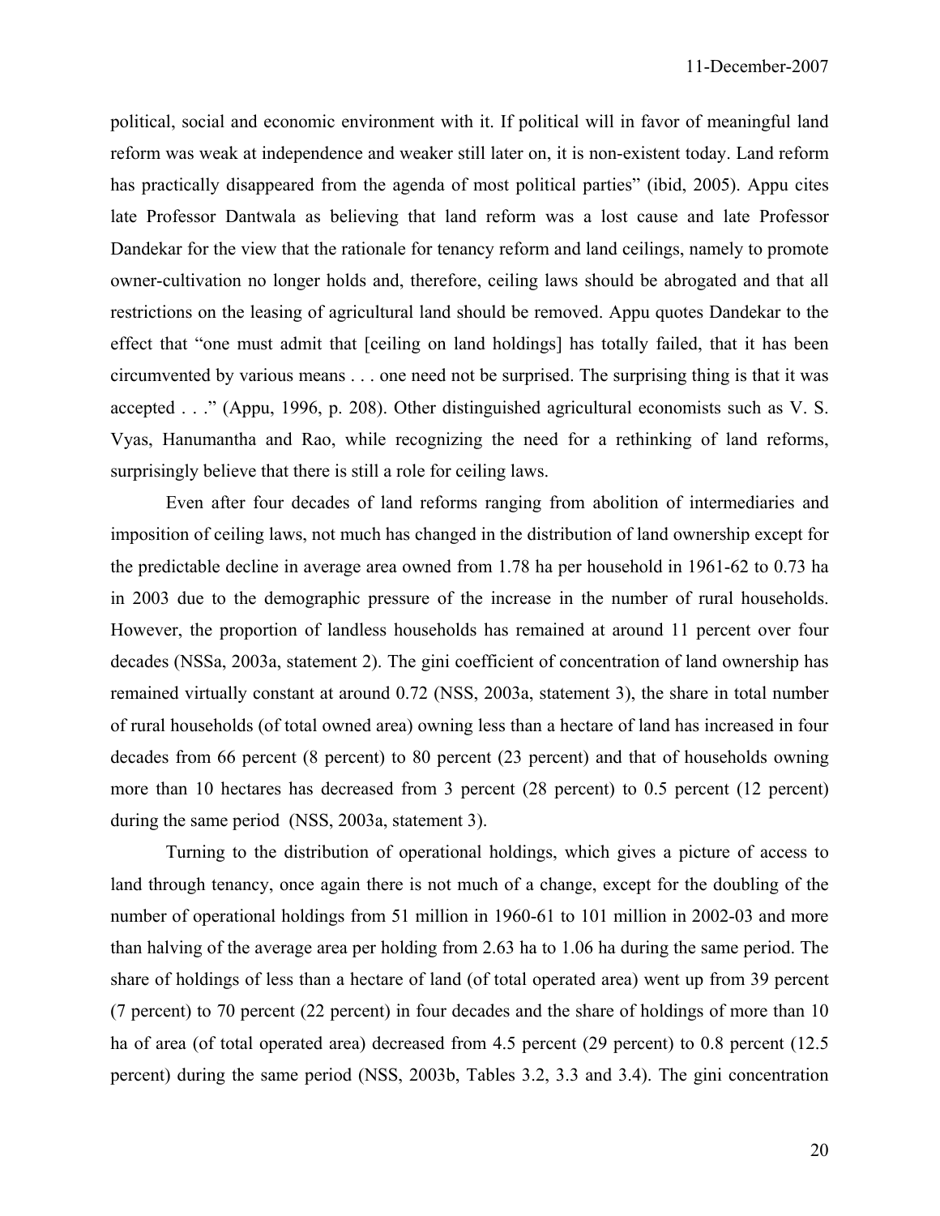political, social and economic environment with it. If political will in favor of meaningful land reform was weak at independence and weaker still later on, it is non-existent today. Land reform has practically disappeared from the agenda of most political parties" (ibid, 2005). Appu cites late Professor Dantwala as believing that land reform was a lost cause and late Professor Dandekar for the view that the rationale for tenancy reform and land ceilings, namely to promote owner-cultivation no longer holds and, therefore, ceiling laws should be abrogated and that all restrictions on the leasing of agricultural land should be removed. Appu quotes Dandekar to the effect that "one must admit that [ceiling on land holdings] has totally failed, that it has been circumvented by various means . . . one need not be surprised. The surprising thing is that it was accepted . . ." (Appu, 1996, p. 208). Other distinguished agricultural economists such as V. S. Vyas, Hanumantha and Rao, while recognizing the need for a rethinking of land reforms, surprisingly believe that there is still a role for ceiling laws.

Even after four decades of land reforms ranging from abolition of intermediaries and imposition of ceiling laws, not much has changed in the distribution of land ownership except for the predictable decline in average area owned from 1.78 ha per household in 1961-62 to 0.73 ha in 2003 due to the demographic pressure of the increase in the number of rural households. However, the proportion of landless households has remained at around 11 percent over four decades (NSSa, 2003a, statement 2). The gini coefficient of concentration of land ownership has remained virtually constant at around 0.72 (NSS, 2003a, statement 3), the share in total number of rural households (of total owned area) owning less than a hectare of land has increased in four decades from 66 percent (8 percent) to 80 percent (23 percent) and that of households owning more than 10 hectares has decreased from 3 percent (28 percent) to 0.5 percent (12 percent) during the same period (NSS, 2003a, statement 3).

Turning to the distribution of operational holdings, which gives a picture of access to land through tenancy, once again there is not much of a change, except for the doubling of the number of operational holdings from 51 million in 1960-61 to 101 million in 2002-03 and more than halving of the average area per holding from 2.63 ha to 1.06 ha during the same period. The share of holdings of less than a hectare of land (of total operated area) went up from 39 percent (7 percent) to 70 percent (22 percent) in four decades and the share of holdings of more than 10 ha of area (of total operated area) decreased from 4.5 percent (29 percent) to 0.8 percent (12.5 percent) during the same period (NSS, 2003b, Tables 3.2, 3.3 and 3.4). The gini concentration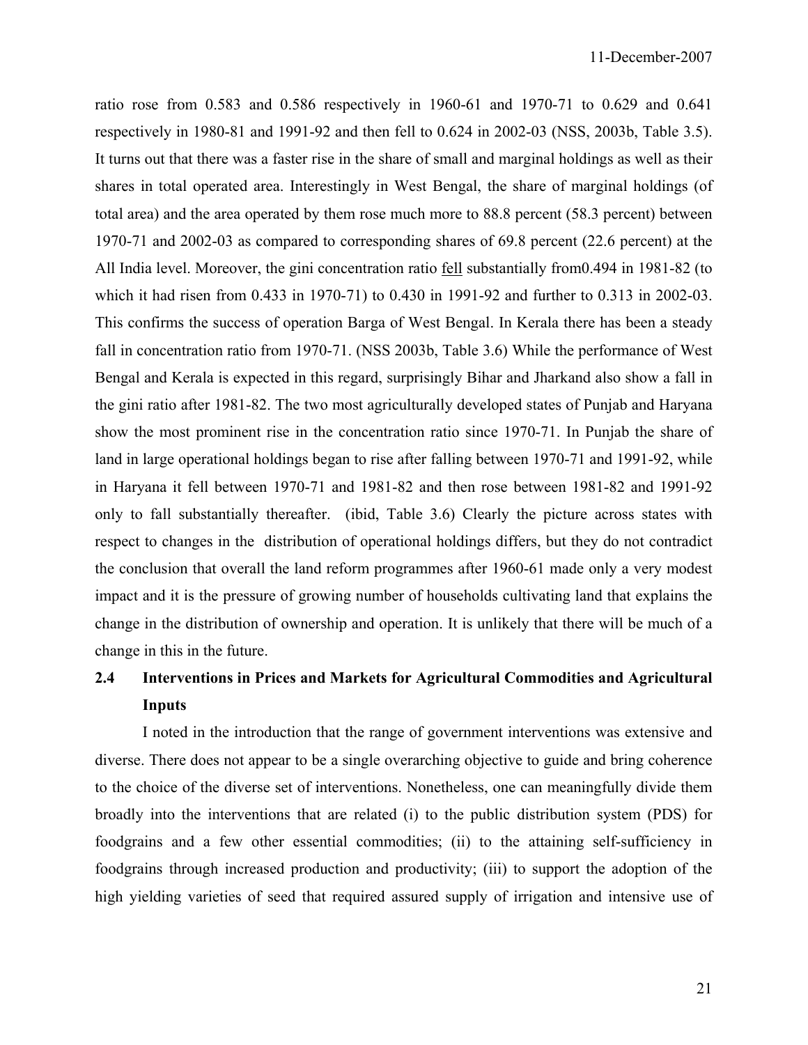ratio rose from 0.583 and 0.586 respectively in 1960-61 and 1970-71 to 0.629 and 0.641 respectively in 1980-81 and 1991-92 and then fell to 0.624 in 2002-03 (NSS, 2003b, Table 3.5). It turns out that there was a faster rise in the share of small and marginal holdings as well as their shares in total operated area. Interestingly in West Bengal, the share of marginal holdings (of total area) and the area operated by them rose much more to 88.8 percent (58.3 percent) between 1970-71 and 2002-03 as compared to corresponding shares of 69.8 percent (22.6 percent) at the All India level. Moreover, the gini concentration ratio <u>fell</u> substantially from0.494 in 1981-82 (to which it had risen from 0.433 in 1970-71) to 0.430 in 1991-92 and further to 0.313 in 2002-03. This confirms the success of operation Barga of West Bengal. In Kerala there has been a steady fall in concentration ratio from 1970-71. (NSS 2003b, Table 3.6) While the performance of West Bengal and Kerala is expected in this regard, surprisingly Bihar and Jharkand also show a fall in the gini ratio after 1981-82. The two most agriculturally developed states of Punjab and Haryana show the most prominent rise in the concentration ratio since 1970-71. In Punjab the share of land in large operational holdings began to rise after falling between 1970-71 and 1991-92, while in Haryana it fell between 1970-71 and 1981-82 and then rose between 1981-82 and 1991-92 only to fall substantially thereafter. (ibid, Table 3.6) Clearly the picture across states with respect to changes in the distribution of operational holdings differs, but they do not contradict the conclusion that overall the land reform programmes after 1960-61 made only a very modest impact and it is the pressure of growing number of households cultivating land that explains the change in the distribution of ownership and operation. It is unlikely that there will be much of a change in this in the future.

## 2.4 Interventions in Prices and Markets for Agricultural Commodities and Agricultural Inputs

I noted in the introduction that the range of government interventions was extensive and diverse. There does not appear to be a single overarching objective to guide and bring coherence to the choice of the diverse set of interventions. Nonetheless, one can meaningfully divide them broadly into the interventions that are related (i) to the public distribution system (PDS) for foodgrains and a few other essential commodities; (ii) to the attaining self-sufficiency in foodgrains through increased production and productivity; (iii) to support the adoption of the high yielding varieties of seed that required assured supply of irrigation and intensive use of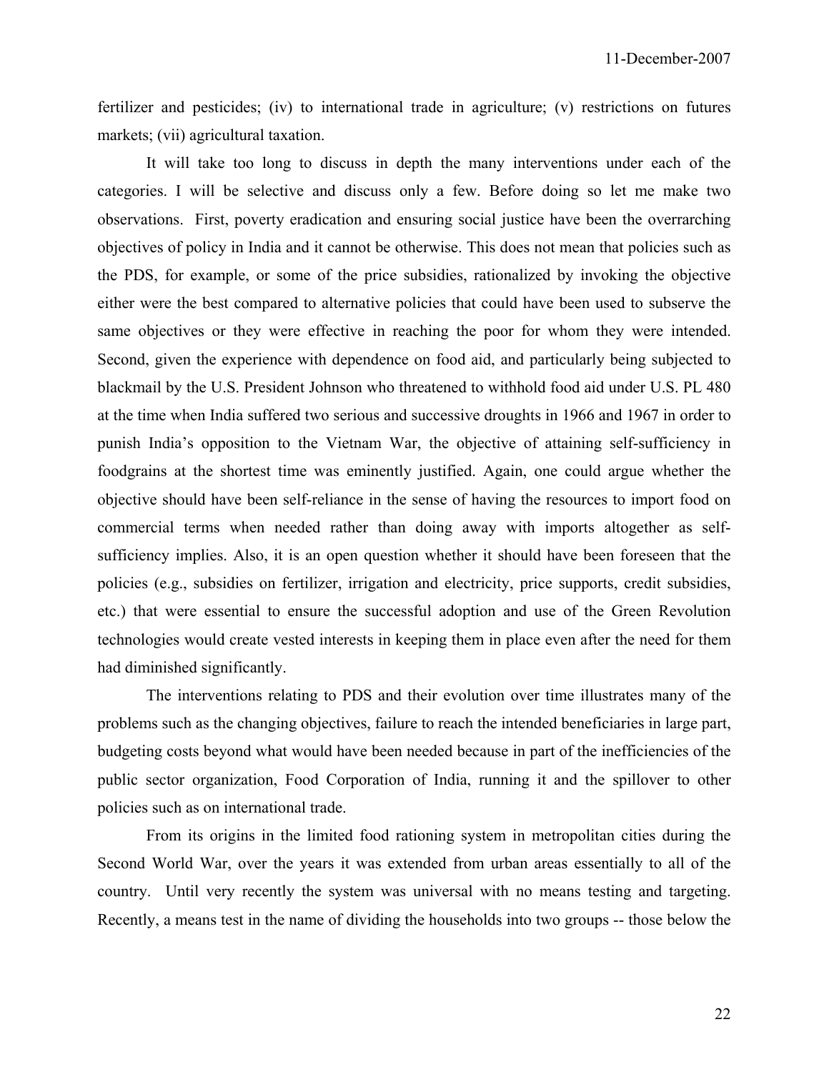fertilizer and pesticides; (iv) to international trade in agriculture; (v) restrictions on futures markets; (vii) agricultural taxation.

It will take too long to discuss in depth the many interventions under each of the categories. I will be selective and discuss only a few. Before doing so let me make two observations. First, poverty eradication and ensuring social justice have been the overrarching objectives of policy in India and it cannot be otherwise. This does not mean that policies such as the PDS, for example, or some of the price subsidies, rationalized by invoking the objective either were the best compared to alternative policies that could have been used to subserve the same objectives or they were effective in reaching the poor for whom they were intended. Second, given the experience with dependence on food aid, and particularly being subjected to blackmail by the U.S. President Johnson who threatened to withhold food aid under U.S. PL 480 at the time when India suffered two serious and successive droughts in 1966 and 1967 in order to punish India's opposition to the Vietnam War, the objective of attaining self-sufficiency in foodgrains at the shortest time was eminently justified. Again, one could argue whether the objective should have been self-reliance in the sense of having the resources to import food on commercial terms when needed rather than doing away with imports altogether as self-sufficiency implies. Also, it is an open question whether it should have been foreseen that the policies (e.g., subsidies on fertilizer, irrigation and electricity, price supports, credit subsidies, etc.) that were essential to ensure the successful adoption and use of the Green Revolution technologies would create vested interests in keeping them in place even after the need for them had diminished significantly.

The interventions relating to PDS and their evolution over time illustrates many of the problems such as the changing objectives, failure to reach the intended beneficiaries in large part, budgeting costs beyond what would have been needed because in part of the inefficiencies of the public sector organization, Food Corporation of India, running it and the spillover to other policies such as on international trade.

From its origins in the limited food rationing system in metropolitan cities during the Second World War, over the years it was extended from urban areas essentially to all of the country. Until very recently the system was universal with no means testing and targeting. Recently, a means test in the name of dividing the households into two groups -- those below the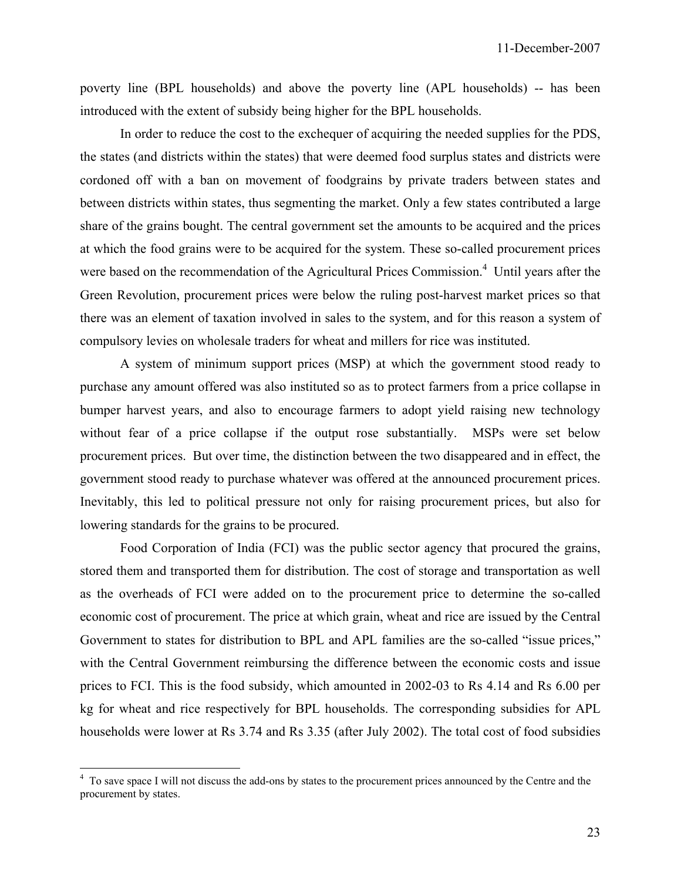poverty line (BPL households) and above the poverty line (APL households) -- has been introduced with the extent of subsidy being higher for the BPL households.

In order to reduce the cost to the exchequer of acquiring the needed supplies for the PDS, the states (and districts within the states) that were deemed food surplus states and districts were cordoned off with a ban on movement of foodgrains by private traders between states and between districts within states, thus segmenting the market. Only a few states contributed a large share of the grains bought. The central government set the amounts to be acquired and the prices at which the food grains were to be acquired for the system. These so-called procurement prices were based on the recommendation of the Agricultural Prices Commission.[4] Until years after the Green Revolution, procurement prices were below the ruling post-harvest market prices so that there was an element of taxation involved in sales to the system, and for this reason a system of compulsory levies on wholesale traders for wheat and millers for rice was instituted.

A system of minimum support prices (MSP) at which the government stood ready to purchase any amount offered was also instituted so as to protect farmers from a price collapse in bumper harvest years, and also to encourage farmers to adopt yield raising new technology without fear of a price collapse if the output rose substantially. MSPs were set below procurement prices. But over time, the distinction between the two disappeared and in effect, the government stood ready to purchase whatever was offered at the announced procurement prices. Inevitably, this led to political pressure not only for raising procurement prices, but also for lowering standards for the grains to be procured.

Food Corporation of India (FCI) was the public sector agency that procured the grains, stored them and transported them for distribution. The cost of storage and transportation as well as the overheads of FCI were added on to the procurement price to determine the so-called economic cost of procurement. The price at which grain, wheat and rice are issued by the Central Government to states for distribution to BPL and APL families are the so-called "issue prices," with the Central Government reimbursing the difference between the economic costs and issue prices to FCI. This is the food subsidy, which amounted in 2002-03 to Rs 4.14 and Rs 6.00 per kg for wheat and rice respectively for BPL households. The corresponding subsidies for APL households were lower at Rs 3.74 and Rs 3.35 (after July 2002). The total cost of food subsidies

[4] To save space I will not discuss the add-ons by states to the procurement prices announced by the Centre and the procurement by states.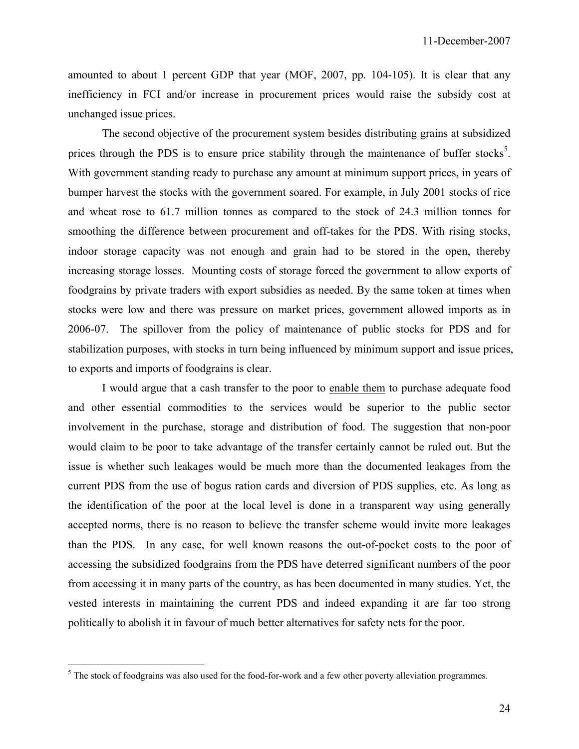amounted to about 1 percent GDP that year (MOF, 2007, pp. 104-105). It is clear that any inefficiency in FCI and/or increase in procurement prices would raise the subsidy cost at unchanged issue prices.

The second objective of the procurement system besides distributing grains at subsidized prices through the PDS is to ensure price stability through the maintenance of buffer stocks[5]. With government standing ready to purchase any amount at minimum support prices, in years of bumper harvest the stocks with the government soared. For example, in July 2001 stocks of rice and wheat rose to 61.7 million tonnes as compared to the stock of 24.3 million tonnes for smoothing the difference between procurement and off-takes for the PDS. With rising stocks, indoor storage capacity was not enough and grain had to be stored in the open, thereby increasing storage losses. Mounting costs of storage forced the government to allow exports of foodgrains by private traders with export subsidies as needed. By the same token at times when stocks were low and there was pressure on market prices, government allowed imports as in 2006-07. The spillover from the policy of maintenance of public stocks for PDS and for stabilization purposes, with stocks in turn being influenced by minimum support and issue prices, to exports and imports of foodgrains is clear.

I would argue that a cash transfer to the poor to enable them to purchase adequate food and other essential commodities to the services would be superior to the public sector involvement in the purchase, storage and distribution of food. The suggestion that non-poor would claim to be poor to take advantage of the transfer certainly cannot be ruled out. But the issue is whether such leakages would be much more than the documented leakages from the current PDS from the use of bogus ration cards and diversion of PDS supplies, etc. As long as the identification of the poor at the local level is done in a transparent way using generally accepted norms, there is no reason to believe the transfer scheme would invite more leakages than the PDS. In any case, for well known reasons the out-of-pocket costs to the poor of accessing the subsidized foodgrains from the PDS have deterred significant numbers of the poor from accessing it in many parts of the country, as has been documented in many studies. Yet, the vested interests in maintaining the current PDS and indeed expanding it are far too strong politically to abolish it in favour of much better alternatives for safety nets for the poor.

[5] The stock of foodgrains was also used for the food-for-work and a few other poverty alleviation programmes.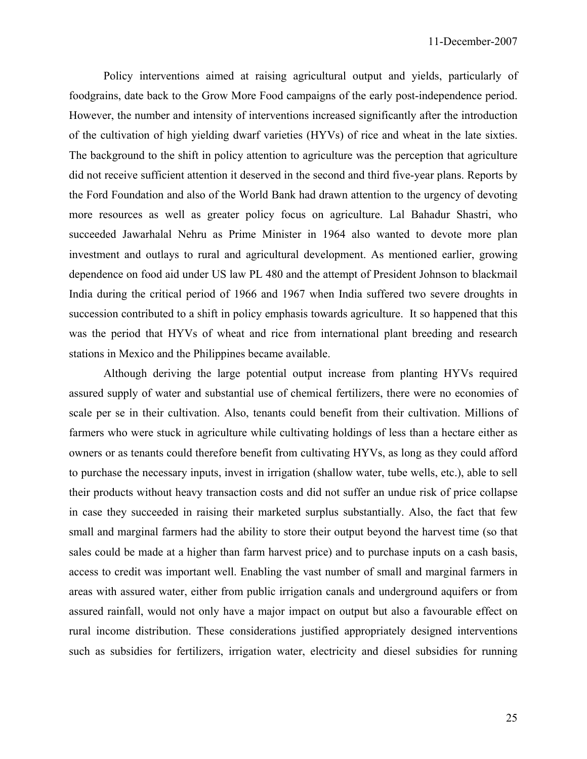Policy interventions aimed at raising agricultural output and yields, particularly of foodgrains, date back to the Grow More Food campaigns of the early post-independence period. However, the number and intensity of interventions increased significantly after the introduction of the cultivation of high yielding dwarf varieties (HYVs) of rice and wheat in the late sixties. The background to the shift in policy attention to agriculture was the perception that agriculture did not receive sufficient attention it deserved in the second and third five-year plans. Reports by the Ford Foundation and also of the World Bank had drawn attention to the urgency of devoting more resources as well as greater policy focus on agriculture. Lal Bahadur Shastri, who succeeded Jawarhalal Nehru as Prime Minister in 1964 also wanted to devote more plan investment and outlays to rural and agricultural development. As mentioned earlier, growing dependence on food aid under US law PL 480 and the attempt of President Johnson to blackmail India during the critical period of 1966 and 1967 when India suffered two severe droughts in succession contributed to a shift in policy emphasis towards agriculture. It so happened that this was the period that HYVs of wheat and rice from international plant breeding and research stations in Mexico and the Philippines became available.

Although deriving the large potential output increase from planting HYVs required assured supply of water and substantial use of chemical fertilizers, there were no economies of scale per se in their cultivation. Also, tenants could benefit from their cultivation. Millions of farmers who were stuck in agriculture while cultivating holdings of less than a hectare either as owners or as tenants could therefore benefit from cultivating HYVs, as long as they could afford to purchase the necessary inputs, invest in irrigation (shallow water, tube wells, etc.), able to sell their products without heavy transaction costs and did not suffer an undue risk of price collapse in case they succeeded in raising their marketed surplus substantially. Also, the fact that few small and marginal farmers had the ability to store their output beyond the harvest time (so that sales could be made at a higher than farm harvest price) and to purchase inputs on a cash basis, access to credit was important well. Enabling the vast number of small and marginal farmers in areas with assured water, either from public irrigation canals and underground aquifers or from assured rainfall, would not only have a major impact on output but also a favourable effect on rural income distribution. These considerations justified appropriately designed interventions such as subsidies for fertilizers, irrigation water, electricity and diesel subsidies for running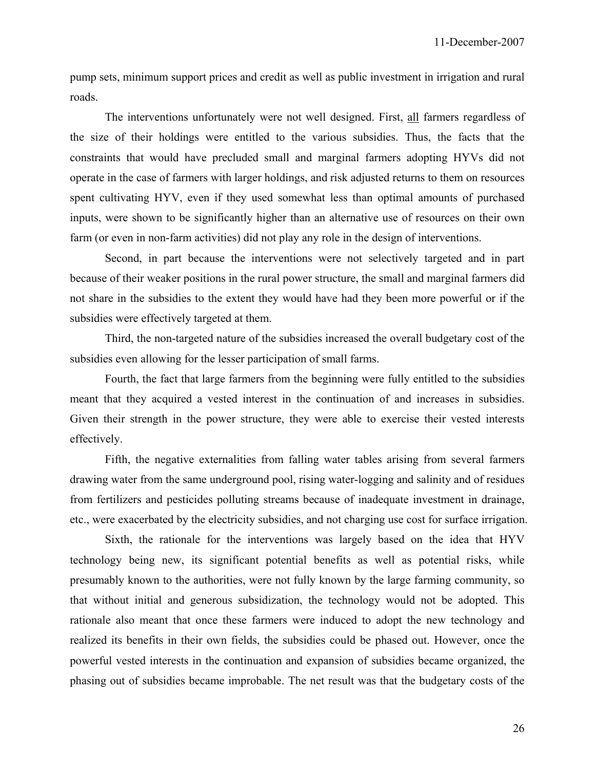pump sets, minimum support prices and credit as well as public investment in irrigation and rural roads.

The interventions unfortunately were not well designed. First, <u>all</u> farmers regardless of the size of their holdings were entitled to the various subsidies. Thus, the facts that the constraints that would have precluded small and marginal farmers adopting HYVs did not operate in the case of farmers with larger holdings, and risk adjusted returns to them on resources spent cultivating HYV, even if they used somewhat less than optimal amounts of purchased inputs, were shown to be significantly higher than an alternative use of resources on their own farm (or even in non-farm activities) did not play any role in the design of interventions.

Second, in part because the interventions were not selectively targeted and in part because of their weaker positions in the rural power structure, the small and marginal farmers did not share in the subsidies to the extent they would have had they been more powerful or if the subsidies were effectively targeted at them.

Third, the non-targeted nature of the subsidies increased the overall budgetary cost of the subsidies even allowing for the lesser participation of small farms.

Fourth, the fact that large farmers from the beginning were fully entitled to the subsidies meant that they acquired a vested interest in the continuation of and increases in subsidies. Given their strength in the power structure, they were able to exercise their vested interests effectively.

Fifth, the negative externalities from falling water tables arising from several farmers drawing water from the same underground pool, rising water-logging and salinity and of residues from fertilizers and pesticides polluting streams because of inadequate investment in drainage, etc., were exacerbated by the electricity subsidies, and not charging use cost for surface irrigation.

Sixth, the rationale for the interventions was largely based on the idea that HYV technology being new, its significant potential benefits as well as potential risks, while presumably known to the authorities, were not fully known by the large farming community, so that without initial and generous subsidization, the technology would not be adopted. This rationale also meant that once these farmers were induced to adopt the new technology and realized its benefits in their own fields, the subsidies could be phased out. However, once the powerful vested interests in the continuation and expansion of subsidies became organized, the phasing out of subsidies became improbable. The net result was that the budgetary costs of the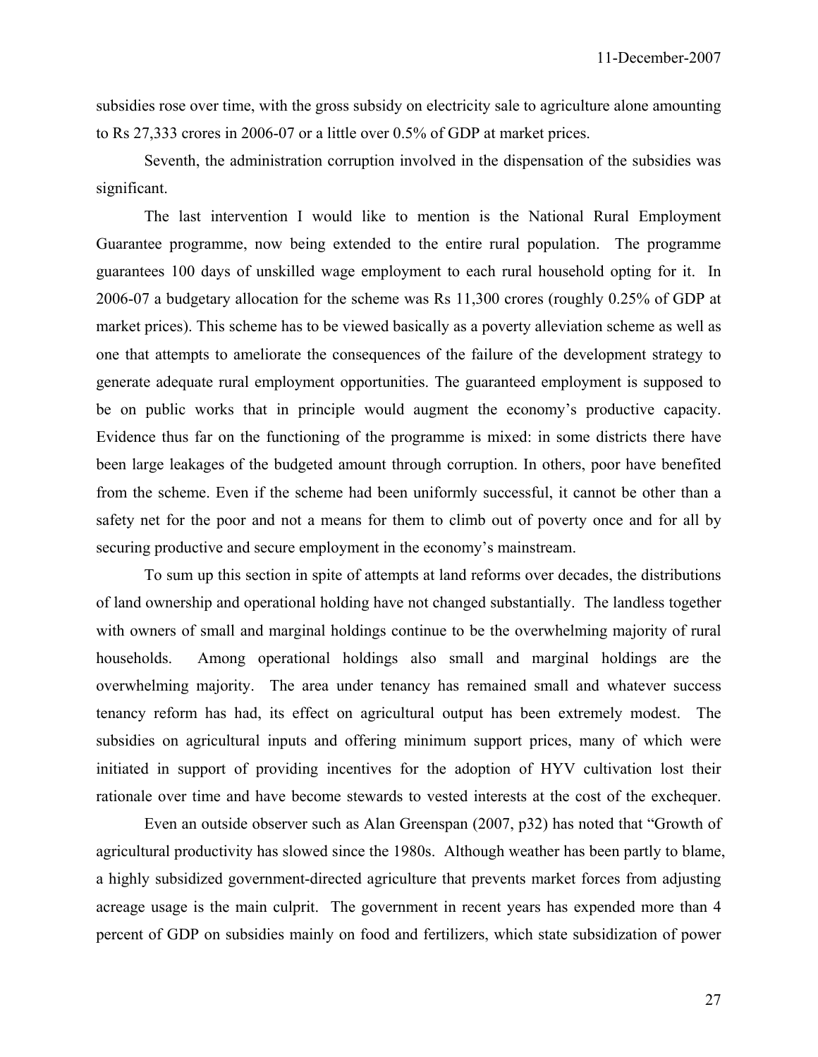subsidies rose over time, with the gross subsidy on electricity sale to agriculture alone amounting to Rs 27,333 crores in 2006-07 or a little over 0.5% of GDP at market prices.

Seventh, the administration corruption involved in the dispensation of the subsidies was significant.

The last intervention I would like to mention is the National Rural Employment Guarantee programme, now being extended to the entire rural population. The programme guarantees 100 days of unskilled wage employment to each rural household opting for it. In 2006-07 a budgetary allocation for the scheme was Rs 11,300 crores (roughly 0.25% of GDP at market prices). This scheme has to be viewed basically as a poverty alleviation scheme as well as one that attempts to ameliorate the consequences of the failure of the development strategy to generate adequate rural employment opportunities. The guaranteed employment is supposed to be on public works that in principle would augment the economy's productive capacity. Evidence thus far on the functioning of the programme is mixed: in some districts there have been large leakages of the budgeted amount through corruption. In others, poor have benefited from the scheme. Even if the scheme had been uniformly successful, it cannot be other than a safety net for the poor and not a means for them to climb out of poverty once and for all by securing productive and secure employment in the economy's mainstream.

To sum up this section in spite of attempts at land reforms over decades, the distributions of land ownership and operational holding have not changed substantially. The landless together with owners of small and marginal holdings continue to be the overwhelming majority of rural households. Among operational holdings also small and marginal holdings are the overwhelming majority. The area under tenancy has remained small and whatever success tenancy reform has had, its effect on agricultural output has been extremely modest. The subsidies on agricultural inputs and offering minimum support prices, many of which were initiated in support of providing incentives for the adoption of HYV cultivation lost their rationale over time and have become stewards to vested interests at the cost of the exchequer.

Even an outside observer such as Alan Greenspan (2007, p32) has noted that "Growth of agricultural productivity has slowed since the 1980s. Although weather has been partly to blame, a highly subsidized government-directed agriculture that prevents market forces from adjusting acreage usage is the main culprit. The government in recent years has expended more than 4 percent of GDP on subsidies mainly on food and fertilizers, which state subsidization of power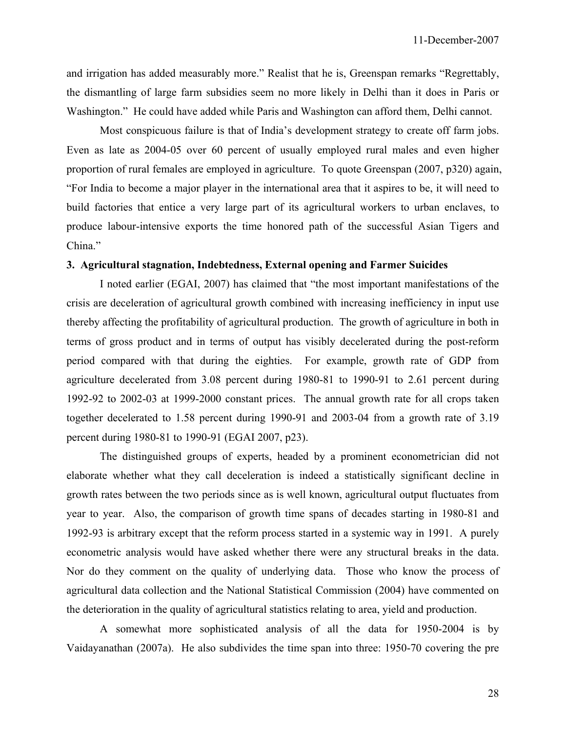and irrigation has added measurably more." Realist that he is, Greenspan remarks "Regrettably, the dismantling of large farm subsidies seem no more likely in Delhi than it does in Paris or Washington." He could have added while Paris and Washington can afford them, Delhi cannot.

Most conspicuous failure is that of India's development strategy to create off farm jobs. Even as late as 2004-05 over 60 percent of usually employed rural males and even higher proportion of rural females are employed in agriculture. To quote Greenspan (2007, p320) again, "For India to become a major player in the international area that it aspires to be, it will need to build factories that entice a very large part of its agricultural workers to urban enclaves, to produce labour-intensive exports the time honored path of the successful Asian Tigers and China."

### 3. Agricultural stagnation, Indebtedness, External opening and Farmer Suicides

I noted earlier (EGAI, 2007) has claimed that "the most important manifestations of the crisis are deceleration of agricultural growth combined with increasing inefficiency in input use thereby affecting the profitability of agricultural production. The growth of agriculture in both in terms of gross product and in terms of output has visibly decelerated during the post-reform period compared with that during the eighties. For example, growth rate of GDP from agriculture decelerated from 3.08 percent during 1980-81 to 1990-91 to 2.61 percent during 1992-92 to 2002-03 at 1999-2000 constant prices. The annual growth rate for all crops taken together decelerated to 1.58 percent during 1990-91 and 2003-04 from a growth rate of 3.19 percent during 1980-81 to 1990-91 (EGAI 2007, p23).

The distinguished groups of experts, headed by a prominent econometrician did not elaborate whether what they call deceleration is indeed a statistically significant decline in growth rates between the two periods since as is well known, agricultural output fluctuates from year to year. Also, the comparison of growth time spans of decades starting in 1980-81 and 1992-93 is arbitrary except that the reform process started in a systemic way in 1991. A purely econometric analysis would have asked whether there were any structural breaks in the data. Nor do they comment on the quality of underlying data. Those who know the process of agricultural data collection and the National Statistical Commission (2004) have commented on the deterioration in the quality of agricultural statistics relating to area, yield and production.

A somewhat more sophisticated analysis of all the data for 1950-2004 is by Vaidayanathan (2007a). He also subdivides the time span into three: 1950-70 covering the pre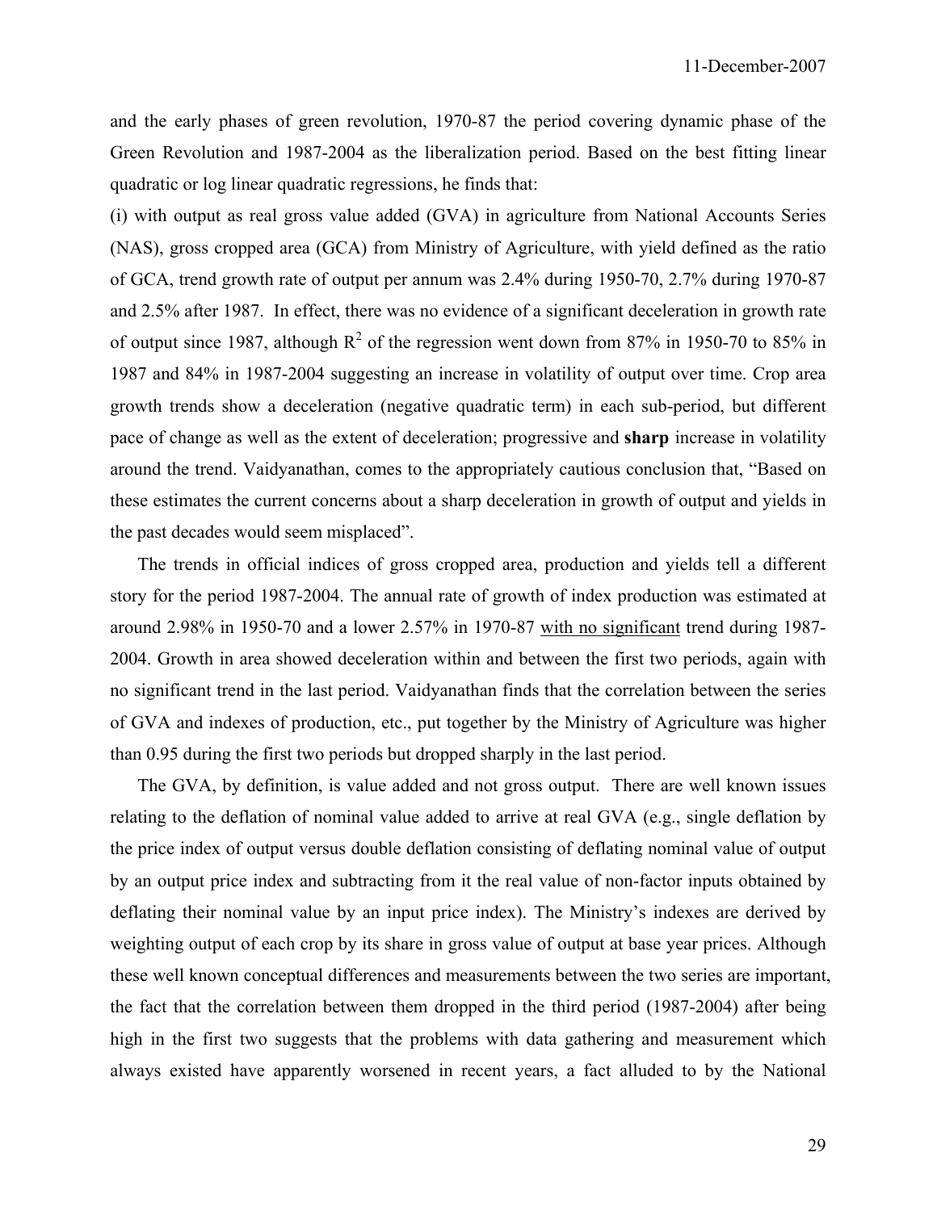and the early phases of green revolution, 1970-87 the period covering dynamic phase of the Green Revolution and 1987-2004 as the liberalization period. Based on the best fitting linear quadratic or log linear quadratic regressions, he finds that:

(i) with output as real gross value added (GVA) in agriculture from National Accounts Series (NAS), gross cropped area (GCA) from Ministry of Agriculture, with yield defined as the ratio of GCA, trend growth rate of output per annum was 2.4% during 1950-70, 2.7% during 1970-87 and 2.5% after 1987. In effect, there was no evidence of a significant deceleration in growth rate of output since 1987, although $R^2$ of the regression went down from 87% in 1950-70 to 85% in 1987 and 84% in 1987-2004 suggesting an increase in volatility of output over time. Crop area growth trends show a deceleration (negative quadratic term) in each sub-period, but different pace of change as well as the extent of deceleration; progressive and **sharp** increase in volatility around the trend. Vaidyanathan, comes to the appropriately cautious conclusion that, "Based on these estimates the current concerns about a sharp deceleration in growth of output and yields in the past decades would seem misplaced".

The trends in official indices of gross cropped area, production and yields tell a different story for the period 1987-2004. The annual rate of growth of index production was estimated at around 2.98% in 1950-70 and a lower 2.57% in 1970-87 <u>with no significant</u> trend during 1987-2004. Growth in area showed deceleration within and between the first two periods, again with no significant trend in the last period. Vaidyanathan finds that the correlation between the series of GVA and indexes of production, etc., put together by the Ministry of Agriculture was higher than 0.95 during the first two periods but dropped sharply in the last period.

The GVA, by definition, is value added and not gross output. There are well known issues relating to the deflation of nominal value added to arrive at real GVA (e.g., single deflation by the price index of output versus double deflation consisting of deflating nominal value of output by an output price index and subtracting from it the real value of non-factor inputs obtained by deflating their nominal value by an input price index). The Ministry's indexes are derived by weighting output of each crop by its share in gross value of output at base year prices. Although these well known conceptual differences and measurements between the two series are important, the fact that the correlation between them dropped in the third period (1987-2004) after being high in the first two suggests that the problems with data gathering and measurement which always existed have apparently worsened in recent years, a fact alluded to by the National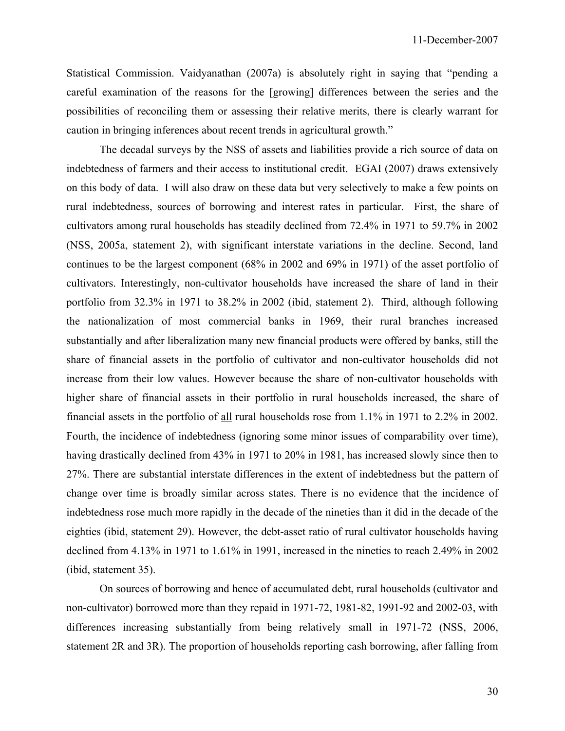Statistical Commission. Vaidyanathan (2007a) is absolutely right in saying that "pending a careful examination of the reasons for the [growing] differences between the series and the possibilities of reconciling them or assessing their relative merits, there is clearly warrant for caution in bringing inferences about recent trends in agricultural growth."

The decadal surveys by the NSS of assets and liabilities provide a rich source of data on indebtedness of farmers and their access to institutional credit. EGAI (2007) draws extensively on this body of data. I will also draw on these data but very selectively to make a few points on rural indebtedness, sources of borrowing and interest rates in particular. First, the share of cultivators among rural households has steadily declined from 72.4% in 1971 to 59.7% in 2002 (NSS, 2005a, statement 2), with significant interstate variations in the decline. Second, land continues to be the largest component (68% in 2002 and 69% in 1971) of the asset portfolio of cultivators. Interestingly, non-cultivator households have increased the share of land in their portfolio from 32.3% in 1971 to 38.2% in 2002 (ibid, statement 2). Third, although following the nationalization of most commercial banks in 1969, their rural branches increased substantially and after liberalization many new financial products were offered by banks, still the share of financial assets in the portfolio of cultivator and non-cultivator households did not increase from their low values. However because the share of non-cultivator households with higher share of financial assets in their portfolio in rural households increased, the share of financial assets in the portfolio of <u>all</u> rural households rose from 1.1% in 1971 to 2.2% in 2002. Fourth, the incidence of indebtedness (ignoring some minor issues of comparability over time), having drastically declined from 43% in 1971 to 20% in 1981, has increased slowly since then to 27%. There are substantial interstate differences in the extent of indebtedness but the pattern of change over time is broadly similar across states. There is no evidence that the incidence of indebtedness rose much more rapidly in the decade of the nineties than it did in the decade of the eighties (ibid, statement 29). However, the debt-asset ratio of rural cultivator households having declined from 4.13% in 1971 to 1.61% in 1991, increased in the nineties to reach 2.49% in 2002 (ibid, statement 35).

On sources of borrowing and hence of accumulated debt, rural households (cultivator and non-cultivator) borrowed more than they repaid in 1971-72, 1981-82, 1991-92 and 2002-03, with differences increasing substantially from being relatively small in 1971-72 (NSS, 2006, statement 2R and 3R). The proportion of households reporting cash borrowing, after falling from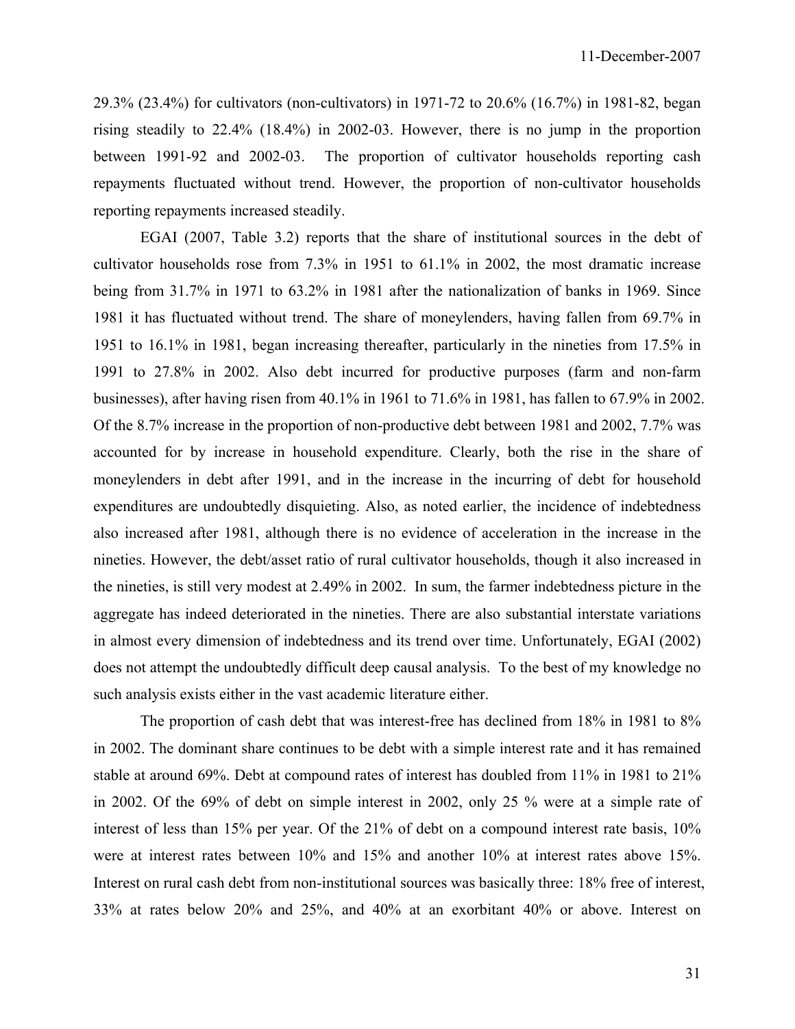29.3% (23.4%) for cultivators (non-cultivators) in 1971-72 to 20.6% (16.7%) in 1981-82, began rising steadily to 22.4% (18.4%) in 2002-03. However, there is no jump in the proportion between 1991-92 and 2002-03. The proportion of cultivator households reporting cash repayments fluctuated without trend. However, the proportion of non-cultivator households reporting repayments increased steadily.

EGAI (2007, Table 3.2) reports that the share of institutional sources in the debt of cultivator households rose from 7.3% in 1951 to 61.1% in 2002, the most dramatic increase being from 31.7% in 1971 to 63.2% in 1981 after the nationalization of banks in 1969. Since 1981 it has fluctuated without trend. The share of moneylenders, having fallen from 69.7% in 1951 to 16.1% in 1981, began increasing thereafter, particularly in the nineties from 17.5% in 1991 to 27.8% in 2002. Also debt incurred for productive purposes (farm and non-farm businesses), after having risen from 40.1% in 1961 to 71.6% in 1981, has fallen to 67.9% in 2002. Of the 8.7% increase in the proportion of non-productive debt between 1981 and 2002, 7.7% was accounted for by increase in household expenditure. Clearly, both the rise in the share of moneylenders in debt after 1991, and in the increase in the incurring of debt for household expenditures are undoubtedly disquieting. Also, as noted earlier, the incidence of indebtedness also increased after 1981, although there is no evidence of acceleration in the increase in the nineties. However, the debt/asset ratio of rural cultivator households, though it also increased in the nineties, is still very modest at 2.49% in 2002. In sum, the farmer indebtedness picture in the aggregate has indeed deteriorated in the nineties. There are also substantial interstate variations in almost every dimension of indebtedness and its trend over time. Unfortunately, EGAI (2002) does not attempt the undoubtedly difficult deep causal analysis. To the best of my knowledge no such analysis exists either in the vast academic literature either.

The proportion of cash debt that was interest-free has declined from 18% in 1981 to 8% in 2002. The dominant share continues to be debt with a simple interest rate and it has remained stable at around 69%. Debt at compound rates of interest has doubled from 11% in 1981 to 21% in 2002. Of the 69% of debt on simple interest in 2002, only 25 % were at a simple rate of interest of less than 15% per year. Of the 21% of debt on a compound interest rate basis, 10% were at interest rates between 10% and 15% and another 10% at interest rates above 15%. Interest on rural cash debt from non-institutional sources was basically three: 18% free of interest, 33% at rates below 20% and 25%, and 40% at an exorbitant 40% or above. Interest on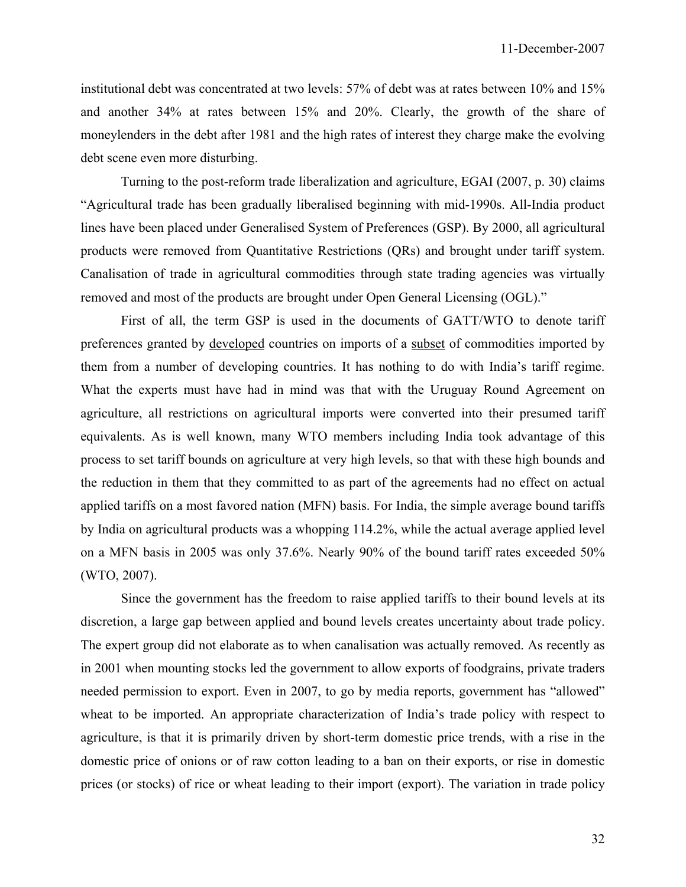institutional debt was concentrated at two levels: 57% of debt was at rates between 10% and 15% and another 34% at rates between 15% and 20%. Clearly, the growth of the share of moneylenders in the debt after 1981 and the high rates of interest they charge make the evolving debt scene even more disturbing.

Turning to the post-reform trade liberalization and agriculture, EGAI (2007, p. 30) claims "Agricultural trade has been gradually liberalised beginning with mid-1990s. All-India product lines have been placed under Generalised System of Preferences (GSP). By 2000, all agricultural products were removed from Quantitative Restrictions (QRs) and brought under tariff system. Canalisation of trade in agricultural commodities through state trading agencies was virtually removed and most of the products are brought under Open General Licensing (OGL)."

First of all, the term GSP is used in the documents of GATT/WTO to denote tariff preferences granted by <u>developed</u> countries on imports of a <u>subset</u> of commodities imported by them from a number of developing countries. It has nothing to do with India's tariff regime. What the experts must have had in mind was that with the Uruguay Round Agreement on agriculture, all restrictions on agricultural imports were converted into their presumed tariff equivalents. As is well known, many WTO members including India took advantage of this process to set tariff bounds on agriculture at very high levels, so that with these high bounds and the reduction in them that they committed to as part of the agreements had no effect on actual applied tariffs on a most favored nation (MFN) basis. For India, the simple average bound tariffs by India on agricultural products was a whopping 114.2%, while the actual average applied level on a MFN basis in 2005 was only 37.6%. Nearly 90% of the bound tariff rates exceeded 50% (WTO, 2007).

Since the government has the freedom to raise applied tariffs to their bound levels at its discretion, a large gap between applied and bound levels creates uncertainty about trade policy. The expert group did not elaborate as to when canalisation was actually removed. As recently as in 2001 when mounting stocks led the government to allow exports of foodgrains, private traders needed permission to export. Even in 2007, to go by media reports, government has "allowed" wheat to be imported. An appropriate characterization of India's trade policy with respect to agriculture, is that it is primarily driven by short-term domestic price trends, with a rise in the domestic price of onions or of raw cotton leading to a ban on their exports, or rise in domestic prices (or stocks) of rice or wheat leading to their import (export). The variation in trade policy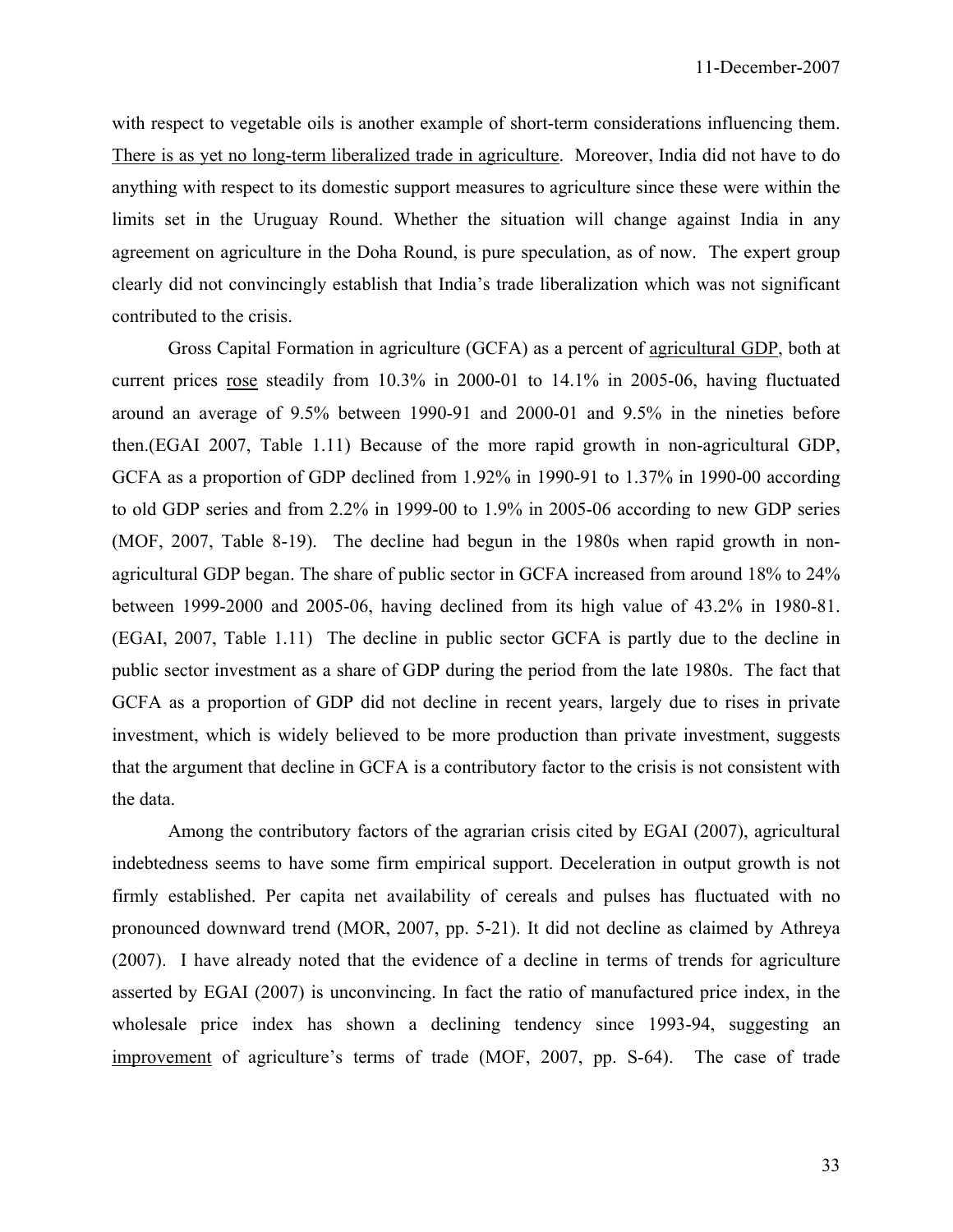with respect to vegetable oils is another example of short-term considerations influencing them. <u>There is as yet no long-term liberalized trade in agriculture</u>. Moreover, India did not have to do anything with respect to its domestic support measures to agriculture since these were within the limits set in the Uruguay Round. Whether the situation will change against India in any agreement on agriculture in the Doha Round, is pure speculation, as of now. The expert group clearly did not convincingly establish that India's trade liberalization which was not significant contributed to the crisis.

Gross Capital Formation in agriculture (GCFA) as a percent of <u>agricultural GDP</u>, both at current prices <u>rose</u> steadily from 10.3% in 2000-01 to 14.1% in 2005-06, having fluctuated around an average of 9.5% between 1990-91 and 2000-01 and 9.5% in the nineties before then.(EGAI 2007, Table 1.11) Because of the more rapid growth in non-agricultural GDP, GCFA as a proportion of GDP declined from 1.92% in 1990-91 to 1.37% in 1990-00 according to old GDP series and from 2.2% in 1999-00 to 1.9% in 2005-06 according to new GDP series (MOF, 2007, Table 8-19). The decline had begun in the 1980s when rapid growth in non-agricultural GDP began. The share of public sector in GCFA increased from around 18% to 24% between 1999-2000 and 2005-06, having declined from its high value of 43.2% in 1980-81. (EGAI, 2007, Table 1.11) The decline in public sector GCFA is partly due to the decline in public sector investment as a share of GDP during the period from the late 1980s. The fact that GCFA as a proportion of GDP did not decline in recent years, largely due to rises in private investment, which is widely believed to be more production than private investment, suggests that the argument that decline in GCFA is a contributory factor to the crisis is not consistent with the data.

Among the contributory factors of the agrarian crisis cited by EGAI (2007), agricultural indebtedness seems to have some firm empirical support. Deceleration in output growth is not firmly established. Per capita net availability of cereals and pulses has fluctuated with no pronounced downward trend (MOR, 2007, pp. 5-21). It did not decline as claimed by Athreya (2007). I have already noted that the evidence of a decline in terms of trends for agriculture asserted by EGAI (2007) is unconvincing. In fact the ratio of manufactured price index, in the wholesale price index has shown a declining tendency since 1993-94, suggesting an <u>improvement</u> of agriculture's terms of trade (MOF, 2007, pp. S-64). The case of trade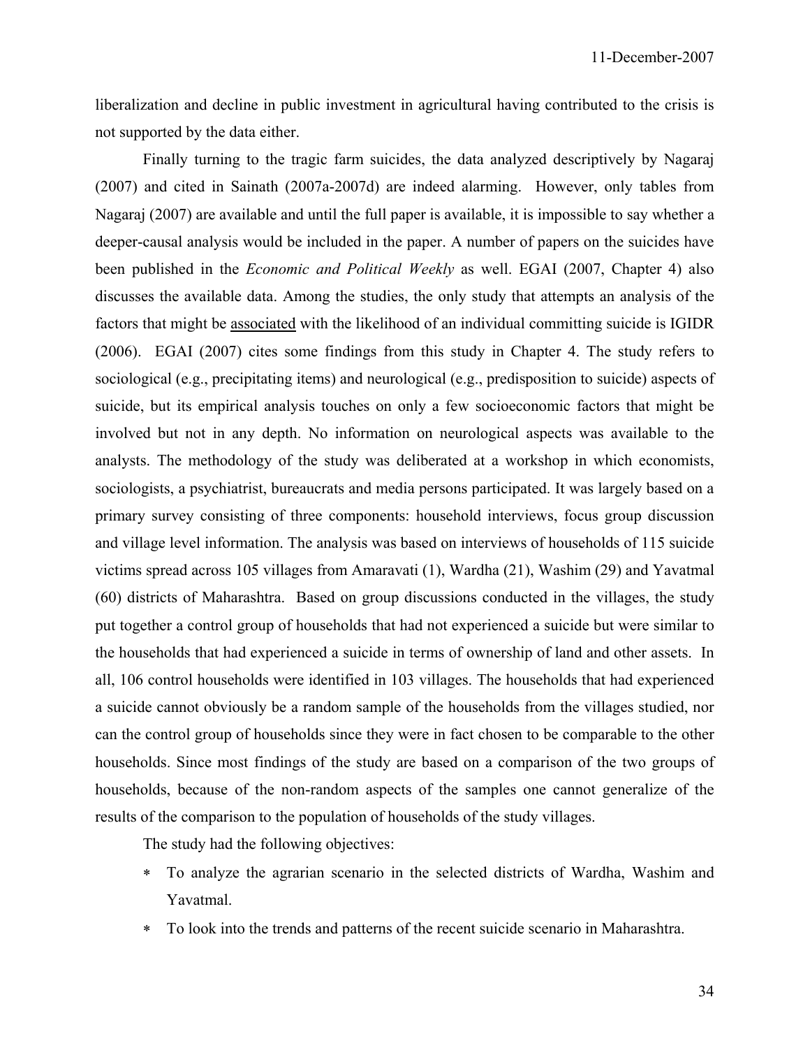liberalization and decline in public investment in agricultural having contributed to the crisis is not supported by the data either.

Finally turning to the tragic farm suicides, the data analyzed descriptively by Nagaraj (2007) and cited in Sainath (2007a-2007d) are indeed alarming. However, only tables from Nagaraj (2007) are available and until the full paper is available, it is impossible to say whether a deeper-causal analysis would be included in the paper. A number of papers on the suicides have been published in the *Economic and Political Weekly* as well. EGAI (2007, Chapter 4) also discusses the available data. Among the studies, the only study that attempts an analysis of the factors that might be <u>associated</u> with the likelihood of an individual committing suicide is IGIDR (2006). EGAI (2007) cites some findings from this study in Chapter 4. The study refers to sociological (e.g., precipitating items) and neurological (e.g., predisposition to suicide) aspects of suicide, but its empirical analysis touches on only a few socioeconomic factors that might be involved but not in any depth. No information on neurological aspects was available to the analysts. The methodology of the study was deliberated at a workshop in which economists, sociologists, a psychiatrist, bureaucrats and media persons participated. It was largely based on a primary survey consisting of three components: household interviews, focus group discussion and village level information. The analysis was based on interviews of households of 115 suicide victims spread across 105 villages from Amaravati (1), Wardha (21), Washim (29) and Yavatmal (60) districts of Maharashtra. Based on group discussions conducted in the villages, the study put together a control group of households that had not experienced a suicide but were similar to the households that had experienced a suicide in terms of ownership of land and other assets. In all, 106 control households were identified in 103 villages. The households that had experienced a suicide cannot obviously be a random sample of the households from the villages studied, nor can the control group of households since they were in fact chosen to be comparable to the other households. Since most findings of the study are based on a comparison of the two groups of households, because of the non-random aspects of the samples one cannot generalize of the results of the comparison to the population of households of the study villages.

The study had the following objectives:

* To analyze the agrarian scenario in the selected districts of Wardha, Washim and Yavatmal.
* To look into the trends and patterns of the recent suicide scenario in Maharashtra.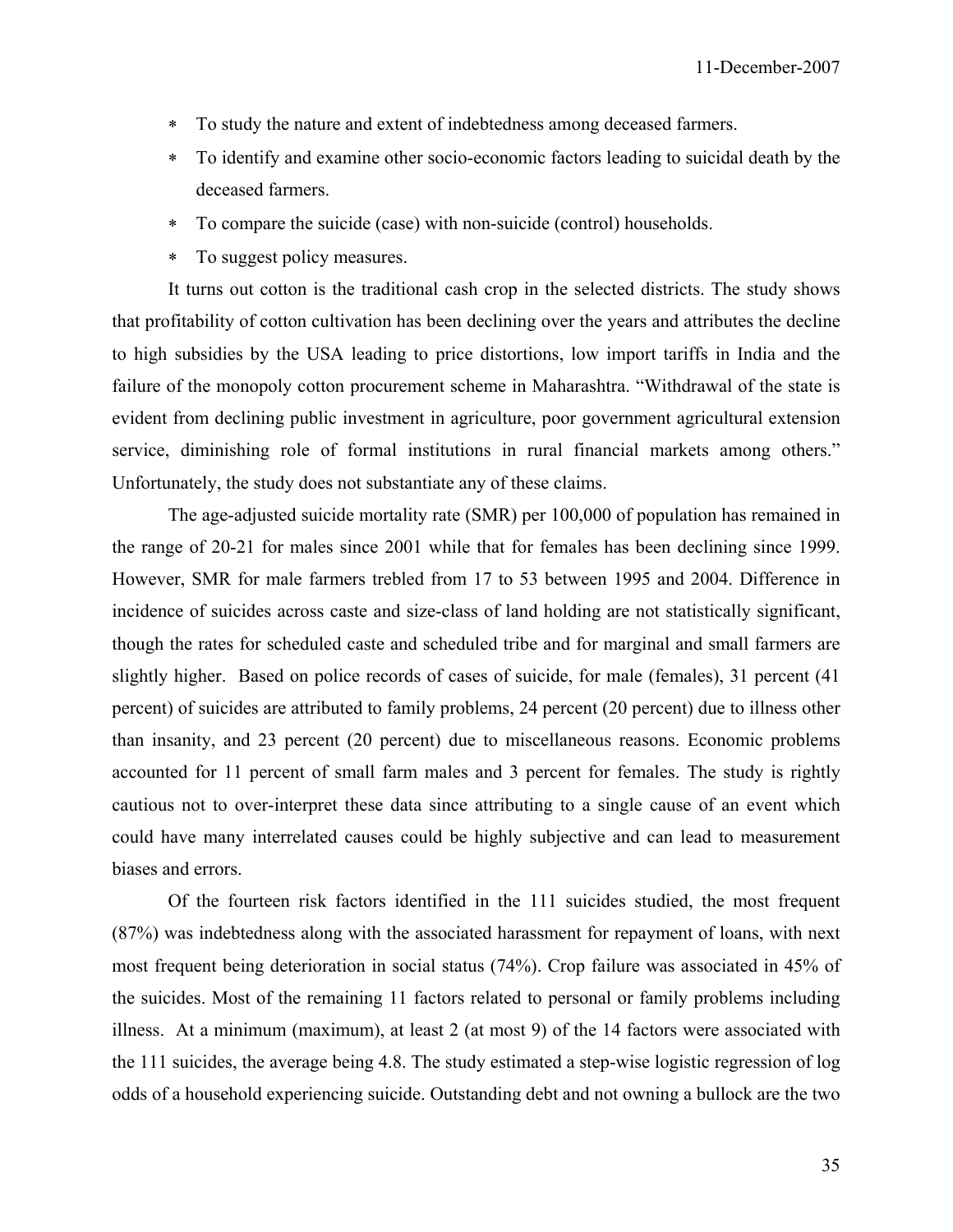* To study the nature and extent of indebtedness among deceased farmers.
* To identify and examine other socio-economic factors leading to suicidal death by the deceased farmers.
* To compare the suicide (case) with non-suicide (control) households.
* To suggest policy measures.

It turns out cotton is the traditional cash crop in the selected districts. The study shows that profitability of cotton cultivation has been declining over the years and attributes the decline to high subsidies by the USA leading to price distortions, low import tariffs in India and the failure of the monopoly cotton procurement scheme in Maharashtra. "Withdrawal of the state is evident from declining public investment in agriculture, poor government agricultural extension service, diminishing role of formal institutions in rural financial markets among others." Unfortunately, the study does not substantiate any of these claims.

The age-adjusted suicide mortality rate (SMR) per 100,000 of population has remained in the range of 20-21 for males since 2001 while that for females has been declining since 1999. However, SMR for male farmers trebled from 17 to 53 between 1995 and 2004. Difference in incidence of suicides across caste and size-class of land holding are not statistically significant, though the rates for scheduled caste and scheduled tribe and for marginal and small farmers are slightly higher. Based on police records of cases of suicide, for male (females), 31 percent (41 percent) of suicides are attributed to family problems, 24 percent (20 percent) due to illness other than insanity, and 23 percent (20 percent) due to miscellaneous reasons. Economic problems accounted for 11 percent of small farm males and 3 percent for females. The study is rightly cautious not to over-interpret these data since attributing to a single cause of an event which could have many interrelated causes could be highly subjective and can lead to measurement biases and errors.

Of the fourteen risk factors identified in the 111 suicides studied, the most frequent (87%) was indebtedness along with the associated harassment for repayment of loans, with next most frequent being deterioration in social status (74%). Crop failure was associated in 45% of the suicides. Most of the remaining 11 factors related to personal or family problems including illness. At a minimum (maximum), at least 2 (at most 9) of the 14 factors were associated with the 111 suicides, the average being 4.8. The study estimated a step-wise logistic regression of log odds of a household experiencing suicide. Outstanding debt and not owning a bullock are the two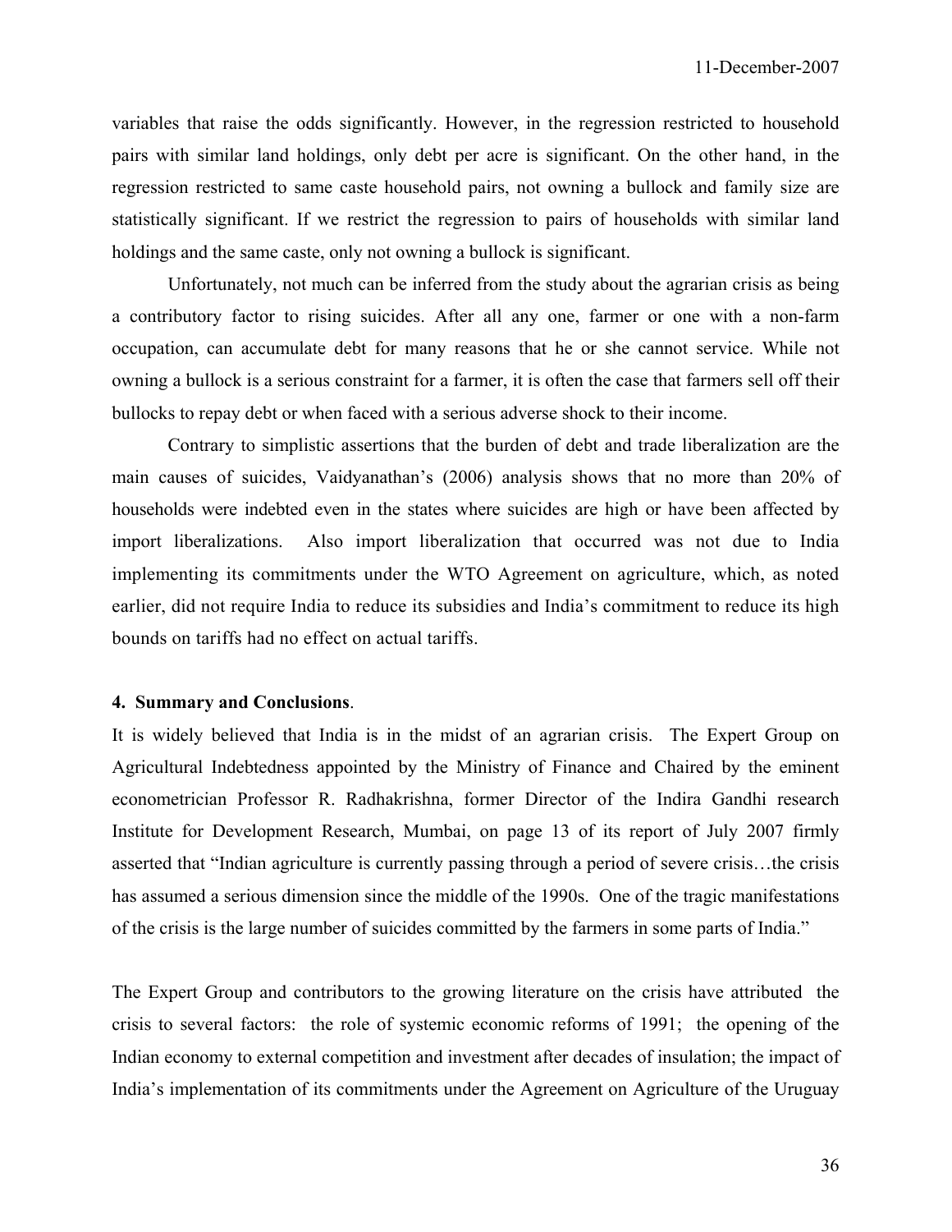variables that raise the odds significantly. However, in the regression restricted to household pairs with similar land holdings, only debt per acre is significant. On the other hand, in the regression restricted to same caste household pairs, not owning a bullock and family size are statistically significant. If we restrict the regression to pairs of households with similar land holdings and the same caste, only not owning a bullock is significant.

Unfortunately, not much can be inferred from the study about the agrarian crisis as being a contributory factor to rising suicides. After all any one, farmer or one with a non-farm occupation, can accumulate debt for many reasons that he or she cannot service. While not owning a bullock is a serious constraint for a farmer, it is often the case that farmers sell off their bullocks to repay debt or when faced with a serious adverse shock to their income.

Contrary to simplistic assertions that the burden of debt and trade liberalization are the main causes of suicides, Vaidyanathan's (2006) analysis shows that no more than 20% of households were indebted even in the states where suicides are high or have been affected by import liberalizations. Also import liberalization that occurred was not due to India implementing its commitments under the WTO Agreement on agriculture, which, as noted earlier, did not require India to reduce its subsidies and India's commitment to reduce its high bounds on tariffs had no effect on actual tariffs.

#### 4. Summary and Conclusions.

It is widely believed that India is in the midst of an agrarian crisis. The Expert Group on Agricultural Indebtedness appointed by the Ministry of Finance and Chaired by the eminent econometrician Professor R. Radhakrishna, former Director of the Indira Gandhi research Institute for Development Research, Mumbai, on page 13 of its report of July 2007 firmly asserted that "Indian agriculture is currently passing through a period of severe crisis…the crisis has assumed a serious dimension since the middle of the 1990s. One of the tragic manifestations of the crisis is the large number of suicides committed by the farmers in some parts of India."

The Expert Group and contributors to the growing literature on the crisis have attributed the crisis to several factors: the role of systemic economic reforms of 1991; the opening of the Indian economy to external competition and investment after decades of insulation; the impact of India's implementation of its commitments under the Agreement on Agriculture of the Uruguay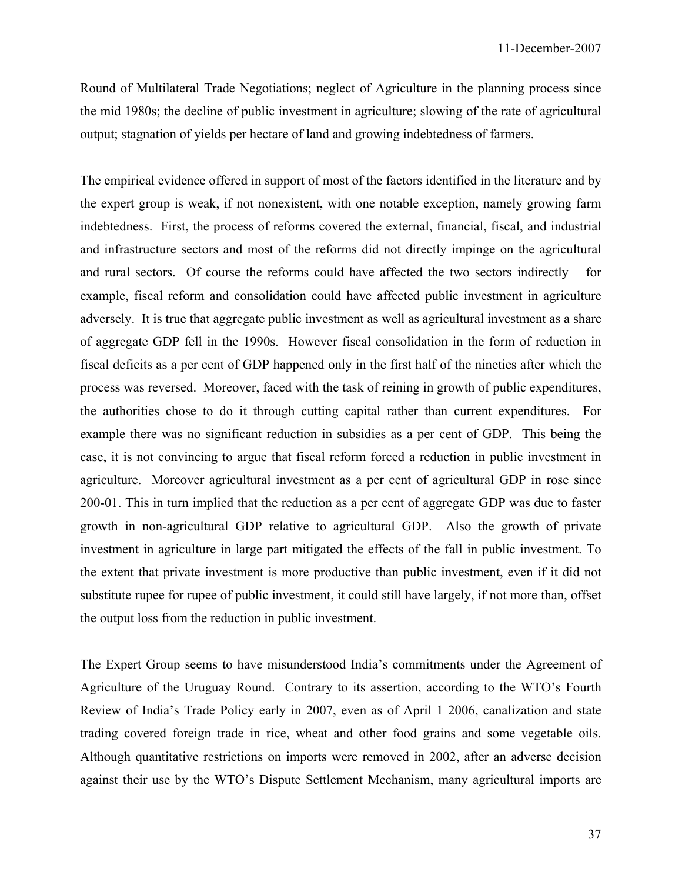Round of Multilateral Trade Negotiations; neglect of Agriculture in the planning process since the mid 1980s; the decline of public investment in agriculture; slowing of the rate of agricultural output; stagnation of yields per hectare of land and growing indebtedness of farmers.

The empirical evidence offered in support of most of the factors identified in the literature and by the expert group is weak, if not nonexistent, with one notable exception, namely growing farm indebtedness. First, the process of reforms covered the external, financial, fiscal, and industrial and infrastructure sectors and most of the reforms did not directly impinge on the agricultural and rural sectors. Of course the reforms could have affected the two sectors indirectly – for example, fiscal reform and consolidation could have affected public investment in agriculture adversely. It is true that aggregate public investment as well as agricultural investment as a share of aggregate GDP fell in the 1990s. However fiscal consolidation in the form of reduction in fiscal deficits as a per cent of GDP happened only in the first half of the nineties after which the process was reversed. Moreover, faced with the task of reining in growth of public expenditures, the authorities chose to do it through cutting capital rather than current expenditures. For example there was no significant reduction in subsidies as a per cent of GDP. This being the case, it is not convincing to argue that fiscal reform forced a reduction in public investment in agriculture. Moreover agricultural investment as a per cent of <u>agricultural GDP</u> in rose since 200-01. This in turn implied that the reduction as a per cent of aggregate GDP was due to faster growth in non-agricultural GDP relative to agricultural GDP. Also the growth of private investment in agriculture in large part mitigated the effects of the fall in public investment. To the extent that private investment is more productive than public investment, even if it did not substitute rupee for rupee of public investment, it could still have largely, if not more than, offset the output loss from the reduction in public investment.

The Expert Group seems to have misunderstood India's commitments under the Agreement of Agriculture of the Uruguay Round. Contrary to its assertion, according to the WTO's Fourth Review of India's Trade Policy early in 2007, even as of April 1 2006, canalization and state trading covered foreign trade in rice, wheat and other food grains and some vegetable oils. Although quantitative restrictions on imports were removed in 2002, after an adverse decision against their use by the WTO's Dispute Settlement Mechanism, many agricultural imports are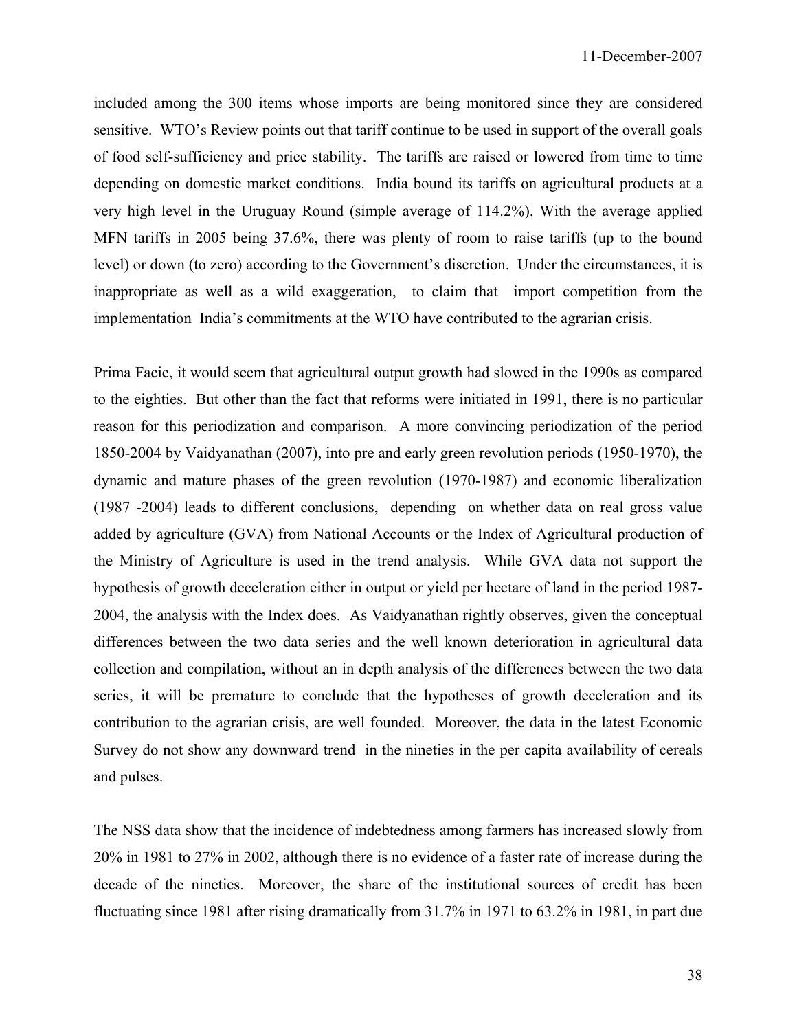included among the 300 items whose imports are being monitored since they are considered sensitive. WTO's Review points out that tariff continue to be used in support of the overall goals of food self-sufficiency and price stability. The tariffs are raised or lowered from time to time depending on domestic market conditions. India bound its tariffs on agricultural products at a very high level in the Uruguay Round (simple average of 114.2%). With the average applied MFN tariffs in 2005 being 37.6%, there was plenty of room to raise tariffs (up to the bound level) or down (to zero) according to the Government's discretion. Under the circumstances, it is inappropriate as well as a wild exaggeration, to claim that import competition from the implementation India's commitments at the WTO have contributed to the agrarian crisis.

Prima Facie, it would seem that agricultural output growth had slowed in the 1990s as compared to the eighties. But other than the fact that reforms were initiated in 1991, there is no particular reason for this periodization and comparison. A more convincing periodization of the period 1850-2004 by Vaidyanathan (2007), into pre and early green revolution periods (1950-1970), the dynamic and mature phases of the green revolution (1970-1987) and economic liberalization (1987 -2004) leads to different conclusions, depending on whether data on real gross value added by agriculture (GVA) from National Accounts or the Index of Agricultural production of the Ministry of Agriculture is used in the trend analysis. While GVA data not support the hypothesis of growth deceleration either in output or yield per hectare of land in the period 1987-2004, the analysis with the Index does. As Vaidyanathan rightly observes, given the conceptual differences between the two data series and the well known deterioration in agricultural data collection and compilation, without an in depth analysis of the differences between the two data series, it will be premature to conclude that the hypotheses of growth deceleration and its contribution to the agrarian crisis, are well founded. Moreover, the data in the latest Economic Survey do not show any downward trend in the nineties in the per capita availability of cereals and pulses.

The NSS data show that the incidence of indebtedness among farmers has increased slowly from 20% in 1981 to 27% in 2002, although there is no evidence of a faster rate of increase during the decade of the nineties. Moreover, the share of the institutional sources of credit has been fluctuating since 1981 after rising dramatically from 31.7% in 1971 to 63.2% in 1981, in part due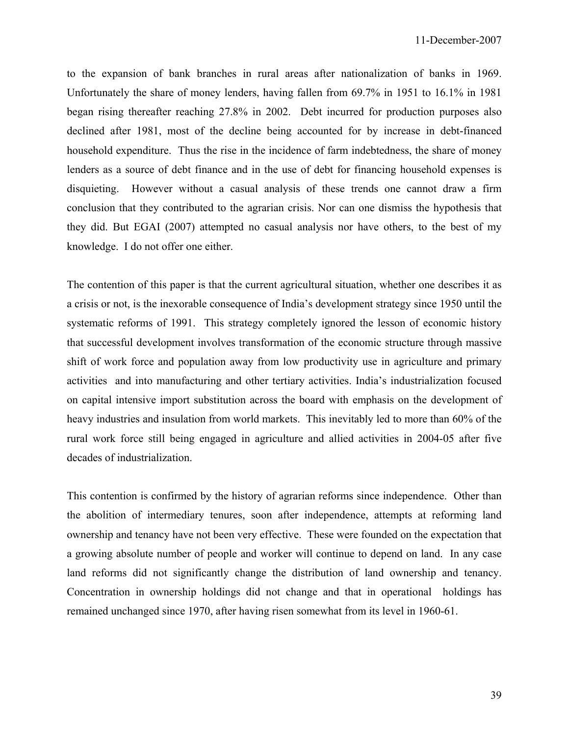to the expansion of bank branches in rural areas after nationalization of banks in 1969. Unfortunately the share of money lenders, having fallen from 69.7% in 1951 to 16.1% in 1981 began rising thereafter reaching 27.8% in 2002. Debt incurred for production purposes also declined after 1981, most of the decline being accounted for by increase in debt-financed household expenditure. Thus the rise in the incidence of farm indebtedness, the share of money lenders as a source of debt finance and in the use of debt for financing household expenses is disquieting. However without a casual analysis of these trends one cannot draw a firm conclusion that they contributed to the agrarian crisis. Nor can one dismiss the hypothesis that they did. But EGAI (2007) attempted no casual analysis nor have others, to the best of my knowledge. I do not offer one either.

The contention of this paper is that the current agricultural situation, whether one describes it as a crisis or not, is the inexorable consequence of India's development strategy since 1950 until the systematic reforms of 1991. This strategy completely ignored the lesson of economic history that successful development involves transformation of the economic structure through massive shift of work force and population away from low productivity use in agriculture and primary activities and into manufacturing and other tertiary activities. India's industrialization focused on capital intensive import substitution across the board with emphasis on the development of heavy industries and insulation from world markets. This inevitably led to more than 60% of the rural work force still being engaged in agriculture and allied activities in 2004-05 after five decades of industrialization.

This contention is confirmed by the history of agrarian reforms since independence. Other than the abolition of intermediary tenures, soon after independence, attempts at reforming land ownership and tenancy have not been very effective. These were founded on the expectation that a growing absolute number of people and worker will continue to depend on land. In any case land reforms did not significantly change the distribution of land ownership and tenancy. Concentration in ownership holdings did not change and that in operational holdings has remained unchanged since 1970, after having risen somewhat from its level in 1960-61.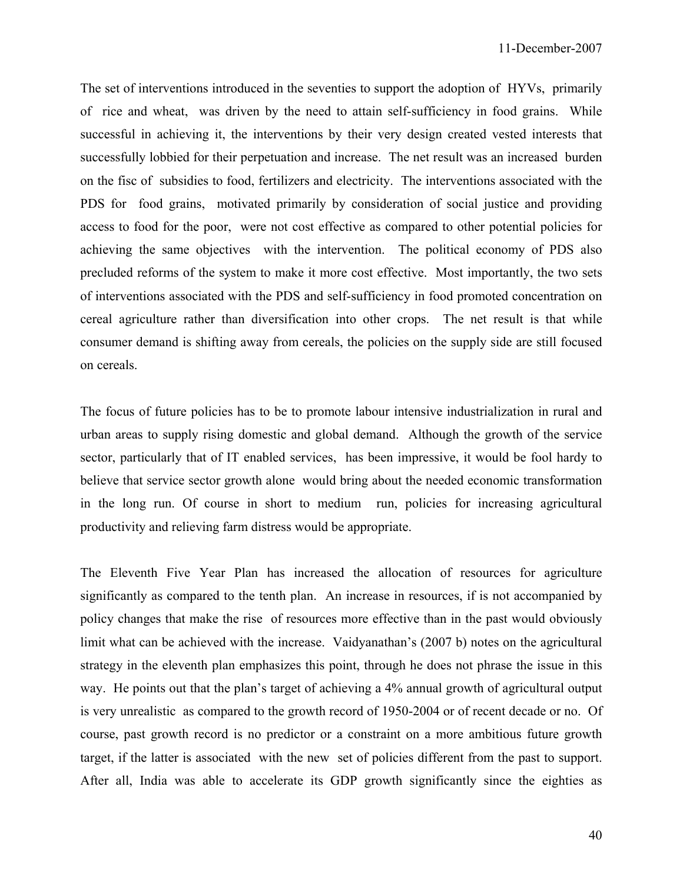The set of interventions introduced in the seventies to support the adoption of HYVs, primarily of rice and wheat, was driven by the need to attain self-sufficiency in food grains. While successful in achieving it, the interventions by their very design created vested interests that successfully lobbied for their perpetuation and increase. The net result was an increased burden on the fisc of subsidies to food, fertilizers and electricity. The interventions associated with the PDS for food grains, motivated primarily by consideration of social justice and providing access to food for the poor, were not cost effective as compared to other potential policies for achieving the same objectives with the intervention. The political economy of PDS also precluded reforms of the system to make it more cost effective. Most importantly, the two sets of interventions associated with the PDS and self-sufficiency in food promoted concentration on cereal agriculture rather than diversification into other crops. The net result is that while consumer demand is shifting away from cereals, the policies on the supply side are still focused on cereals.

The focus of future policies has to be to promote labour intensive industrialization in rural and urban areas to supply rising domestic and global demand. Although the growth of the service sector, particularly that of IT enabled services, has been impressive, it would be fool hardy to believe that service sector growth alone would bring about the needed economic transformation in the long run. Of course in short to medium run, policies for increasing agricultural productivity and relieving farm distress would be appropriate.

The Eleventh Five Year Plan has increased the allocation of resources for agriculture significantly as compared to the tenth plan. An increase in resources, if is not accompanied by policy changes that make the rise of resources more effective than in the past would obviously limit what can be achieved with the increase. Vaidyanathan's (2007 b) notes on the agricultural strategy in the eleventh plan emphasizes this point, through he does not phrase the issue in this way. He points out that the plan's target of achieving a 4% annual growth of agricultural output is very unrealistic as compared to the growth record of 1950-2004 or of recent decade or no. Of course, past growth record is no predictor or a constraint on a more ambitious future growth target, if the latter is associated with the new set of policies different from the past to support. After all, India was able to accelerate its GDP growth significantly since the eighties as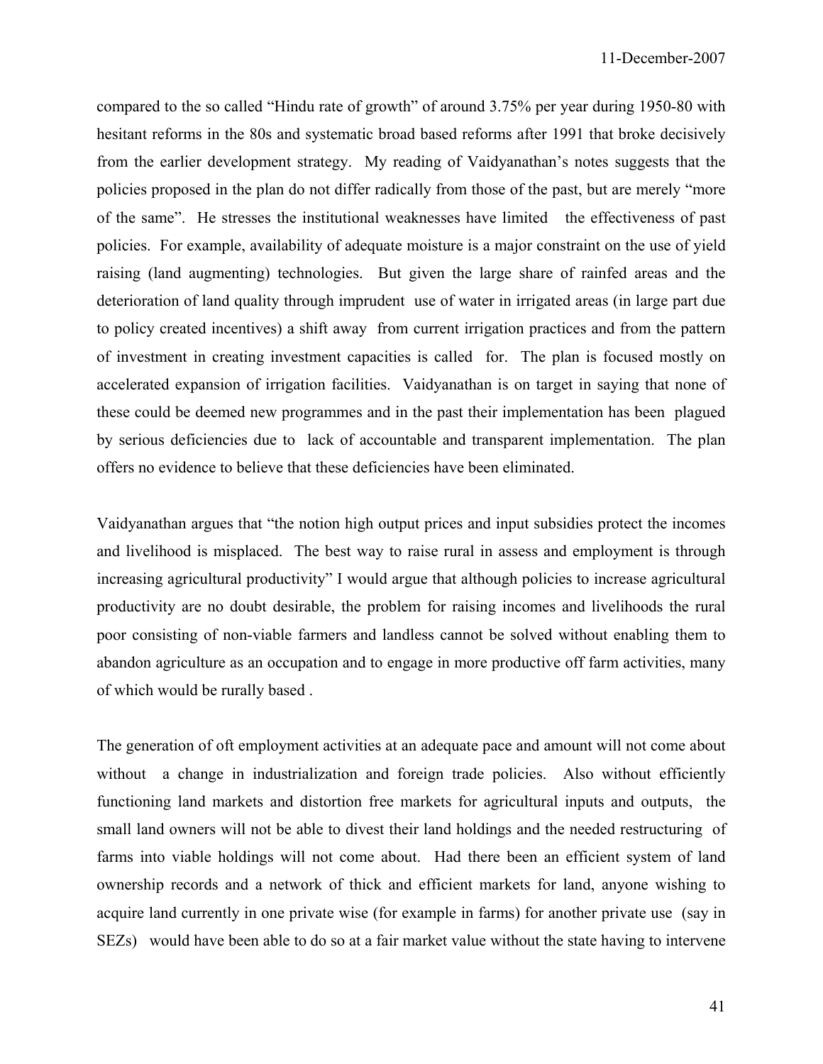compared to the so called "Hindu rate of growth" of around 3.75% per year during 1950-80 with hesitant reforms in the 80s and systematic broad based reforms after 1991 that broke decisively from the earlier development strategy. My reading of Vaidyanathan's notes suggests that the policies proposed in the plan do not differ radically from those of the past, but are merely "more of the same". He stresses the institutional weaknesses have limited the effectiveness of past policies. For example, availability of adequate moisture is a major constraint on the use of yield raising (land augmenting) technologies. But given the large share of rainfed areas and the deterioration of land quality through imprudent use of water in irrigated areas (in large part due to policy created incentives) a shift away from current irrigation practices and from the pattern of investment in creating investment capacities is called for. The plan is focused mostly on accelerated expansion of irrigation facilities. Vaidyanathan is on target in saying that none of these could be deemed new programmes and in the past their implementation has been plagued by serious deficiencies due to lack of accountable and transparent implementation. The plan offers no evidence to believe that these deficiencies have been eliminated.

Vaidyanathan argues that "the notion high output prices and input subsidies protect the incomes and livelihood is misplaced. The best way to raise rural in assess and employment is through increasing agricultural productivity" I would argue that although policies to increase agricultural productivity are no doubt desirable, the problem for raising incomes and livelihoods the rural poor consisting of non-viable farmers and landless cannot be solved without enabling them to abandon agriculture as an occupation and to engage in more productive off farm activities, many of which would be rurally based .

The generation of oft employment activities at an adequate pace and amount will not come about without a change in industrialization and foreign trade policies. Also without efficiently functioning land markets and distortion free markets for agricultural inputs and outputs, the small land owners will not be able to divest their land holdings and the needed restructuring of farms into viable holdings will not come about. Had there been an efficient system of land ownership records and a network of thick and efficient markets for land, anyone wishing to acquire land currently in one private wise (for example in farms) for another private use (say in SEZs) would have been able to do so at a fair market value without the state having to intervene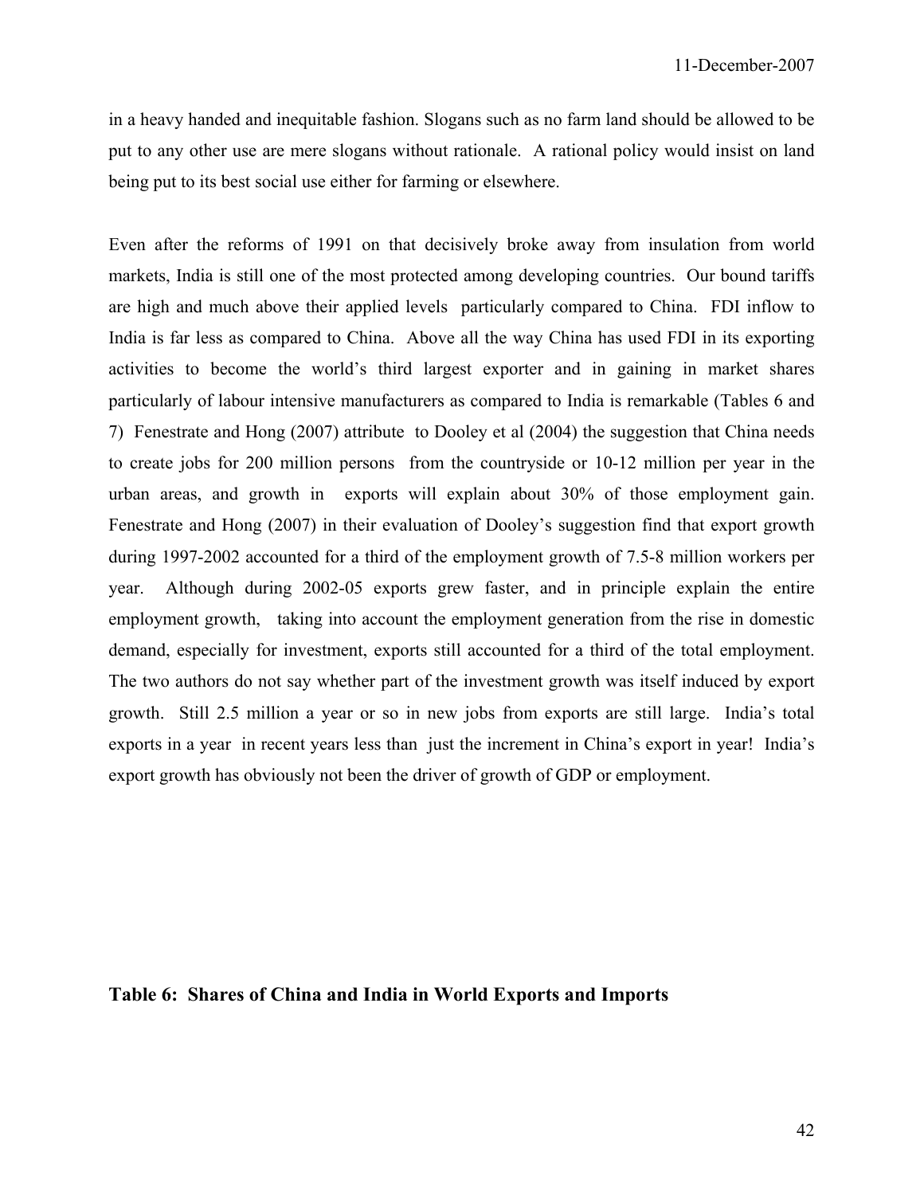in a heavy handed and inequitable fashion. Slogans such as no farm land should be allowed to be put to any other use are mere slogans without rationale. A rational policy would insist on land being put to its best social use either for farming or elsewhere.

Even after the reforms of 1991 on that decisively broke away from insulation from world markets, India is still one of the most protected among developing countries. Our bound tariffs are high and much above their applied levels particularly compared to China. FDI inflow to India is far less as compared to China. Above all the way China has used FDI in its exporting activities to become the world's third largest exporter and in gaining in market shares particularly of labour intensive manufacturers as compared to India is remarkable (Tables 6 and 7) Fenestrate and Hong (2007) attribute to Dooley et al (2004) the suggestion that China needs to create jobs for 200 million persons from the countryside or 10-12 million per year in the urban areas, and growth in exports will explain about 30% of those employment gain. Fenestrate and Hong (2007) in their evaluation of Dooley's suggestion find that export growth during 1997-2002 accounted for a third of the employment growth of 7.5-8 million workers per year. Although during 2002-05 exports grew faster, and in principle explain the entire employment growth, taking into account the employment generation from the rise in domestic demand, especially for investment, exports still accounted for a third of the total employment. The two authors do not say whether part of the investment growth was itself induced by export growth. Still 2.5 million a year or so in new jobs from exports are still large. India's total exports in a year in recent years less than just the increment in China's export in year! India's export growth has obviously not been the driver of growth of GDP or employment.

**Table 6: Shares of China and India in World Exports and Imports**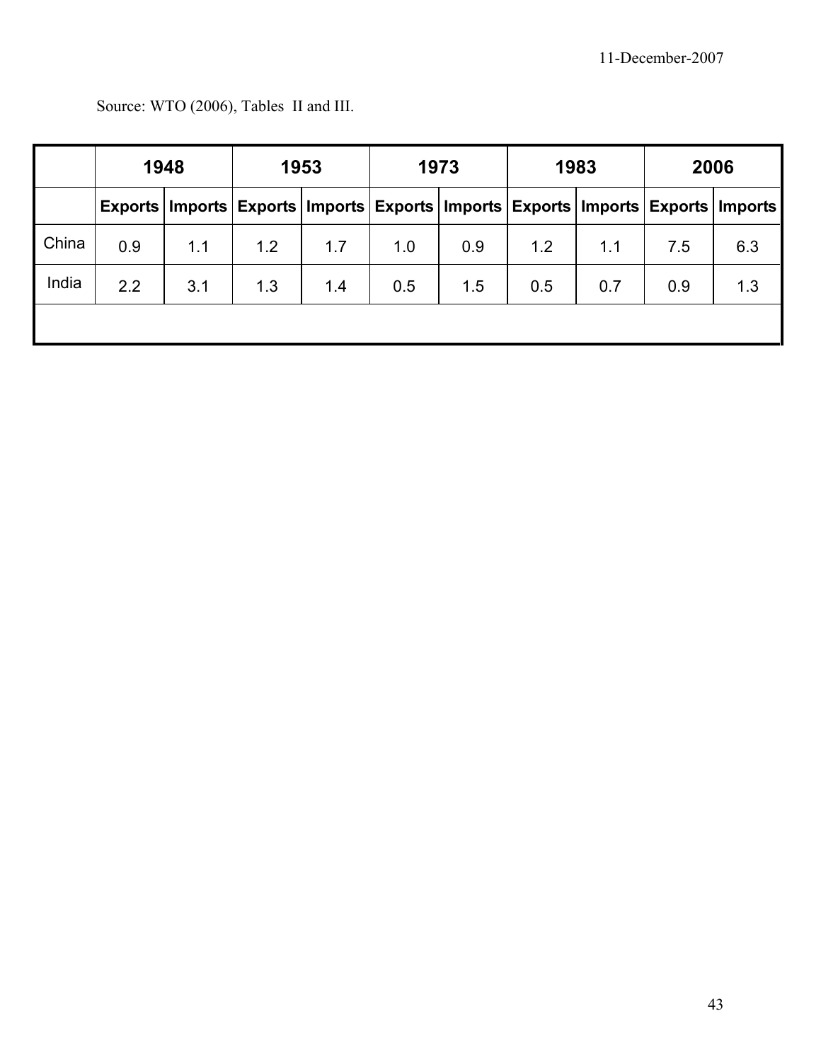Source: WTO (2006), Tables II and III.

| | 1948 | | 1953 | | 1973 | | 1983 | | 2006 | |
|---|---|---|---|---|---|---|---|---|---|---|
| | **Exports** | **Imports** | **Exports** | **Imports** | **Exports** | **Imports** | **Exports** | **Imports** | **Exports** | **Imports** |
| China | 0.9 | 1.1 | 1.2 | 1.7 | 1.0 | 0.9 | 1.2 | 1.1 | 7.5 | 6.3 |
| India | 2.2 | 3.1 | 1.3 | 1.4 | 0.5 | 1.5 | 0.5 | 0.7 | 0.9 | 1.3 |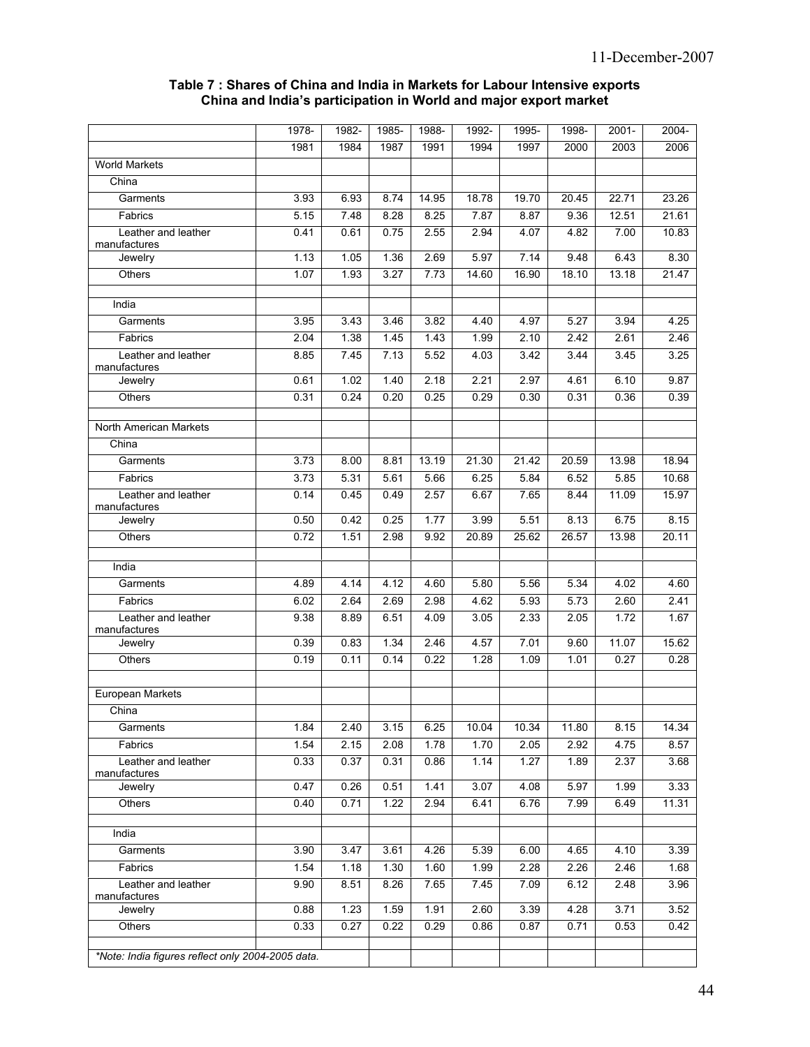**Table 7 : Shares of China and India in Markets for Labour Intensive exports China and India's participation in World and major export market**

| | 1978-1981 | 1982-1984 | 1985-1987 | 1988-1991 | 1992-1994 | 1995-1997 | 1998-2000 | 2001-2003 | 2004-2006 |
|---|---|---|---|---|---|---|---|---|---|
| World Markets | | | | | | | | | |
| China | | | | | | | | | |
| Garments | 3.93 | 6.93 | 8.74 | 14.95 | 18.78 | 19.70 | 20.45 | 22.71 | 23.26 |
| Fabrics | 5.15 | 7.48 | 8.28 | 8.25 | 7.87 | 8.87 | 9.36 | 12.51 | 21.61 |
| Leather and leather manufactures | 0.41 | 0.61 | 0.75 | 2.55 | 2.94 | 4.07 | 4.82 | 7.00 | 10.83 |
| Jewelry | 1.13 | 1.05 | 1.36 | 2.69 | 5.97 | 7.14 | 9.48 | 6.43 | 8.30 |
| Others | 1.07 | 1.93 | 3.27 | 7.73 | 14.60 | 16.90 | 18.10 | 13.18 | 21.47 |
| | | | | | | | | | |
| India | | | | | | | | | |
| Garments | 3.95 | 3.43 | 3.46 | 3.82 | 4.40 | 4.97 | 5.27 | 3.94 | 4.25 |
| Fabrics | 2.04 | 1.38 | 1.45 | 1.43 | 1.99 | 2.10 | 2.42 | 2.61 | 2.46 |
| Leather and leather manufactures | 8.85 | 7.45 | 7.13 | 5.52 | 4.03 | 3.42 | 3.44 | 3.45 | 3.25 |
| Jewelry | 0.61 | 1.02 | 1.40 | 2.18 | 2.21 | 2.97 | 4.61 | 6.10 | 9.87 |
| Others | 0.31 | 0.24 | 0.20 | 0.25 | 0.29 | 0.30 | 0.31 | 0.36 | 0.39 |
| | | | | | | | | | |
| North American Markets | | | | | | | | | |
| China | | | | | | | | | |
| Garments | 3.73 | 8.00 | 8.81 | 13.19 | 21.30 | 21.42 | 20.59 | 13.98 | 18.94 |
| Fabrics | 3.73 | 5.31 | 5.61 | 5.66 | 6.25 | 5.84 | 6.52 | 5.85 | 10.68 |
| Leather and leather manufactures | 0.14 | 0.45 | 0.49 | 2.57 | 6.67 | 7.65 | 8.44 | 11.09 | 15.97 |
| Jewelry | 0.50 | 0.42 | 0.25 | 1.77 | 3.99 | 5.51 | 8.13 | 6.75 | 8.15 |
| Others | 0.72 | 1.51 | 2.98 | 9.92 | 20.89 | 25.62 | 26.57 | 13.98 | 20.11 |
| | | | | | | | | | |
| India | | | | | | | | | |
| Garments | 4.89 | 4.14 | 4.12 | 4.60 | 5.80 | 5.56 | 5.34 | 4.02 | 4.60 |
| Fabrics | 6.02 | 2.64 | 2.69 | 2.98 | 4.62 | 5.93 | 5.73 | 2.60 | 2.41 |
| Leather and leather manufactures | 9.38 | 8.89 | 6.51 | 4.09 | 3.05 | 2.33 | 2.05 | 1.72 | 1.67 |
| Jewelry | 0.39 | 0.83 | 1.34 | 2.46 | 4.57 | 7.01 | 9.60 | 11.07 | 15.62 |
| Others | 0.19 | 0.11 | 0.14 | 0.22 | 1.28 | 1.09 | 1.01 | 0.27 | 0.28 |
| | | | | | | | | | |
| European Markets | | | | | | | | | |
| China | | | | | | | | | |
| Garments | 1.84 | 2.40 | 3.15 | 6.25 | 10.04 | 10.34 | 11.80 | 8.15 | 14.34 |
| Fabrics | 1.54 | 2.15 | 2.08 | 1.78 | 1.70 | 2.05 | 2.92 | 4.75 | 8.57 |
| Leather and leather manufactures | 0.33 | 0.37 | 0.31 | 0.86 | 1.14 | 1.27 | 1.89 | 2.37 | 3.68 |
| Jewelry | 0.47 | 0.26 | 0.51 | 1.41 | 3.07 | 4.08 | 5.97 | 1.99 | 3.33 |
| Others | 0.40 | 0.71 | 1.22 | 2.94 | 6.41 | 6.76 | 7.99 | 6.49 | 11.31 |
| | | | | | | | | | |
| India | | | | | | | | | |
| Garments | 3.90 | 3.47 | 3.61 | 4.26 | 5.39 | 6.00 | 4.65 | 4.10 | 3.39 |
| Fabrics | 1.54 | 1.18 | 1.30 | 1.60 | 1.99 | 2.28 | 2.26 | 2.46 | 1.68 |
| Leather and leather manufactures | 9.90 | 8.51 | 8.26 | 7.65 | 7.45 | 7.09 | 6.12 | 2.48 | 3.96 |
| Jewelry | 0.88 | 1.23 | 1.59 | 1.91 | 2.60 | 3.39 | 4.28 | 3.71 | 3.52 |
| Others | 0.33 | 0.27 | 0.22 | 0.29 | 0.86 | 0.87 | 0.71 | 0.53 | 0.42 |

*Note: India figures reflect only 2004-2005 data.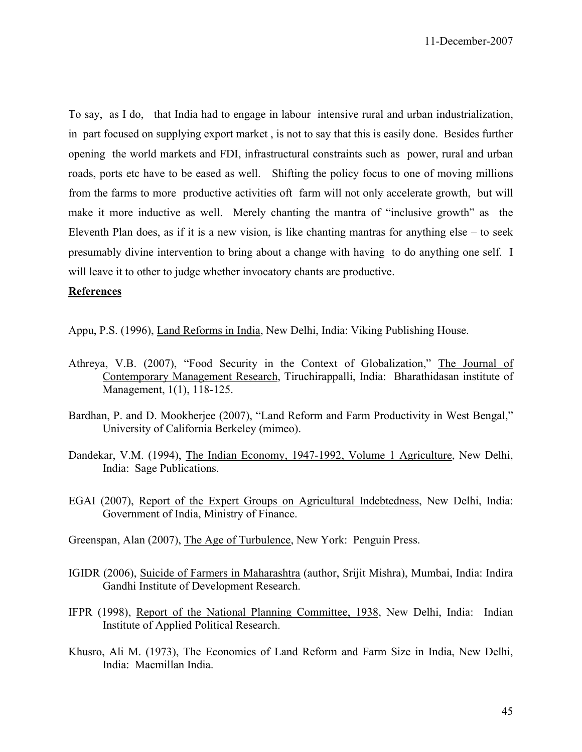To say, as I do, that India had to engage in labour intensive rural and urban industrialization, in part focused on supplying export market , is not to say that this is easily done. Besides further opening the world markets and FDI, infrastructural constraints such as power, rural and urban roads, ports etc have to be eased as well. Shifting the policy focus to one of moving millions from the farms to more productive activities oft farm will not only accelerate growth, but will make it more inductive as well. Merely chanting the mantra of "inclusive growth" as the Eleventh Plan does, as if it is a new vision, is like chanting mantras for anything else – to seek presumably divine intervention to bring about a change with having to do anything one self. I will leave it to other to judge whether invocatory chants are productive.

**References**

Appu, P.S. (1996), Land Reforms in India, New Delhi, India: Viking Publishing House.

Athreya, V.B. (2007), "Food Security in the Context of Globalization," The Journal of Contemporary Management Research, Tiruchirappalli, India: Bharathidasan institute of Management, 1(1), 118-125.

Bardhan, P. and D. Mookherjee (2007), "Land Reform and Farm Productivity in West Bengal," University of California Berkeley (mimeo).

Dandekar, V.M. (1994), The Indian Economy, 1947-1992, Volume 1 Agriculture, New Delhi, India: Sage Publications.

EGAI (2007), Report of the Expert Groups on Agricultural Indebtedness, New Delhi, India: Government of India, Ministry of Finance.

Greenspan, Alan (2007), The Age of Turbulence, New York: Penguin Press.

IGIDR (2006), Suicide of Farmers in Maharashtra (author, Srijit Mishra), Mumbai, India: Indira Gandhi Institute of Development Research.

IFPR (1998), Report of the National Planning Committee, 1938, New Delhi, India: Indian Institute of Applied Political Research.

Khusro, Ali M. (1973), The Economics of Land Reform and Farm Size in India, New Delhi, India: Macmillan India.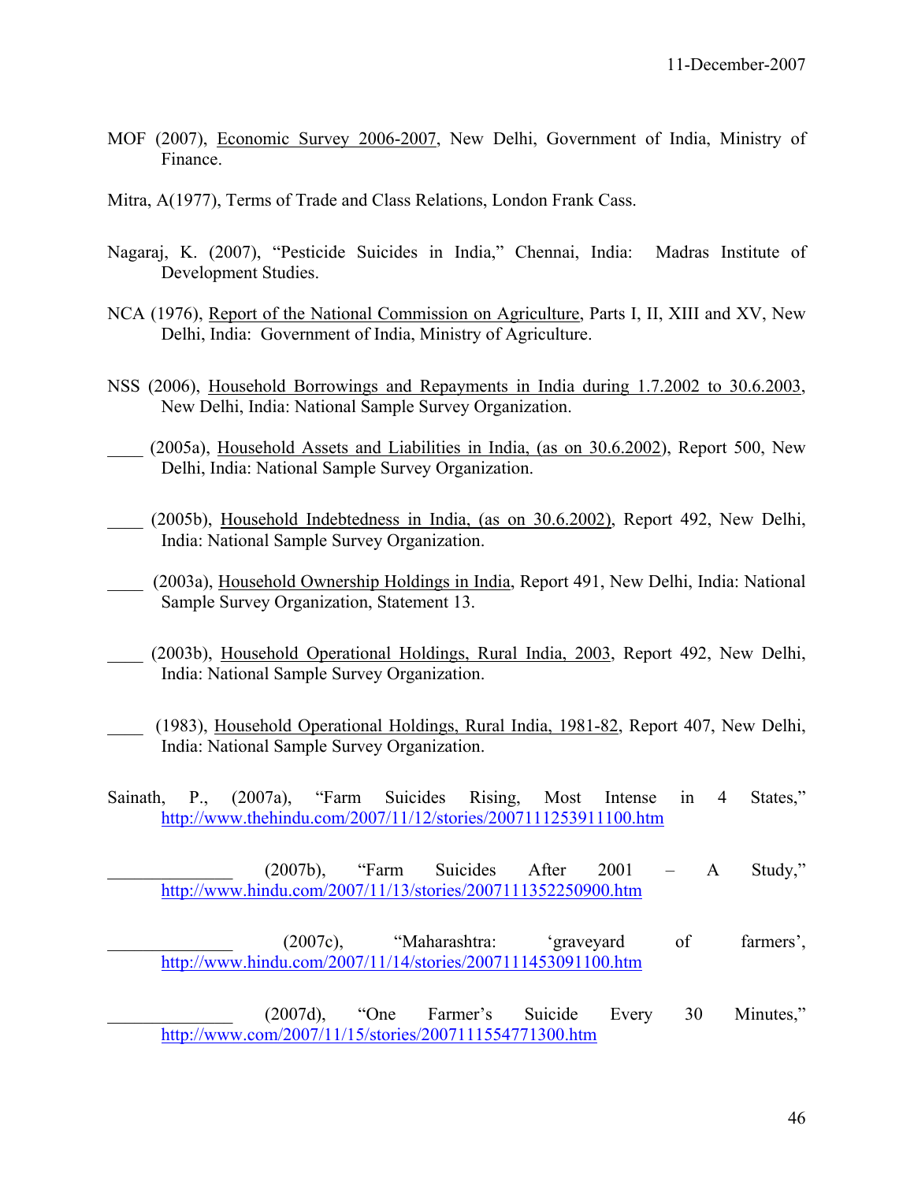MOF (2007), Economic Survey 2006-2007, New Delhi, Government of India, Ministry of Finance.

Mitra, A(1977), Terms of Trade and Class Relations, London Frank Cass.

Nagaraj, K. (2007), "Pesticide Suicides in India," Chennai, India: Madras Institute of Development Studies.

NCA (1976), Report of the National Commission on Agriculture, Parts I, II, XIII and XV, New Delhi, India: Government of India, Ministry of Agriculture.

NSS (2006), Household Borrowings and Repayments in India during 1.7.2002 to 30.6.2003, New Delhi, India: National Sample Survey Organization.

____ (2005a), Household Assets and Liabilities in India, (as on 30.6.2002), Report 500, New Delhi, India: National Sample Survey Organization.

____ (2005b), Household Indebtedness in India, (as on 30.6.2002), Report 492, New Delhi, India: National Sample Survey Organization.

____ (2003a), Household Ownership Holdings in India, Report 491, New Delhi, India: National Sample Survey Organization, Statement 13.

____ (2003b), Household Operational Holdings, Rural India, 2003, Report 492, New Delhi, India: National Sample Survey Organization.

____ (1983), Household Operational Holdings, Rural India, 1981-82, Report 407, New Delhi, India: National Sample Survey Organization.

Sainath, P., (2007a), "Farm Suicides Rising, Most Intense in 4 States," http://www.thehindu.com/2007/11/12/stories/2007111253911100.htm

______________ (2007b), "Farm Suicides After 2001 – A Study," http://www.hindu.com/2007/11/13/stories/2007111352250900.htm

______________ (2007c), "Maharashtra: 'graveyard of farmers', http://www.hindu.com/2007/11/14/stories/2007111453091100.htm

______________ (2007d), "One Farmer's Suicide Every 30 Minutes," http://www.com/2007/11/15/stories/2007111554771300.htm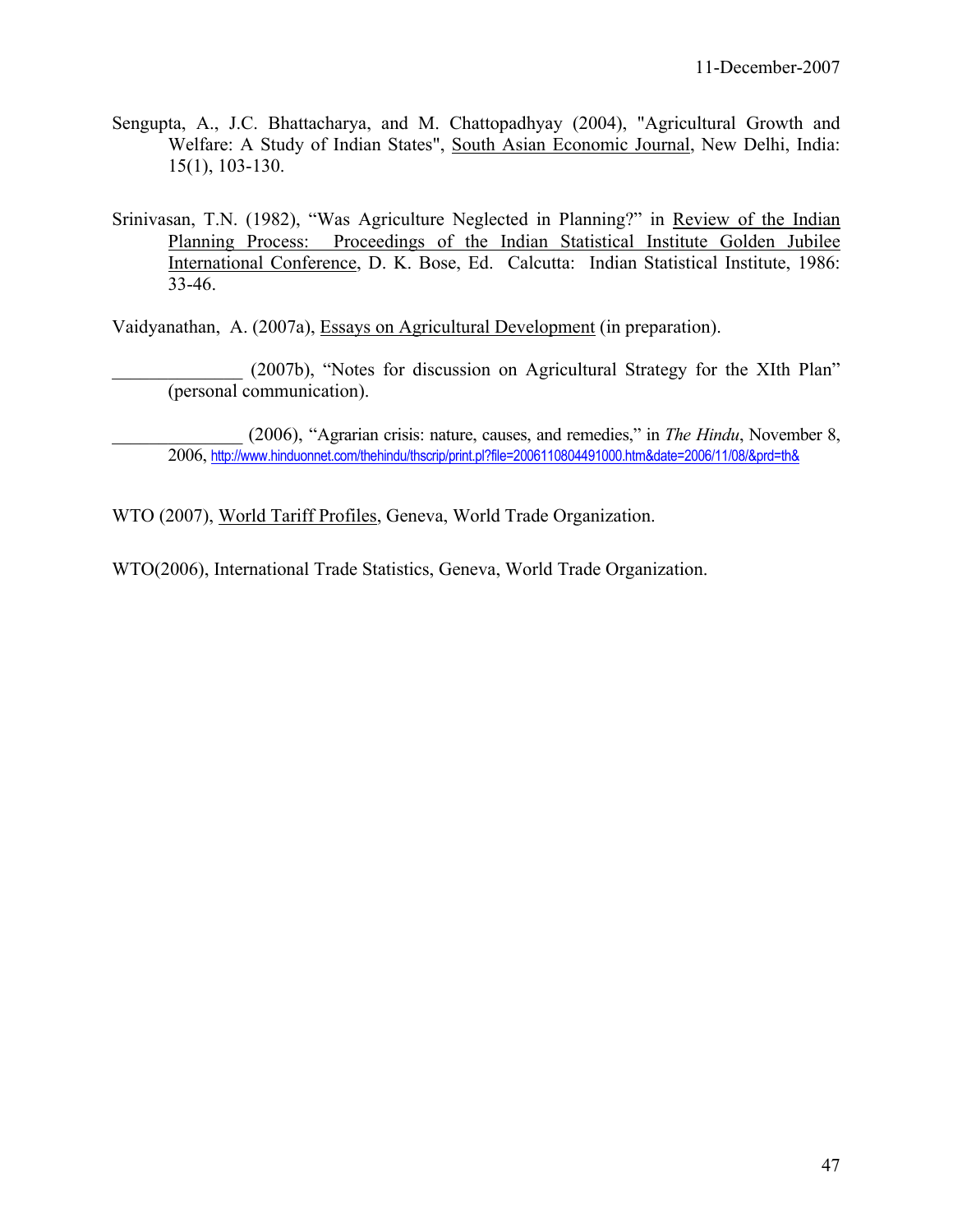Sengupta, A., J.C. Bhattacharya, and M. Chattopadhyay (2004), "Agricultural Growth and Welfare: A Study of Indian States", South Asian Economic Journal, New Delhi, India: 15(1), 103-130.

Srinivasan, T.N. (1982), "Was Agriculture Neglected in Planning?" in Review of the Indian Planning Process: Proceedings of the Indian Statistical Institute Golden Jubilee International Conference, D. K. Bose, Ed. Calcutta: Indian Statistical Institute, 1986: 33-46.

Vaidyanathan, A. (2007a), Essays on Agricultural Development (in preparation).

______________ (2007b), "Notes for discussion on Agricultural Strategy for the XIth Plan" (personal communication).

______________ (2006), "Agrarian crisis: nature, causes, and remedies," in *The Hindu*, November 8, 2006, http://www.hinduonnet.com/thehindu/thscrip/print.pl?file=2006110804491000.htm&date=2006/11/08/&prd=th&

WTO (2007), World Tariff Profiles, Geneva, World Trade Organization.

WTO(2006), International Trade Statistics, Geneva, World Trade Organization.